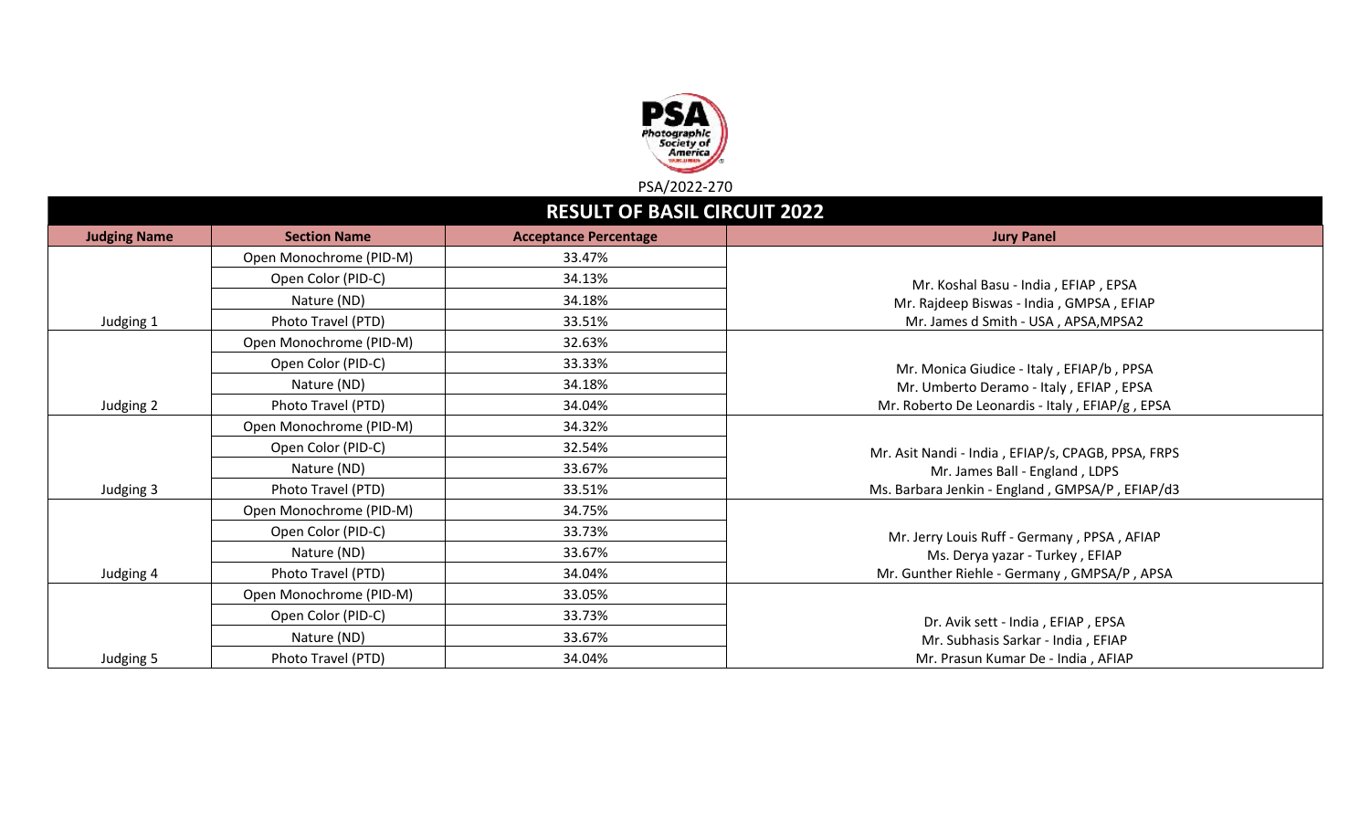PSA/2022-270

# RESULT OF BASIL CIRCUIT 2022

| Judging Name | Section Name | Acceptance Percentage | Jury Panel |
|---|---|---|---|
| Judging 1 | Open Monochrome (PID-M) | 33.47% | Mr. Koshal Basu - India , EFIAP , EPSA<br>Mr. Rajdeep Biswas - India , GMPSA , EFIAP<br>Mr. James d Smith - USA , APSA,MPSA2 |
| | Open Color (PID-C) | 34.13% | |
| | Nature (ND) | 34.18% | |
| | Photo Travel (PTD) | 33.51% | |
| Judging 2 | Open Monochrome (PID-M) | 32.63% | Mr. Monica Giudice - Italy , EFIAP/b , PPSA<br>Mr. Umberto Deramo - Italy , EFIAP , EPSA<br>Mr. Roberto De Leonardis - Italy , EFIAP/g , EPSA |
| | Open Color (PID-C) | 33.33% | |
| | Nature (ND) | 34.18% | |
| | Photo Travel (PTD) | 34.04% | |
| Judging 3 | Open Monochrome (PID-M) | 34.32% | Mr. Asit Nandi - India , EFIAP/s, CPAGB, PPSA, FRPS<br>Mr. James Ball - England , LDPS<br>Ms. Barbara Jenkin - England , GMPSA/P , EFIAP/d3 |
| | Open Color (PID-C) | 32.54% | |
| | Nature (ND) | 33.67% | |
| | Photo Travel (PTD) | 33.51% | |
| Judging 4 | Open Monochrome (PID-M) | 34.75% | Mr. Jerry Louis Ruff - Germany , PPSA , AFIAP<br>Ms. Derya yazar - Turkey , EFIAP<br>Mr. Gunther Riehle - Germany , GMPSA/P , APSA |
| | Open Color (PID-C) | 33.73% | |
| | Nature (ND) | 33.67% | |
| | Photo Travel (PTD) | 34.04% | |
| Judging 5 | Open Monochrome (PID-M) | 33.05% | Dr. Avik sett - India , EFIAP , EPSA<br>Mr. Subhasis Sarkar - India , EFIAP<br>Mr. Prasun Kumar De - India , AFIAP |
| | Open Color (PID-C) | 33.73% | |
| | Nature (ND) | 33.67% | |
| | Photo Travel (PTD) | 34.04% | |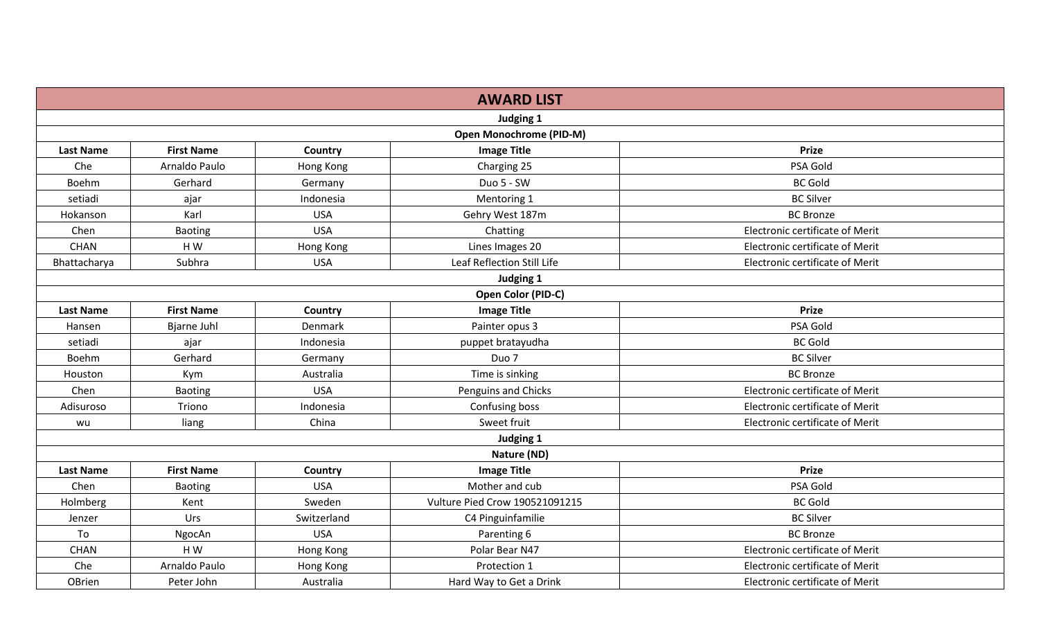# AWARD LIST

### Judging 1

### Open Monochrome (PID-M)

| Last Name | First Name | Country | Image Title | Prize |
|---|---|---|---|---|
| Che | Arnaldo Paulo | Hong Kong | Charging 25 | PSA Gold |
| Boehm | Gerhard | Germany | Duo 5 - SW | BC Gold |
| setiadi | ajar | Indonesia | Mentoring 1 | BC Silver |
| Hokanson | Karl | USA | Gehry West 187m | BC Bronze |
| Chen | Baoting | USA | Chatting | Electronic certificate of Merit |
| CHAN | H W | Hong Kong | Lines Images 20 | Electronic certificate of Merit |
| Bhattacharya | Subhra | USA | Leaf Reflection Still Life | Electronic certificate of Merit |

### Judging 1

### Open Color (PID-C)

| Last Name | First Name | Country | Image Title | Prize |
|---|---|---|---|---|
| Hansen | Bjarne Juhl | Denmark | Painter opus 3 | PSA Gold |
| setiadi | ajar | Indonesia | puppet bratayudha | BC Gold |
| Boehm | Gerhard | Germany | Duo 7 | BC Silver |
| Houston | Kym | Australia | Time is sinking | BC Bronze |
| Chen | Baoting | USA | Penguins and Chicks | Electronic certificate of Merit |
| Adisuroso | Triono | Indonesia | Confusing boss | Electronic certificate of Merit |
| wu | liang | China | Sweet fruit | Electronic certificate of Merit |

### Judging 1

### Nature (ND)

| Last Name | First Name | Country | Image Title | Prize |
|---|---|---|---|---|
| Chen | Baoting | USA | Mother and cub | PSA Gold |
| Holmberg | Kent | Sweden | Vulture Pied Crow 190521091215 | BC Gold |
| Jenzer | Urs | Switzerland | C4 Pinguinfamilie | BC Silver |
| To | NgocAn | USA | Parenting 6 | BC Bronze |
| CHAN | H W | Hong Kong | Polar Bear N47 | Electronic certificate of Merit |
| Che | Arnaldo Paulo | Hong Kong | Protection 1 | Electronic certificate of Merit |
| OBrien | Peter John | Australia | Hard Way to Get a Drink | Electronic certificate of Merit |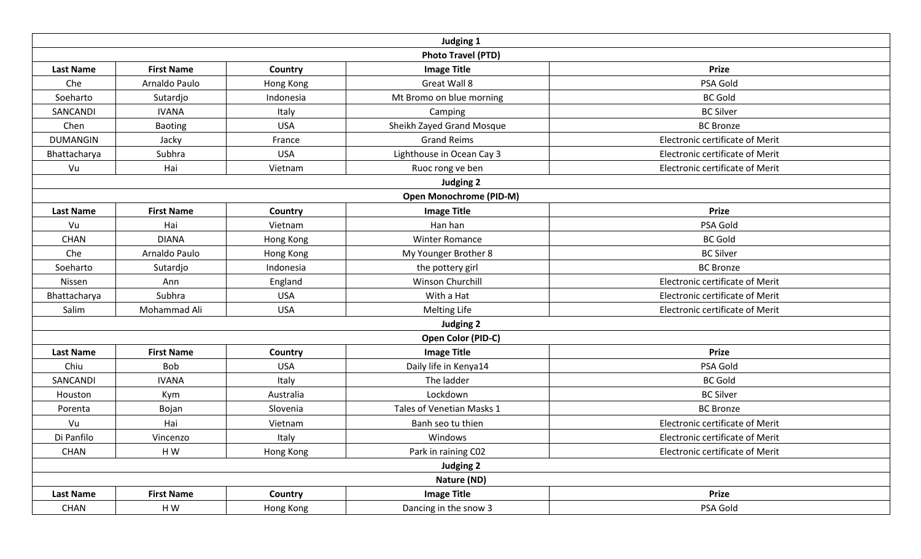| Judging 1 | | | | |
|---|---|---|---|---|
| **Photo Travel (PTD)** | | | | |
| **Last Name** | **First Name** | **Country** | **Image Title** | **Prize** |
| Che | Arnaldo Paulo | Hong Kong | Great Wall 8 | PSA Gold |
| Soeharto | Sutardjo | Indonesia | Mt Bromo on blue morning | BC Gold |
| SANCANDI | IVANA | Italy | Camping | BC Silver |
| Chen | Baoting | USA | Sheikh Zayed Grand Mosque | BC Bronze |
| DUMANGIN | Jacky | France | Grand Reims | Electronic certificate of Merit |
| Bhattacharya | Subhra | USA | Lighthouse in Ocean Cay 3 | Electronic certificate of Merit |
| Vu | Hai | Vietnam | Ruoc rong ve ben | Electronic certificate of Merit |
| **Judging 2** | | | | |
| **Open Monochrome (PID-M)** | | | | |
| **Last Name** | **First Name** | **Country** | **Image Title** | **Prize** |
| Vu | Hai | Vietnam | Han han | PSA Gold |
| CHAN | DIANA | Hong Kong | Winter Romance | BC Gold |
| Che | Arnaldo Paulo | Hong Kong | My Younger Brother 8 | BC Silver |
| Soeharto | Sutardjo | Indonesia | the pottery girl | BC Bronze |
| Nissen | Ann | England | Winson Churchill | Electronic certificate of Merit |
| Bhattacharya | Subhra | USA | With a Hat | Electronic certificate of Merit |
| Salim | Mohammad Ali | USA | Melting Life | Electronic certificate of Merit |
| **Judging 2** | | | | |
| **Open Color (PID-C)** | | | | |
| **Last Name** | **First Name** | **Country** | **Image Title** | **Prize** |
| Chiu | Bob | USA | Daily life in Kenya14 | PSA Gold |
| SANCANDI | IVANA | Italy | The ladder | BC Gold |
| Houston | Kym | Australia | Lockdown | BC Silver |
| Porenta | Bojan | Slovenia | Tales of Venetian Masks 1 | BC Bronze |
| Vu | Hai | Vietnam | Banh seo tu thien | Electronic certificate of Merit |
| Di Panfilo | Vincenzo | Italy | Windows | Electronic certificate of Merit |
| CHAN | H W | Hong Kong | Park in raining C02 | Electronic certificate of Merit |
| **Judging 2** | | | | |
| **Nature (ND)** | | | | |
| **Last Name** | **First Name** | **Country** | **Image Title** | **Prize** |
| CHAN | H W | Hong Kong | Dancing in the snow 3 | PSA Gold |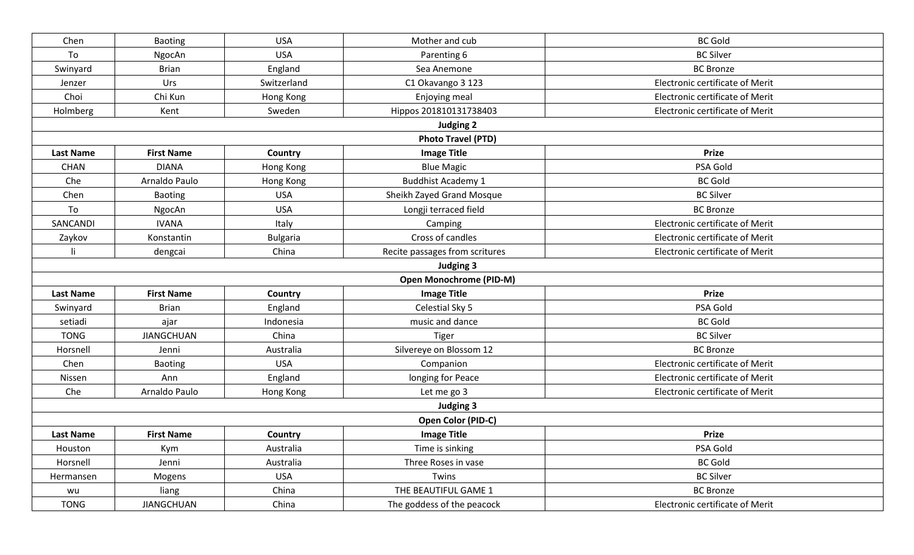| Chen | Baoting | USA | Mother and cub | BC Gold |
|---|---|---|---|---|
| To | NgocAn | USA | Parenting 6 | BC Silver |
| Swinyard | Brian | England | Sea Anemone | BC Bronze |
| Jenzer | Urs | Switzerland | C1 Okavango 3 123 | Electronic certificate of Merit |
| Choi | Chi Kun | Hong Kong | Enjoying meal | Electronic certificate of Merit |
| Holmberg | Kent | Sweden | Hippos 201810131738403 | Electronic certificate of Merit |

**Judging 2**

**Photo Travel (PTD)**

| Last Name | First Name | Country | Image Title | Prize |
|---|---|---|---|---|
| CHAN | DIANA | Hong Kong | Blue Magic | PSA Gold |
| Che | Arnaldo Paulo | Hong Kong | Buddhist Academy 1 | BC Gold |
| Chen | Baoting | USA | Sheikh Zayed Grand Mosque | BC Silver |
| To | NgocAn | USA | Longji terraced field | BC Bronze |
| SANCANDI | IVANA | Italy | Camping | Electronic certificate of Merit |
| Zaykov | Konstantin | Bulgaria | Cross of candles | Electronic certificate of Merit |
| li | dengcai | China | Recite passages from scritures | Electronic certificate of Merit |

**Judging 3**

**Open Monochrome (PID-M)**

| Last Name | First Name | Country | Image Title | Prize |
|---|---|---|---|---|
| Swinyard | Brian | England | Celestial Sky 5 | PSA Gold |
| setiadi | ajar | Indonesia | music and dance | BC Gold |
| TONG | JIANGCHUAN | China | Tiger | BC Silver |
| Horsnell | Jenni | Australia | Silvereye on Blossom 12 | BC Bronze |
| Chen | Baoting | USA | Companion | Electronic certificate of Merit |
| Nissen | Ann | England | longing for Peace | Electronic certificate of Merit |
| Che | Arnaldo Paulo | Hong Kong | Let me go 3 | Electronic certificate of Merit |

**Judging 3**

**Open Color (PID-C)**

| Last Name | First Name | Country | Image Title | Prize |
|---|---|---|---|---|
| Houston | Kym | Australia | Time is sinking | PSA Gold |
| Horsnell | Jenni | Australia | Three Roses in vase | BC Gold |
| Hermansen | Mogens | USA | Twins | BC Silver |
| wu | liang | China | THE BEAUTIFUL GAME 1 | BC Bronze |
| TONG | JIANGCHUAN | China | The goddess of the peacock | Electronic certificate of Merit |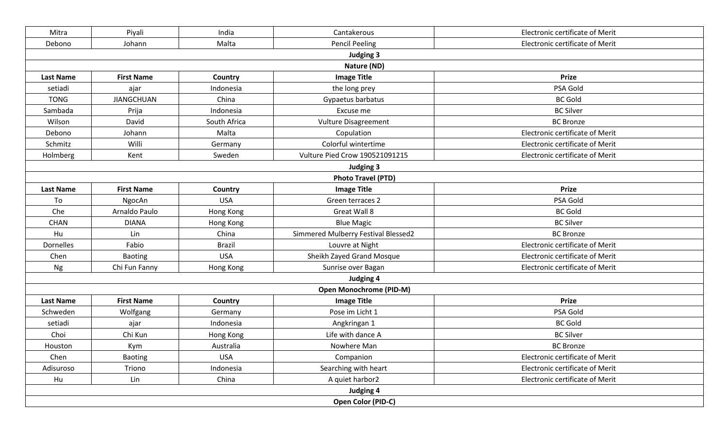| Last Name | First Name | Country | Image Title | Prize |
|---|---|---|---|---|
| Mitra | Piyali | India | Cantakerous | Electronic certificate of Merit |
| Debono | Johann | Malta | Pencil Peeling | Electronic certificate of Merit |
| **Judging 3** | | | | |
| **Nature (ND)** | | | | |
| **Last Name** | **First Name** | **Country** | **Image Title** | **Prize** |
| setiadi | ajar | Indonesia | the long prey | PSA Gold |
| TONG | JIANGCHUAN | China | Gypaetus barbatus | BC Gold |
| Sambada | Prija | Indonesia | Excuse me | BC Silver |
| Wilson | David | South Africa | Vulture Disagreement | BC Bronze |
| Debono | Johann | Malta | Copulation | Electronic certificate of Merit |
| Schmitz | Willi | Germany | Colorful wintertime | Electronic certificate of Merit |
| Holmberg | Kent | Sweden | Vulture Pied Crow 190521091215 | Electronic certificate of Merit |
| **Judging 3** | | | | |
| **Photo Travel (PTD)** | | | | |
| **Last Name** | **First Name** | **Country** | **Image Title** | **Prize** |
| To | NgocAn | USA | Green terraces 2 | PSA Gold |
| Che | Arnaldo Paulo | Hong Kong | Great Wall 8 | BC Gold |
| CHAN | DIANA | Hong Kong | Blue Magic | BC Silver |
| Hu | Lin | China | Simmered Mulberry Festival Blessed2 | BC Bronze |
| Dornelles | Fabio | Brazil | Louvre at Night | Electronic certificate of Merit |
| Chen | Baoting | USA | Sheikh Zayed Grand Mosque | Electronic certificate of Merit |
| Ng | Chi Fun Fanny | Hong Kong | Sunrise over Bagan | Electronic certificate of Merit |
| **Judging 4** | | | | |
| **Open Monochrome (PID-M)** | | | | |
| **Last Name** | **First Name** | **Country** | **Image Title** | **Prize** |
| Schweden | Wolfgang | Germany | Pose im Licht 1 | PSA Gold |
| setiadi | ajar | Indonesia | Angkringan 1 | BC Gold |
| Choi | Chi Kun | Hong Kong | Life with dance A | BC Silver |
| Houston | Kym | Australia | Nowhere Man | BC Bronze |
| Chen | Baoting | USA | Companion | Electronic certificate of Merit |
| Adisuroso | Triono | Indonesia | Searching with heart | Electronic certificate of Merit |
| Hu | Lin | China | A quiet harbor2 | Electronic certificate of Merit |
| **Judging 4** | | | | |
| **Open Color (PID-C)** | | | | |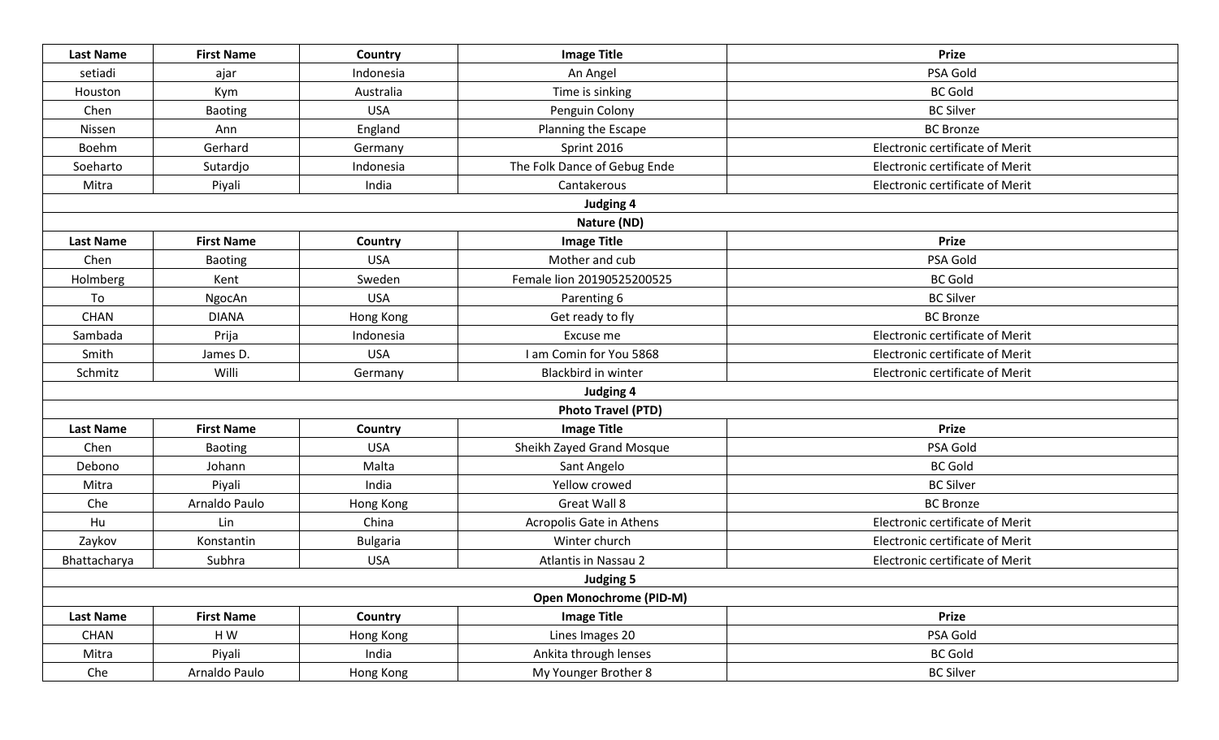| Last Name | First Name | Country | Image Title | Prize |
|---|---|---|---|---|
| setiadi | ajar | Indonesia | An Angel | PSA Gold |
| Houston | Kym | Australia | Time is sinking | BC Gold |
| Chen | Baoting | USA | Penguin Colony | BC Silver |
| Nissen | Ann | England | Planning the Escape | BC Bronze |
| Boehm | Gerhard | Germany | Sprint 2016 | Electronic certificate of Merit |
| Soeharto | Sutardjo | Indonesia | The Folk Dance of Gebug Ende | Electronic certificate of Merit |
| Mitra | Piyali | India | Cantakerous | Electronic certificate of Merit |

**Judging 4**

**Nature (ND)**

| Last Name | First Name | Country | Image Title | Prize |
|---|---|---|---|---|
| Chen | Baoting | USA | Mother and cub | PSA Gold |
| Holmberg | Kent | Sweden | Female lion 20190525200525 | BC Gold |
| To | NgocAn | USA | Parenting 6 | BC Silver |
| CHAN | DIANA | Hong Kong | Get ready to fly | BC Bronze |
| Sambada | Prija | Indonesia | Excuse me | Electronic certificate of Merit |
| Smith | James D. | USA | I am Comin for You 5868 | Electronic certificate of Merit |
| Schmitz | Willi | Germany | Blackbird in winter | Electronic certificate of Merit |

**Judging 4**

**Photo Travel (PTD)**

| Last Name | First Name | Country | Image Title | Prize |
|---|---|---|---|---|
| Chen | Baoting | USA | Sheikh Zayed Grand Mosque | PSA Gold |
| Debono | Johann | Malta | Sant Angelo | BC Gold |
| Mitra | Piyali | India | Yellow crowed | BC Silver |
| Che | Arnaldo Paulo | Hong Kong | Great Wall 8 | BC Bronze |
| Hu | Lin | China | Acropolis Gate in Athens | Electronic certificate of Merit |
| Zaykov | Konstantin | Bulgaria | Winter church | Electronic certificate of Merit |
| Bhattacharya | Subhra | USA | Atlantis in Nassau 2 | Electronic certificate of Merit |

**Judging 5**

**Open Monochrome (PID-M)**

| Last Name | First Name | Country | Image Title | Prize |
|---|---|---|---|---|
| CHAN | H W | Hong Kong | Lines Images 20 | PSA Gold |
| Mitra | Piyali | India | Ankita through lenses | BC Gold |
| Che | Arnaldo Paulo | Hong Kong | My Younger Brother 8 | BC Silver |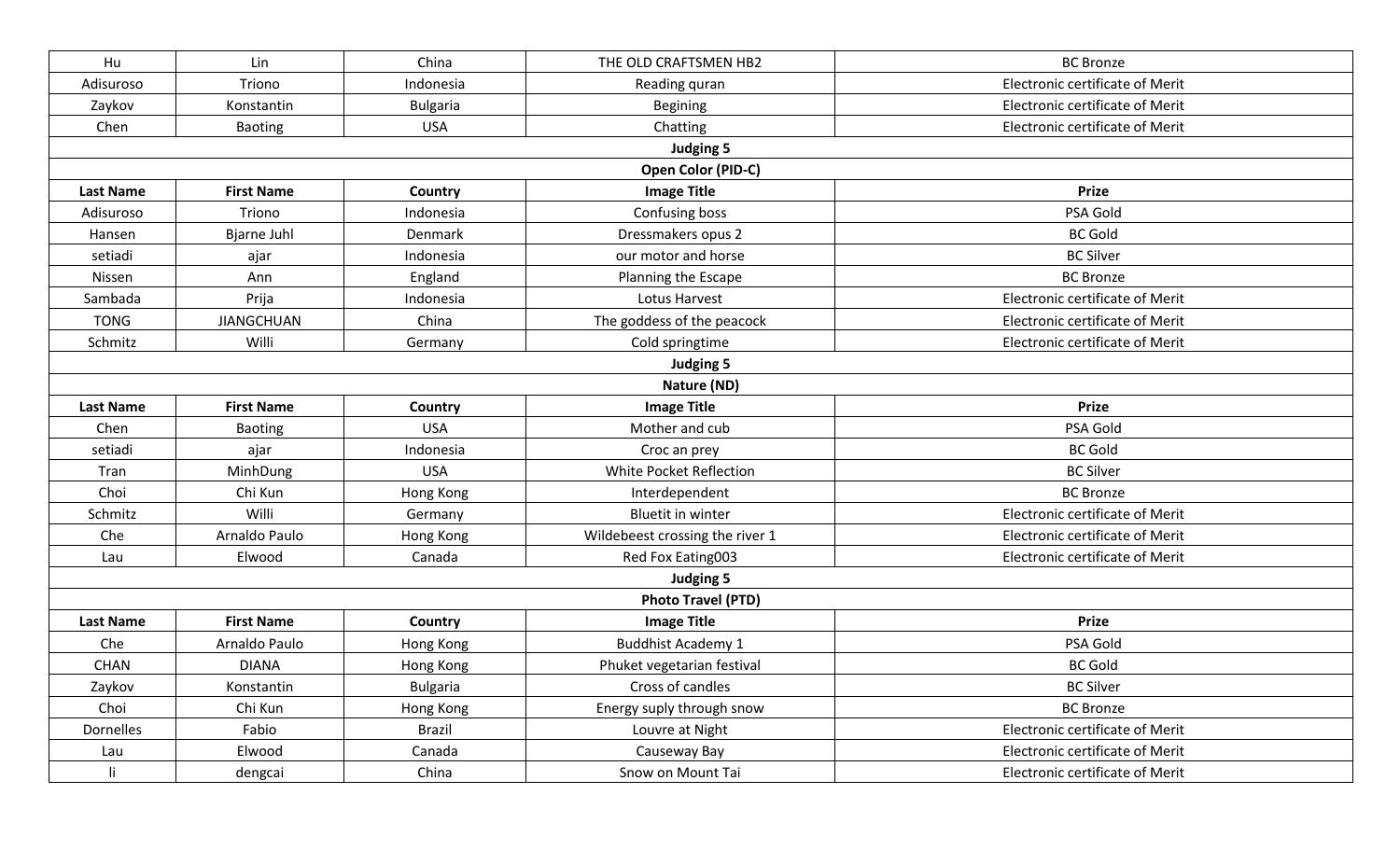| Last Name | First Name | Country | Image Title | Prize |
|---|---|---|---|---|
| Hu | Lin | China | THE OLD CRAFTSMEN HB2 | BC Bronze |
| Adisuroso | Triono | Indonesia | Reading quran | Electronic certificate of Merit |
| Zaykov | Konstantin | Bulgaria | Begining | Electronic certificate of Merit |
| Chen | Baoting | USA | Chatting | Electronic certificate of Merit |

**Judging 5**

**Open Color (PID-C)**

| Last Name | First Name | Country | Image Title | Prize |
|---|---|---|---|---|
| Adisuroso | Triono | Indonesia | Confusing boss | PSA Gold |
| Hansen | Bjarne Juhl | Denmark | Dressmakers opus 2 | BC Gold |
| setiadi | ajar | Indonesia | our motor and horse | BC Silver |
| Nissen | Ann | England | Planning the Escape | BC Bronze |
| Sambada | Prija | Indonesia | Lotus Harvest | Electronic certificate of Merit |
| TONG | JIANGCHUAN | China | The goddess of the peacock | Electronic certificate of Merit |
| Schmitz | Willi | Germany | Cold springtime | Electronic certificate of Merit |

**Judging 5**

**Nature (ND)**

| Last Name | First Name | Country | Image Title | Prize |
|---|---|---|---|---|
| Chen | Baoting | USA | Mother and cub | PSA Gold |
| setiadi | ajar | Indonesia | Croc an prey | BC Gold |
| Tran | MinhDung | USA | White Pocket Reflection | BC Silver |
| Choi | Chi Kun | Hong Kong | Interdependent | BC Bronze |
| Schmitz | Willi | Germany | Bluetit in winter | Electronic certificate of Merit |
| Che | Arnaldo Paulo | Hong Kong | Wildebeest crossing the river 1 | Electronic certificate of Merit |
| Lau | Elwood | Canada | Red Fox Eating003 | Electronic certificate of Merit |

**Judging 5**

**Photo Travel (PTD)**

| Last Name | First Name | Country | Image Title | Prize |
|---|---|---|---|---|
| Che | Arnaldo Paulo | Hong Kong | Buddhist Academy 1 | PSA Gold |
| CHAN | DIANA | Hong Kong | Phuket vegetarian festival | BC Gold |
| Zaykov | Konstantin | Bulgaria | Cross of candles | BC Silver |
| Choi | Chi Kun | Hong Kong | Energy suply through snow | BC Bronze |
| Dornelles | Fabio | Brazil | Louvre at Night | Electronic certificate of Merit |
| Lau | Elwood | Canada | Causeway Bay | Electronic certificate of Merit |
| li | dengcai | China | Snow on Mount Tai | Electronic certificate of Merit |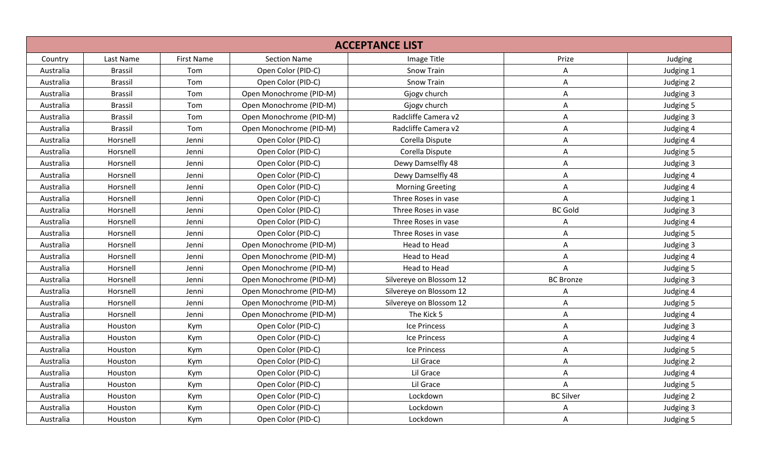| ACCEPTANCE LIST | | | | | | |
|---|---|---|---|---|---|---|
| Country | Last Name | First Name | Section Name | Image Title | Prize | Judging |
| Australia | Brassil | Tom | Open Color (PID-C) | Snow Train | A | Judging 1 |
| Australia | Brassil | Tom | Open Color (PID-C) | Snow Train | A | Judging 2 |
| Australia | Brassil | Tom | Open Monochrome (PID-M) | Gjogv church | A | Judging 3 |
| Australia | Brassil | Tom | Open Monochrome (PID-M) | Gjogv church | A | Judging 5 |
| Australia | Brassil | Tom | Open Monochrome (PID-M) | Radcliffe Camera v2 | A | Judging 3 |
| Australia | Brassil | Tom | Open Monochrome (PID-M) | Radcliffe Camera v2 | A | Judging 4 |
| Australia | Horsnell | Jenni | Open Color (PID-C) | Corella Dispute | A | Judging 4 |
| Australia | Horsnell | Jenni | Open Color (PID-C) | Corella Dispute | A | Judging 5 |
| Australia | Horsnell | Jenni | Open Color (PID-C) | Dewy Damselfly 48 | A | Judging 3 |
| Australia | Horsnell | Jenni | Open Color (PID-C) | Dewy Damselfly 48 | A | Judging 4 |
| Australia | Horsnell | Jenni | Open Color (PID-C) | Morning Greeting | A | Judging 4 |
| Australia | Horsnell | Jenni | Open Color (PID-C) | Three Roses in vase | A | Judging 1 |
| Australia | Horsnell | Jenni | Open Color (PID-C) | Three Roses in vase | BC Gold | Judging 3 |
| Australia | Horsnell | Jenni | Open Color (PID-C) | Three Roses in vase | A | Judging 4 |
| Australia | Horsnell | Jenni | Open Color (PID-C) | Three Roses in vase | A | Judging 5 |
| Australia | Horsnell | Jenni | Open Monochrome (PID-M) | Head to Head | A | Judging 3 |
| Australia | Horsnell | Jenni | Open Monochrome (PID-M) | Head to Head | A | Judging 4 |
| Australia | Horsnell | Jenni | Open Monochrome (PID-M) | Head to Head | A | Judging 5 |
| Australia | Horsnell | Jenni | Open Monochrome (PID-M) | Silvereye on Blossom 12 | BC Bronze | Judging 3 |
| Australia | Horsnell | Jenni | Open Monochrome (PID-M) | Silvereye on Blossom 12 | A | Judging 4 |
| Australia | Horsnell | Jenni | Open Monochrome (PID-M) | Silvereye on Blossom 12 | A | Judging 5 |
| Australia | Horsnell | Jenni | Open Monochrome (PID-M) | The Kick 5 | A | Judging 4 |
| Australia | Houston | Kym | Open Color (PID-C) | Ice Princess | A | Judging 3 |
| Australia | Houston | Kym | Open Color (PID-C) | Ice Princess | A | Judging 4 |
| Australia | Houston | Kym | Open Color (PID-C) | Ice Princess | A | Judging 5 |
| Australia | Houston | Kym | Open Color (PID-C) | Lil Grace | A | Judging 2 |
| Australia | Houston | Kym | Open Color (PID-C) | Lil Grace | A | Judging 4 |
| Australia | Houston | Kym | Open Color (PID-C) | Lil Grace | A | Judging 5 |
| Australia | Houston | Kym | Open Color (PID-C) | Lockdown | BC Silver | Judging 2 |
| Australia | Houston | Kym | Open Color (PID-C) | Lockdown | A | Judging 3 |
| Australia | Houston | Kym | Open Color (PID-C) | Lockdown | A | Judging 5 |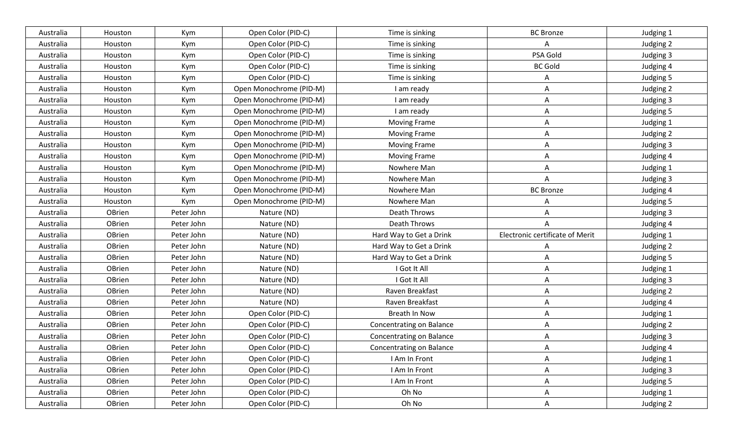| Australia | Houston | Kym | Open Color (PID-C) | Time is sinking | BC Bronze | Judging 1 |
|---|---|---|---|---|---|---|
| Australia | Houston | Kym | Open Color (PID-C) | Time is sinking | A | Judging 2 |
| Australia | Houston | Kym | Open Color (PID-C) | Time is sinking | PSA Gold | Judging 3 |
| Australia | Houston | Kym | Open Color (PID-C) | Time is sinking | BC Gold | Judging 4 |
| Australia | Houston | Kym | Open Color (PID-C) | Time is sinking | A | Judging 5 |
| Australia | Houston | Kym | Open Monochrome (PID-M) | I am ready | A | Judging 2 |
| Australia | Houston | Kym | Open Monochrome (PID-M) | I am ready | A | Judging 3 |
| Australia | Houston | Kym | Open Monochrome (PID-M) | I am ready | A | Judging 5 |
| Australia | Houston | Kym | Open Monochrome (PID-M) | Moving Frame | A | Judging 1 |
| Australia | Houston | Kym | Open Monochrome (PID-M) | Moving Frame | A | Judging 2 |
| Australia | Houston | Kym | Open Monochrome (PID-M) | Moving Frame | A | Judging 3 |
| Australia | Houston | Kym | Open Monochrome (PID-M) | Moving Frame | A | Judging 4 |
| Australia | Houston | Kym | Open Monochrome (PID-M) | Nowhere Man | A | Judging 1 |
| Australia | Houston | Kym | Open Monochrome (PID-M) | Nowhere Man | A | Judging 3 |
| Australia | Houston | Kym | Open Monochrome (PID-M) | Nowhere Man | BC Bronze | Judging 4 |
| Australia | Houston | Kym | Open Monochrome (PID-M) | Nowhere Man | A | Judging 5 |
| Australia | OBrien | Peter John | Nature (ND) | Death Throws | A | Judging 3 |
| Australia | OBrien | Peter John | Nature (ND) | Death Throws | A | Judging 4 |
| Australia | OBrien | Peter John | Nature (ND) | Hard Way to Get a Drink | Electronic certificate of Merit | Judging 1 |
| Australia | OBrien | Peter John | Nature (ND) | Hard Way to Get a Drink | A | Judging 2 |
| Australia | OBrien | Peter John | Nature (ND) | Hard Way to Get a Drink | A | Judging 5 |
| Australia | OBrien | Peter John | Nature (ND) | I Got It All | A | Judging 1 |
| Australia | OBrien | Peter John | Nature (ND) | I Got It All | A | Judging 3 |
| Australia | OBrien | Peter John | Nature (ND) | Raven Breakfast | A | Judging 2 |
| Australia | OBrien | Peter John | Nature (ND) | Raven Breakfast | A | Judging 4 |
| Australia | OBrien | Peter John | Open Color (PID-C) | Breath In Now | A | Judging 1 |
| Australia | OBrien | Peter John | Open Color (PID-C) | Concentrating on Balance | A | Judging 2 |
| Australia | OBrien | Peter John | Open Color (PID-C) | Concentrating on Balance | A | Judging 3 |
| Australia | OBrien | Peter John | Open Color (PID-C) | Concentrating on Balance | A | Judging 4 |
| Australia | OBrien | Peter John | Open Color (PID-C) | I Am In Front | A | Judging 1 |
| Australia | OBrien | Peter John | Open Color (PID-C) | I Am In Front | A | Judging 3 |
| Australia | OBrien | Peter John | Open Color (PID-C) | I Am In Front | A | Judging 5 |
| Australia | OBrien | Peter John | Open Color (PID-C) | Oh No | A | Judging 1 |
| Australia | OBrien | Peter John | Open Color (PID-C) | Oh No | A | Judging 2 |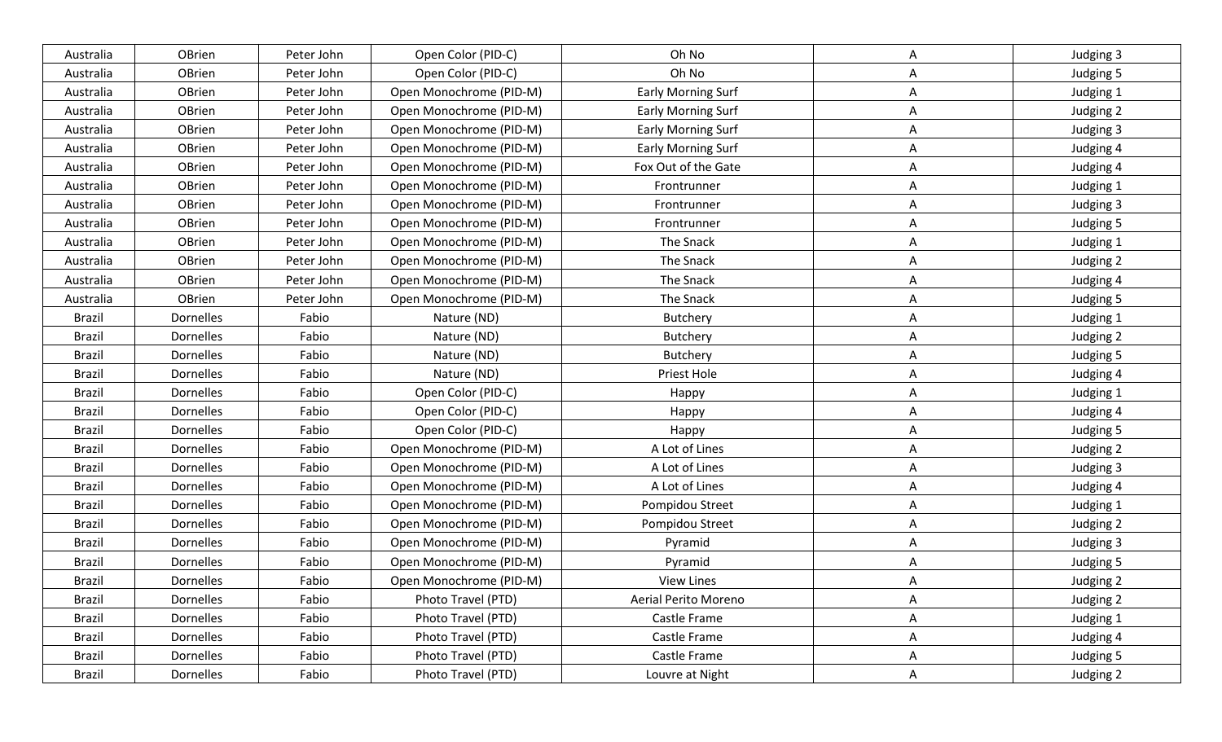| | | | | | | |
|---|---|---|---|---|---|---|
| Australia | OBrien | Peter John | Open Color (PID-C) | Oh No | A | Judging 3 |
| Australia | OBrien | Peter John | Open Color (PID-C) | Oh No | A | Judging 5 |
| Australia | OBrien | Peter John | Open Monochrome (PID-M) | Early Morning Surf | A | Judging 1 |
| Australia | OBrien | Peter John | Open Monochrome (PID-M) | Early Morning Surf | A | Judging 2 |
| Australia | OBrien | Peter John | Open Monochrome (PID-M) | Early Morning Surf | A | Judging 3 |
| Australia | OBrien | Peter John | Open Monochrome (PID-M) | Early Morning Surf | A | Judging 4 |
| Australia | OBrien | Peter John | Open Monochrome (PID-M) | Fox Out of the Gate | A | Judging 4 |
| Australia | OBrien | Peter John | Open Monochrome (PID-M) | Frontrunner | A | Judging 1 |
| Australia | OBrien | Peter John | Open Monochrome (PID-M) | Frontrunner | A | Judging 3 |
| Australia | OBrien | Peter John | Open Monochrome (PID-M) | Frontrunner | A | Judging 5 |
| Australia | OBrien | Peter John | Open Monochrome (PID-M) | The Snack | A | Judging 1 |
| Australia | OBrien | Peter John | Open Monochrome (PID-M) | The Snack | A | Judging 2 |
| Australia | OBrien | Peter John | Open Monochrome (PID-M) | The Snack | A | Judging 4 |
| Australia | OBrien | Peter John | Open Monochrome (PID-M) | The Snack | A | Judging 5 |
| Brazil | Dornelles | Fabio | Nature (ND) | Butchery | A | Judging 1 |
| Brazil | Dornelles | Fabio | Nature (ND) | Butchery | A | Judging 2 |
| Brazil | Dornelles | Fabio | Nature (ND) | Butchery | A | Judging 5 |
| Brazil | Dornelles | Fabio | Nature (ND) | Priest Hole | A | Judging 4 |
| Brazil | Dornelles | Fabio | Open Color (PID-C) | Happy | A | Judging 1 |
| Brazil | Dornelles | Fabio | Open Color (PID-C) | Happy | A | Judging 4 |
| Brazil | Dornelles | Fabio | Open Color (PID-C) | Happy | A | Judging 5 |
| Brazil | Dornelles | Fabio | Open Monochrome (PID-M) | A Lot of Lines | A | Judging 2 |
| Brazil | Dornelles | Fabio | Open Monochrome (PID-M) | A Lot of Lines | A | Judging 3 |
| Brazil | Dornelles | Fabio | Open Monochrome (PID-M) | A Lot of Lines | A | Judging 4 |
| Brazil | Dornelles | Fabio | Open Monochrome (PID-M) | Pompidou Street | A | Judging 1 |
| Brazil | Dornelles | Fabio | Open Monochrome (PID-M) | Pompidou Street | A | Judging 2 |
| Brazil | Dornelles | Fabio | Open Monochrome (PID-M) | Pyramid | A | Judging 3 |
| Brazil | Dornelles | Fabio | Open Monochrome (PID-M) | Pyramid | A | Judging 5 |
| Brazil | Dornelles | Fabio | Open Monochrome (PID-M) | View Lines | A | Judging 2 |
| Brazil | Dornelles | Fabio | Photo Travel (PTD) | Aerial Perito Moreno | A | Judging 2 |
| Brazil | Dornelles | Fabio | Photo Travel (PTD) | Castle Frame | A | Judging 1 |
| Brazil | Dornelles | Fabio | Photo Travel (PTD) | Castle Frame | A | Judging 4 |
| Brazil | Dornelles | Fabio | Photo Travel (PTD) | Castle Frame | A | Judging 5 |
| Brazil | Dornelles | Fabio | Photo Travel (PTD) | Louvre at Night | A | Judging 2 |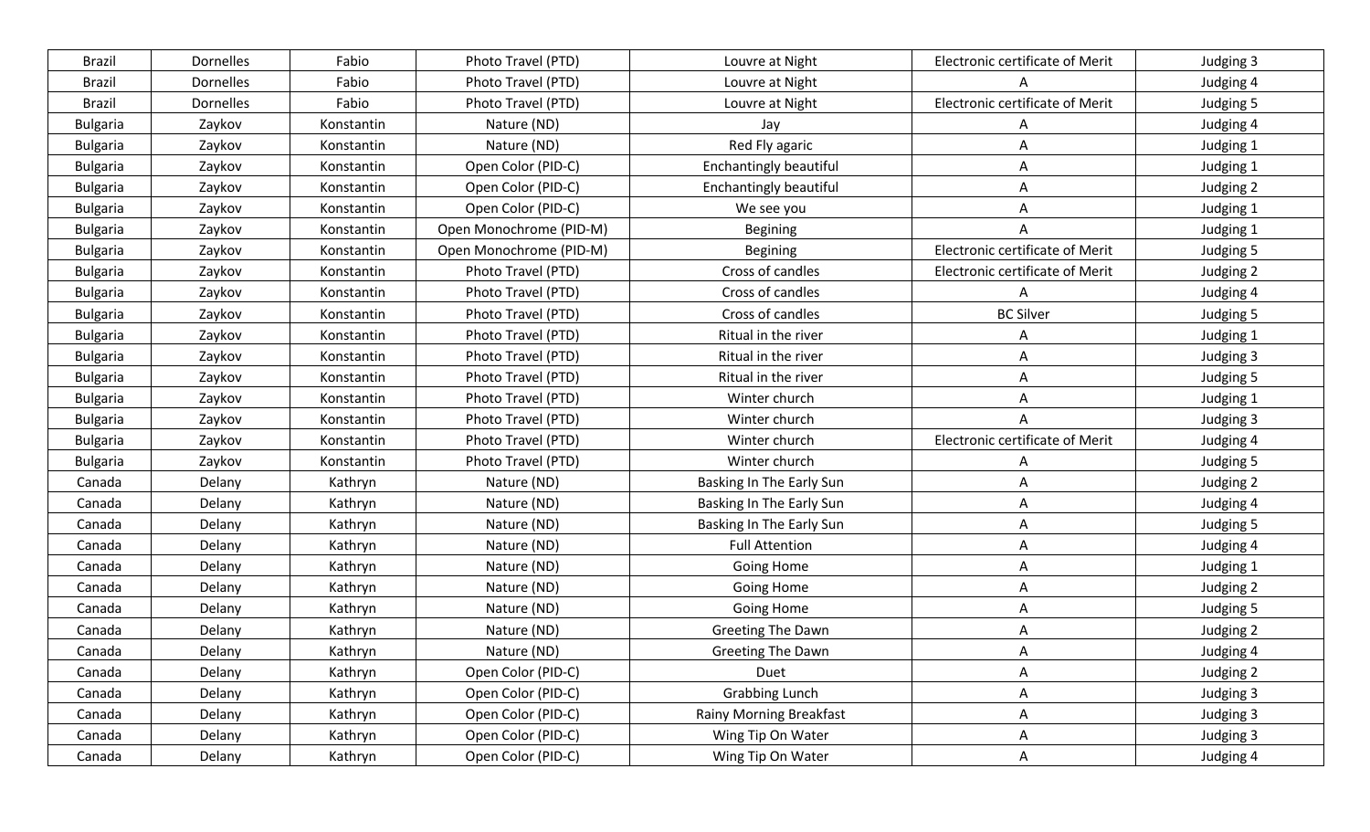| Brazil | Dornelles | Fabio | Photo Travel (PTD) | Louvre at Night | Electronic certificate of Merit | Judging 3 |
|---|---|---|---|---|---|---|
| Brazil | Dornelles | Fabio | Photo Travel (PTD) | Louvre at Night | A | Judging 4 |
| Brazil | Dornelles | Fabio | Photo Travel (PTD) | Louvre at Night | Electronic certificate of Merit | Judging 5 |
| Bulgaria | Zaykov | Konstantin | Nature (ND) | Jay | A | Judging 4 |
| Bulgaria | Zaykov | Konstantin | Nature (ND) | Red Fly agaric | A | Judging 1 |
| Bulgaria | Zaykov | Konstantin | Open Color (PID-C) | Enchantingly beautiful | A | Judging 1 |
| Bulgaria | Zaykov | Konstantin | Open Color (PID-C) | Enchantingly beautiful | A | Judging 2 |
| Bulgaria | Zaykov | Konstantin | Open Color (PID-C) | We see you | A | Judging 1 |
| Bulgaria | Zaykov | Konstantin | Open Monochrome (PID-M) | Begining | A | Judging 1 |
| Bulgaria | Zaykov | Konstantin | Open Monochrome (PID-M) | Begining | Electronic certificate of Merit | Judging 5 |
| Bulgaria | Zaykov | Konstantin | Photo Travel (PTD) | Cross of candles | Electronic certificate of Merit | Judging 2 |
| Bulgaria | Zaykov | Konstantin | Photo Travel (PTD) | Cross of candles | A | Judging 4 |
| Bulgaria | Zaykov | Konstantin | Photo Travel (PTD) | Cross of candles | BC Silver | Judging 5 |
| Bulgaria | Zaykov | Konstantin | Photo Travel (PTD) | Ritual in the river | A | Judging 1 |
| Bulgaria | Zaykov | Konstantin | Photo Travel (PTD) | Ritual in the river | A | Judging 3 |
| Bulgaria | Zaykov | Konstantin | Photo Travel (PTD) | Ritual in the river | A | Judging 5 |
| Bulgaria | Zaykov | Konstantin | Photo Travel (PTD) | Winter church | A | Judging 1 |
| Bulgaria | Zaykov | Konstantin | Photo Travel (PTD) | Winter church | A | Judging 3 |
| Bulgaria | Zaykov | Konstantin | Photo Travel (PTD) | Winter church | Electronic certificate of Merit | Judging 4 |
| Bulgaria | Zaykov | Konstantin | Photo Travel (PTD) | Winter church | A | Judging 5 |
| Canada | Delany | Kathryn | Nature (ND) | Basking In The Early Sun | A | Judging 2 |
| Canada | Delany | Kathryn | Nature (ND) | Basking In The Early Sun | A | Judging 4 |
| Canada | Delany | Kathryn | Nature (ND) | Basking In The Early Sun | A | Judging 5 |
| Canada | Delany | Kathryn | Nature (ND) | Full Attention | A | Judging 4 |
| Canada | Delany | Kathryn | Nature (ND) | Going Home | A | Judging 1 |
| Canada | Delany | Kathryn | Nature (ND) | Going Home | A | Judging 2 |
| Canada | Delany | Kathryn | Nature (ND) | Going Home | A | Judging 5 |
| Canada | Delany | Kathryn | Nature (ND) | Greeting The Dawn | A | Judging 2 |
| Canada | Delany | Kathryn | Nature (ND) | Greeting The Dawn | A | Judging 4 |
| Canada | Delany | Kathryn | Open Color (PID-C) | Duet | A | Judging 2 |
| Canada | Delany | Kathryn | Open Color (PID-C) | Grabbing Lunch | A | Judging 3 |
| Canada | Delany | Kathryn | Open Color (PID-C) | Rainy Morning Breakfast | A | Judging 3 |
| Canada | Delany | Kathryn | Open Color (PID-C) | Wing Tip On Water | A | Judging 3 |
| Canada | Delany | Kathryn | Open Color (PID-C) | Wing Tip On Water | A | Judging 4 |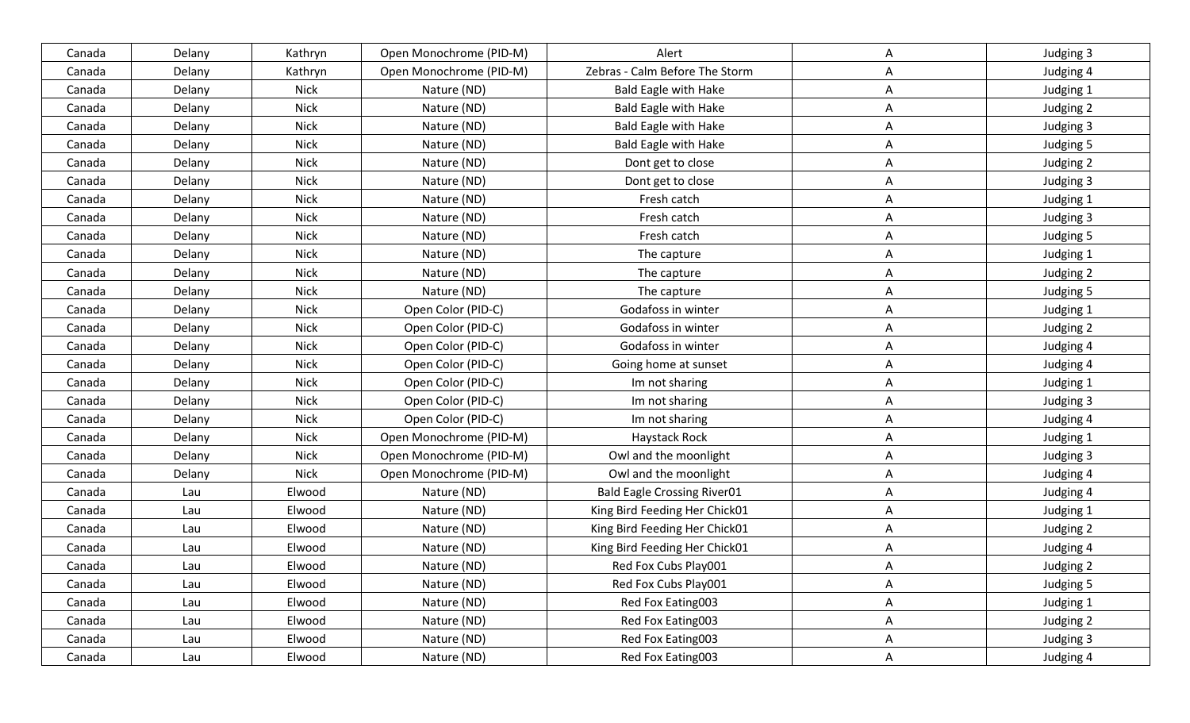| Canada | Delany | Kathryn | Open Monochrome (PID-M) | Alert | A | Judging 3 |
|---|---|---|---|---|---|---|
| Canada | Delany | Kathryn | Open Monochrome (PID-M) | Zebras - Calm Before The Storm | A | Judging 4 |
| Canada | Delany | Nick | Nature (ND) | Bald Eagle with Hake | A | Judging 1 |
| Canada | Delany | Nick | Nature (ND) | Bald Eagle with Hake | A | Judging 2 |
| Canada | Delany | Nick | Nature (ND) | Bald Eagle with Hake | A | Judging 3 |
| Canada | Delany | Nick | Nature (ND) | Bald Eagle with Hake | A | Judging 5 |
| Canada | Delany | Nick | Nature (ND) | Dont get to close | A | Judging 2 |
| Canada | Delany | Nick | Nature (ND) | Dont get to close | A | Judging 3 |
| Canada | Delany | Nick | Nature (ND) | Fresh catch | A | Judging 1 |
| Canada | Delany | Nick | Nature (ND) | Fresh catch | A | Judging 3 |
| Canada | Delany | Nick | Nature (ND) | Fresh catch | A | Judging 5 |
| Canada | Delany | Nick | Nature (ND) | The capture | A | Judging 1 |
| Canada | Delany | Nick | Nature (ND) | The capture | A | Judging 2 |
| Canada | Delany | Nick | Nature (ND) | The capture | A | Judging 5 |
| Canada | Delany | Nick | Open Color (PID-C) | Godafoss in winter | A | Judging 1 |
| Canada | Delany | Nick | Open Color (PID-C) | Godafoss in winter | A | Judging 2 |
| Canada | Delany | Nick | Open Color (PID-C) | Godafoss in winter | A | Judging 4 |
| Canada | Delany | Nick | Open Color (PID-C) | Going home at sunset | A | Judging 4 |
| Canada | Delany | Nick | Open Color (PID-C) | Im not sharing | A | Judging 1 |
| Canada | Delany | Nick | Open Color (PID-C) | Im not sharing | A | Judging 3 |
| Canada | Delany | Nick | Open Color (PID-C) | Im not sharing | A | Judging 4 |
| Canada | Delany | Nick | Open Monochrome (PID-M) | Haystack Rock | A | Judging 1 |
| Canada | Delany | Nick | Open Monochrome (PID-M) | Owl and the moonlight | A | Judging 3 |
| Canada | Delany | Nick | Open Monochrome (PID-M) | Owl and the moonlight | A | Judging 4 |
| Canada | Lau | Elwood | Nature (ND) | Bald Eagle Crossing River01 | A | Judging 4 |
| Canada | Lau | Elwood | Nature (ND) | King Bird Feeding Her Chick01 | A | Judging 1 |
| Canada | Lau | Elwood | Nature (ND) | King Bird Feeding Her Chick01 | A | Judging 2 |
| Canada | Lau | Elwood | Nature (ND) | King Bird Feeding Her Chick01 | A | Judging 4 |
| Canada | Lau | Elwood | Nature (ND) | Red Fox Cubs Play001 | A | Judging 2 |
| Canada | Lau | Elwood | Nature (ND) | Red Fox Cubs Play001 | A | Judging 5 |
| Canada | Lau | Elwood | Nature (ND) | Red Fox Eating003 | A | Judging 1 |
| Canada | Lau | Elwood | Nature (ND) | Red Fox Eating003 | A | Judging 2 |
| Canada | Lau | Elwood | Nature (ND) | Red Fox Eating003 | A | Judging 3 |
| Canada | Lau | Elwood | Nature (ND) | Red Fox Eating003 | A | Judging 4 |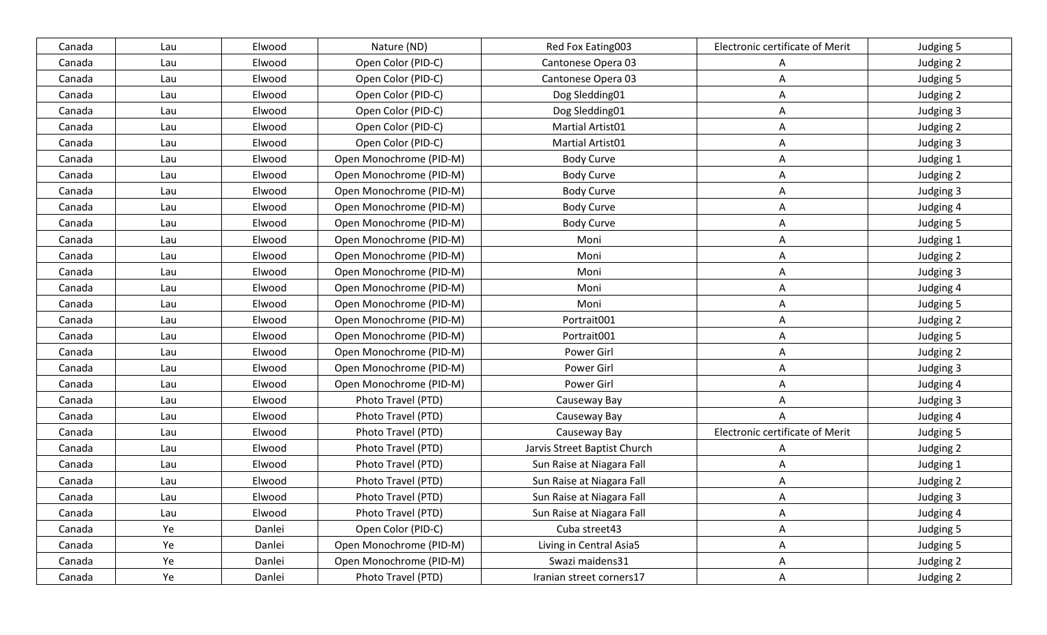| Canada | Lau | Elwood | Nature (ND) | Red Fox Eating003 | Electronic certificate of Merit | Judging 5 |
|---|---|---|---|---|---|---|
| Canada | Lau | Elwood | Open Color (PID-C) | Cantonese Opera 03 | A | Judging 2 |
| Canada | Lau | Elwood | Open Color (PID-C) | Cantonese Opera 03 | A | Judging 5 |
| Canada | Lau | Elwood | Open Color (PID-C) | Dog Sledding01 | A | Judging 2 |
| Canada | Lau | Elwood | Open Color (PID-C) | Dog Sledding01 | A | Judging 3 |
| Canada | Lau | Elwood | Open Color (PID-C) | Martial Artist01 | A | Judging 2 |
| Canada | Lau | Elwood | Open Color (PID-C) | Martial Artist01 | A | Judging 3 |
| Canada | Lau | Elwood | Open Monochrome (PID-M) | Body Curve | A | Judging 1 |
| Canada | Lau | Elwood | Open Monochrome (PID-M) | Body Curve | A | Judging 2 |
| Canada | Lau | Elwood | Open Monochrome (PID-M) | Body Curve | A | Judging 3 |
| Canada | Lau | Elwood | Open Monochrome (PID-M) | Body Curve | A | Judging 4 |
| Canada | Lau | Elwood | Open Monochrome (PID-M) | Body Curve | A | Judging 5 |
| Canada | Lau | Elwood | Open Monochrome (PID-M) | Moni | A | Judging 1 |
| Canada | Lau | Elwood | Open Monochrome (PID-M) | Moni | A | Judging 2 |
| Canada | Lau | Elwood | Open Monochrome (PID-M) | Moni | A | Judging 3 |
| Canada | Lau | Elwood | Open Monochrome (PID-M) | Moni | A | Judging 4 |
| Canada | Lau | Elwood | Open Monochrome (PID-M) | Moni | A | Judging 5 |
| Canada | Lau | Elwood | Open Monochrome (PID-M) | Portrait001 | A | Judging 2 |
| Canada | Lau | Elwood | Open Monochrome (PID-M) | Portrait001 | A | Judging 5 |
| Canada | Lau | Elwood | Open Monochrome (PID-M) | Power Girl | A | Judging 2 |
| Canada | Lau | Elwood | Open Monochrome (PID-M) | Power Girl | A | Judging 3 |
| Canada | Lau | Elwood | Open Monochrome (PID-M) | Power Girl | A | Judging 4 |
| Canada | Lau | Elwood | Photo Travel (PTD) | Causeway Bay | A | Judging 3 |
| Canada | Lau | Elwood | Photo Travel (PTD) | Causeway Bay | A | Judging 4 |
| Canada | Lau | Elwood | Photo Travel (PTD) | Causeway Bay | Electronic certificate of Merit | Judging 5 |
| Canada | Lau | Elwood | Photo Travel (PTD) | Jarvis Street Baptist Church | A | Judging 2 |
| Canada | Lau | Elwood | Photo Travel (PTD) | Sun Raise at Niagara Fall | A | Judging 1 |
| Canada | Lau | Elwood | Photo Travel (PTD) | Sun Raise at Niagara Fall | A | Judging 2 |
| Canada | Lau | Elwood | Photo Travel (PTD) | Sun Raise at Niagara Fall | A | Judging 3 |
| Canada | Lau | Elwood | Photo Travel (PTD) | Sun Raise at Niagara Fall | A | Judging 4 |
| Canada | Ye | Danlei | Open Color (PID-C) | Cuba street43 | A | Judging 5 |
| Canada | Ye | Danlei | Open Monochrome (PID-M) | Living in Central Asia5 | A | Judging 5 |
| Canada | Ye | Danlei | Open Monochrome (PID-M) | Swazi maidens31 | A | Judging 2 |
| Canada | Ye | Danlei | Photo Travel (PTD) | Iranian street corners17 | A | Judging 2 |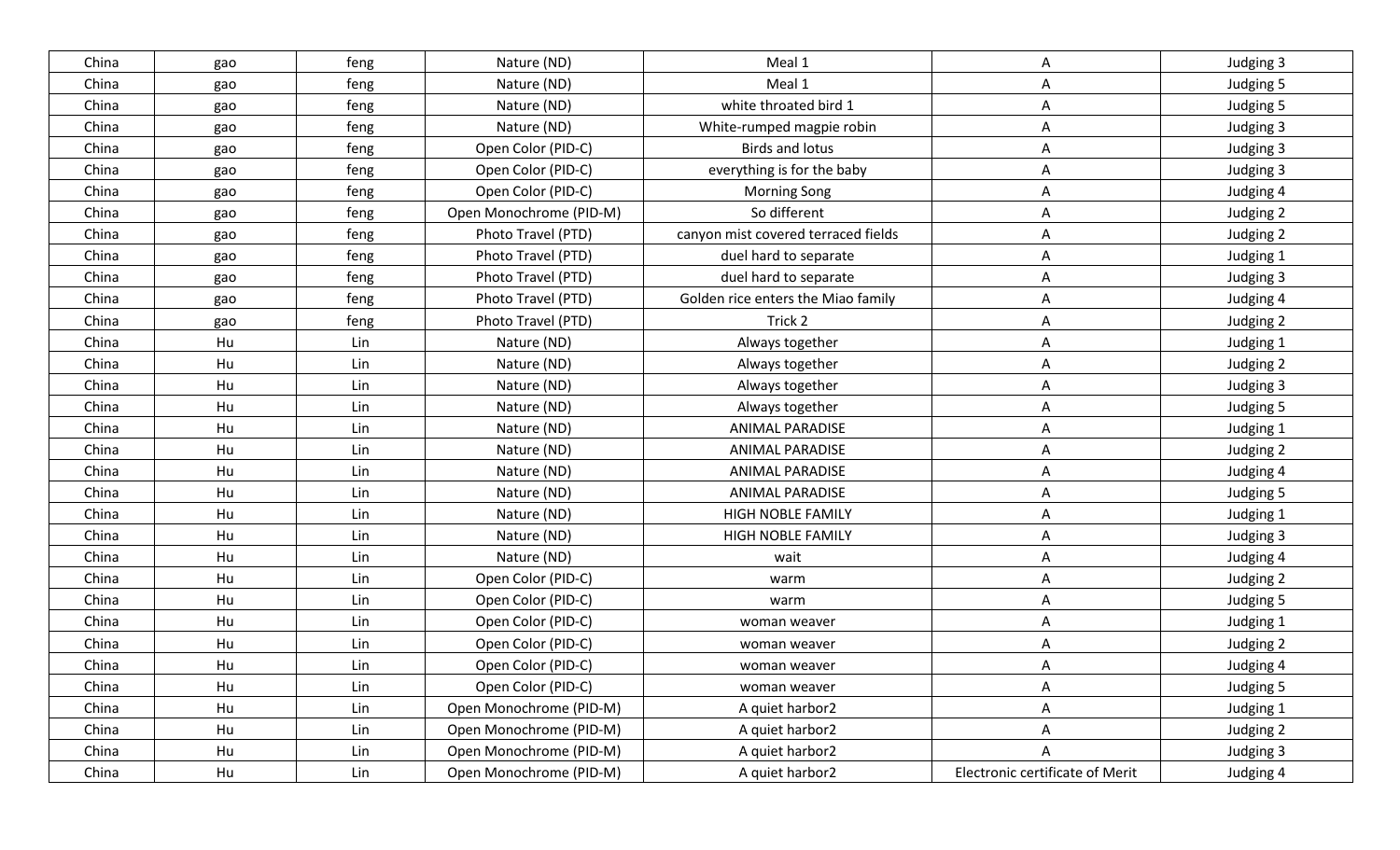| China | gao | feng | Nature (ND) | Meal 1 | A | Judging 3 |
|---|---|---|---|---|---|---|
| China | gao | feng | Nature (ND) | Meal 1 | A | Judging 5 |
| China | gao | feng | Nature (ND) | white throated bird 1 | A | Judging 5 |
| China | gao | feng | Nature (ND) | White-rumped magpie robin | A | Judging 3 |
| China | gao | feng | Open Color (PID-C) | Birds and lotus | A | Judging 3 |
| China | gao | feng | Open Color (PID-C) | everything is for the baby | A | Judging 3 |
| China | gao | feng | Open Color (PID-C) | Morning Song | A | Judging 4 |
| China | gao | feng | Open Monochrome (PID-M) | So different | A | Judging 2 |
| China | gao | feng | Photo Travel (PTD) | canyon mist covered terraced fields | A | Judging 2 |
| China | gao | feng | Photo Travel (PTD) | duel hard to separate | A | Judging 1 |
| China | gao | feng | Photo Travel (PTD) | duel hard to separate | A | Judging 3 |
| China | gao | feng | Photo Travel (PTD) | Golden rice enters the Miao family | A | Judging 4 |
| China | gao | feng | Photo Travel (PTD) | Trick 2 | A | Judging 2 |
| China | Hu | Lin | Nature (ND) | Always together | A | Judging 1 |
| China | Hu | Lin | Nature (ND) | Always together | A | Judging 2 |
| China | Hu | Lin | Nature (ND) | Always together | A | Judging 3 |
| China | Hu | Lin | Nature (ND) | Always together | A | Judging 5 |
| China | Hu | Lin | Nature (ND) | ANIMAL PARADISE | A | Judging 1 |
| China | Hu | Lin | Nature (ND) | ANIMAL PARADISE | A | Judging 2 |
| China | Hu | Lin | Nature (ND) | ANIMAL PARADISE | A | Judging 4 |
| China | Hu | Lin | Nature (ND) | ANIMAL PARADISE | A | Judging 5 |
| China | Hu | Lin | Nature (ND) | HIGH NOBLE FAMILY | A | Judging 1 |
| China | Hu | Lin | Nature (ND) | HIGH NOBLE FAMILY | A | Judging 3 |
| China | Hu | Lin | Nature (ND) | wait | A | Judging 4 |
| China | Hu | Lin | Open Color (PID-C) | warm | A | Judging 2 |
| China | Hu | Lin | Open Color (PID-C) | warm | A | Judging 5 |
| China | Hu | Lin | Open Color (PID-C) | woman weaver | A | Judging 1 |
| China | Hu | Lin | Open Color (PID-C) | woman weaver | A | Judging 2 |
| China | Hu | Lin | Open Color (PID-C) | woman weaver | A | Judging 4 |
| China | Hu | Lin | Open Color (PID-C) | woman weaver | A | Judging 5 |
| China | Hu | Lin | Open Monochrome (PID-M) | A quiet harbor2 | A | Judging 1 |
| China | Hu | Lin | Open Monochrome (PID-M) | A quiet harbor2 | A | Judging 2 |
| China | Hu | Lin | Open Monochrome (PID-M) | A quiet harbor2 | A | Judging 3 |
| China | Hu | Lin | Open Monochrome (PID-M) | A quiet harbor2 | Electronic certificate of Merit | Judging 4 |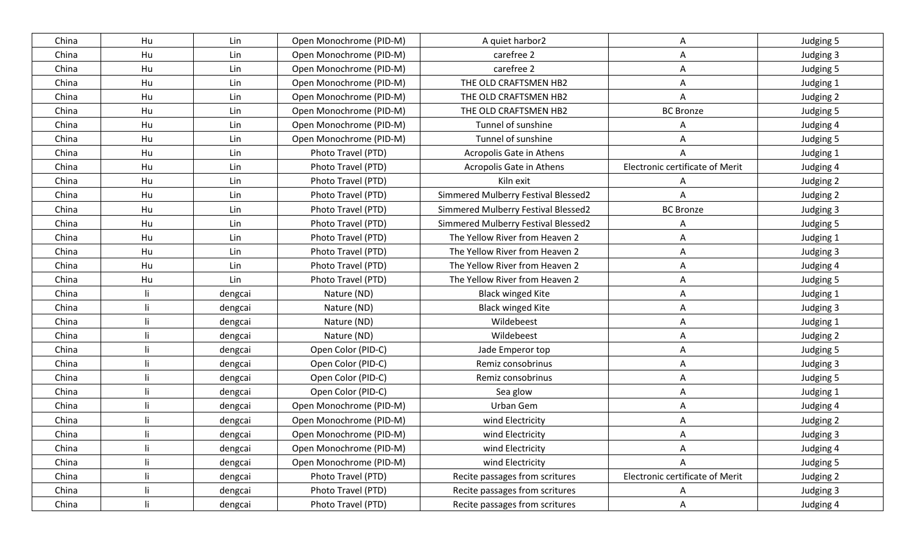| China | Hu | Lin | Open Monochrome (PID-M) | A quiet harbor2 | A | Judging 5 |
|---|---|---|---|---|---|---|
| China | Hu | Lin | Open Monochrome (PID-M) | carefree 2 | A | Judging 3 |
| China | Hu | Lin | Open Monochrome (PID-M) | carefree 2 | A | Judging 5 |
| China | Hu | Lin | Open Monochrome (PID-M) | THE OLD CRAFTSMEN HB2 | A | Judging 1 |
| China | Hu | Lin | Open Monochrome (PID-M) | THE OLD CRAFTSMEN HB2 | A | Judging 2 |
| China | Hu | Lin | Open Monochrome (PID-M) | THE OLD CRAFTSMEN HB2 | BC Bronze | Judging 5 |
| China | Hu | Lin | Open Monochrome (PID-M) | Tunnel of sunshine | A | Judging 4 |
| China | Hu | Lin | Open Monochrome (PID-M) | Tunnel of sunshine | A | Judging 5 |
| China | Hu | Lin | Photo Travel (PTD) | Acropolis Gate in Athens | A | Judging 1 |
| China | Hu | Lin | Photo Travel (PTD) | Acropolis Gate in Athens | Electronic certificate of Merit | Judging 4 |
| China | Hu | Lin | Photo Travel (PTD) | Kiln exit | A | Judging 2 |
| China | Hu | Lin | Photo Travel (PTD) | Simmered Mulberry Festival Blessed2 | A | Judging 2 |
| China | Hu | Lin | Photo Travel (PTD) | Simmered Mulberry Festival Blessed2 | BC Bronze | Judging 3 |
| China | Hu | Lin | Photo Travel (PTD) | Simmered Mulberry Festival Blessed2 | A | Judging 5 |
| China | Hu | Lin | Photo Travel (PTD) | The Yellow River from Heaven 2 | A | Judging 1 |
| China | Hu | Lin | Photo Travel (PTD) | The Yellow River from Heaven 2 | A | Judging 3 |
| China | Hu | Lin | Photo Travel (PTD) | The Yellow River from Heaven 2 | A | Judging 4 |
| China | Hu | Lin | Photo Travel (PTD) | The Yellow River from Heaven 2 | A | Judging 5 |
| China | li | dengcai | Nature (ND) | Black winged Kite | A | Judging 1 |
| China | li | dengcai | Nature (ND) | Black winged Kite | A | Judging 3 |
| China | li | dengcai | Nature (ND) | Wildebeest | A | Judging 1 |
| China | li | dengcai | Nature (ND) | Wildebeest | A | Judging 2 |
| China | li | dengcai | Open Color (PID-C) | Jade Emperor top | A | Judging 5 |
| China | li | dengcai | Open Color (PID-C) | Remiz consobrinus | A | Judging 3 |
| China | li | dengcai | Open Color (PID-C) | Remiz consobrinus | A | Judging 5 |
| China | li | dengcai | Open Color (PID-C) | Sea glow | A | Judging 1 |
| China | li | dengcai | Open Monochrome (PID-M) | Urban Gem | A | Judging 4 |
| China | li | dengcai | Open Monochrome (PID-M) | wind Electricity | A | Judging 2 |
| China | li | dengcai | Open Monochrome (PID-M) | wind Electricity | A | Judging 3 |
| China | li | dengcai | Open Monochrome (PID-M) | wind Electricity | A | Judging 4 |
| China | li | dengcai | Open Monochrome (PID-M) | wind Electricity | A | Judging 5 |
| China | li | dengcai | Photo Travel (PTD) | Recite passages from scritures | Electronic certificate of Merit | Judging 2 |
| China | li | dengcai | Photo Travel (PTD) | Recite passages from scritures | A | Judging 3 |
| China | li | dengcai | Photo Travel (PTD) | Recite passages from scritures | A | Judging 4 |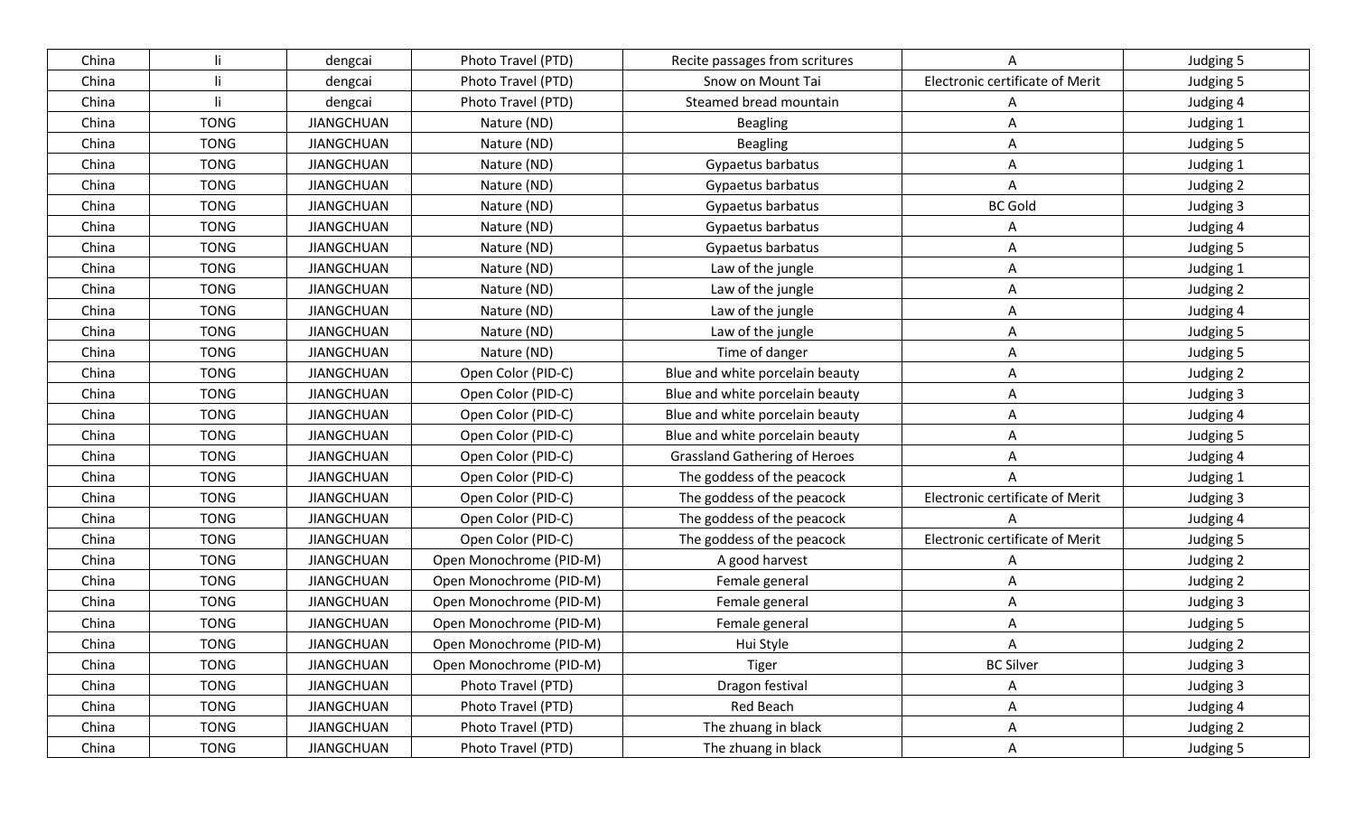| China | li | dengcai | Photo Travel (PTD) | Recite passages from scritures | A | Judging 5 |
|---|---|---|---|---|---|---|
| China | li | dengcai | Photo Travel (PTD) | Snow on Mount Tai | Electronic certificate of Merit | Judging 5 |
| China | li | dengcai | Photo Travel (PTD) | Steamed bread mountain | A | Judging 4 |
| China | TONG | JIANGCHUAN | Nature (ND) | Beagling | A | Judging 1 |
| China | TONG | JIANGCHUAN | Nature (ND) | Beagling | A | Judging 5 |
| China | TONG | JIANGCHUAN | Nature (ND) | Gypaetus barbatus | A | Judging 1 |
| China | TONG | JIANGCHUAN | Nature (ND) | Gypaetus barbatus | A | Judging 2 |
| China | TONG | JIANGCHUAN | Nature (ND) | Gypaetus barbatus | BC Gold | Judging 3 |
| China | TONG | JIANGCHUAN | Nature (ND) | Gypaetus barbatus | A | Judging 4 |
| China | TONG | JIANGCHUAN | Nature (ND) | Gypaetus barbatus | A | Judging 5 |
| China | TONG | JIANGCHUAN | Nature (ND) | Law of the jungle | A | Judging 1 |
| China | TONG | JIANGCHUAN | Nature (ND) | Law of the jungle | A | Judging 2 |
| China | TONG | JIANGCHUAN | Nature (ND) | Law of the jungle | A | Judging 4 |
| China | TONG | JIANGCHUAN | Nature (ND) | Law of the jungle | A | Judging 5 |
| China | TONG | JIANGCHUAN | Nature (ND) | Time of danger | A | Judging 5 |
| China | TONG | JIANGCHUAN | Open Color (PID-C) | Blue and white porcelain beauty | A | Judging 2 |
| China | TONG | JIANGCHUAN | Open Color (PID-C) | Blue and white porcelain beauty | A | Judging 3 |
| China | TONG | JIANGCHUAN | Open Color (PID-C) | Blue and white porcelain beauty | A | Judging 4 |
| China | TONG | JIANGCHUAN | Open Color (PID-C) | Blue and white porcelain beauty | A | Judging 5 |
| China | TONG | JIANGCHUAN | Open Color (PID-C) | Grassland Gathering of Heroes | A | Judging 4 |
| China | TONG | JIANGCHUAN | Open Color (PID-C) | The goddess of the peacock | A | Judging 1 |
| China | TONG | JIANGCHUAN | Open Color (PID-C) | The goddess of the peacock | Electronic certificate of Merit | Judging 3 |
| China | TONG | JIANGCHUAN | Open Color (PID-C) | The goddess of the peacock | A | Judging 4 |
| China | TONG | JIANGCHUAN | Open Color (PID-C) | The goddess of the peacock | Electronic certificate of Merit | Judging 5 |
| China | TONG | JIANGCHUAN | Open Monochrome (PID-M) | A good harvest | A | Judging 2 |
| China | TONG | JIANGCHUAN | Open Monochrome (PID-M) | Female general | A | Judging 2 |
| China | TONG | JIANGCHUAN | Open Monochrome (PID-M) | Female general | A | Judging 3 |
| China | TONG | JIANGCHUAN | Open Monochrome (PID-M) | Female general | A | Judging 5 |
| China | TONG | JIANGCHUAN | Open Monochrome (PID-M) | Hui Style | A | Judging 2 |
| China | TONG | JIANGCHUAN | Open Monochrome (PID-M) | Tiger | BC Silver | Judging 3 |
| China | TONG | JIANGCHUAN | Photo Travel (PTD) | Dragon festival | A | Judging 3 |
| China | TONG | JIANGCHUAN | Photo Travel (PTD) | Red Beach | A | Judging 4 |
| China | TONG | JIANGCHUAN | Photo Travel (PTD) | The zhuang in black | A | Judging 2 |
| China | TONG | JIANGCHUAN | Photo Travel (PTD) | The zhuang in black | A | Judging 5 |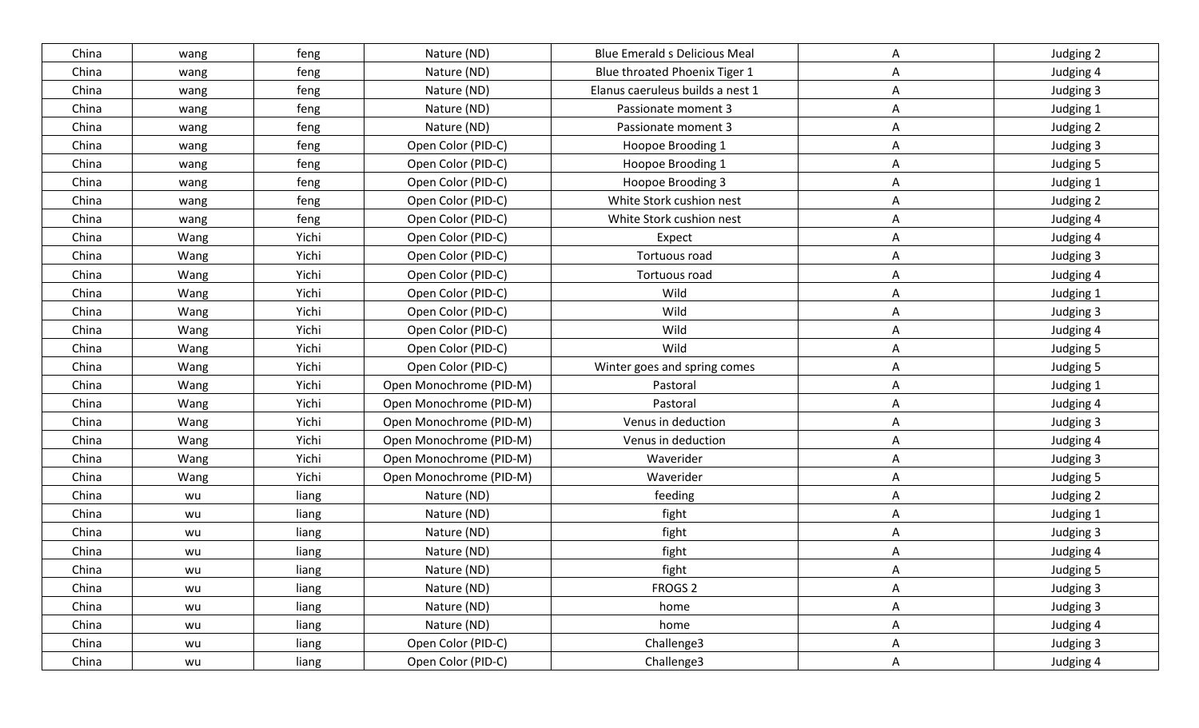| China | wang | feng | Nature (ND) | Blue Emerald s Delicious Meal | A | Judging 2 |
|---|---|---|---|---|---|---|
| China | wang | feng | Nature (ND) | Blue throated Phoenix Tiger 1 | A | Judging 4 |
| China | wang | feng | Nature (ND) | Elanus caeruleus builds a nest 1 | A | Judging 3 |
| China | wang | feng | Nature (ND) | Passionate moment 3 | A | Judging 1 |
| China | wang | feng | Nature (ND) | Passionate moment 3 | A | Judging 2 |
| China | wang | feng | Open Color (PID-C) | Hoopoe Brooding 1 | A | Judging 3 |
| China | wang | feng | Open Color (PID-C) | Hoopoe Brooding 1 | A | Judging 5 |
| China | wang | feng | Open Color (PID-C) | Hoopoe Brooding 3 | A | Judging 1 |
| China | wang | feng | Open Color (PID-C) | White Stork cushion nest | A | Judging 2 |
| China | wang | feng | Open Color (PID-C) | White Stork cushion nest | A | Judging 4 |
| China | Wang | Yichi | Open Color (PID-C) | Expect | A | Judging 4 |
| China | Wang | Yichi | Open Color (PID-C) | Tortuous road | A | Judging 3 |
| China | Wang | Yichi | Open Color (PID-C) | Tortuous road | A | Judging 4 |
| China | Wang | Yichi | Open Color (PID-C) | Wild | A | Judging 1 |
| China | Wang | Yichi | Open Color (PID-C) | Wild | A | Judging 3 |
| China | Wang | Yichi | Open Color (PID-C) | Wild | A | Judging 4 |
| China | Wang | Yichi | Open Color (PID-C) | Wild | A | Judging 5 |
| China | Wang | Yichi | Open Color (PID-C) | Winter goes and spring comes | A | Judging 5 |
| China | Wang | Yichi | Open Monochrome (PID-M) | Pastoral | A | Judging 1 |
| China | Wang | Yichi | Open Monochrome (PID-M) | Pastoral | A | Judging 4 |
| China | Wang | Yichi | Open Monochrome (PID-M) | Venus in deduction | A | Judging 3 |
| China | Wang | Yichi | Open Monochrome (PID-M) | Venus in deduction | A | Judging 4 |
| China | Wang | Yichi | Open Monochrome (PID-M) | Waverider | A | Judging 3 |
| China | Wang | Yichi | Open Monochrome (PID-M) | Waverider | A | Judging 5 |
| China | wu | liang | Nature (ND) | feeding | A | Judging 2 |
| China | wu | liang | Nature (ND) | fight | A | Judging 1 |
| China | wu | liang | Nature (ND) | fight | A | Judging 3 |
| China | wu | liang | Nature (ND) | fight | A | Judging 4 |
| China | wu | liang | Nature (ND) | fight | A | Judging 5 |
| China | wu | liang | Nature (ND) | FROGS 2 | A | Judging 3 |
| China | wu | liang | Nature (ND) | home | A | Judging 3 |
| China | wu | liang | Nature (ND) | home | A | Judging 4 |
| China | wu | liang | Open Color (PID-C) | Challenge3 | A | Judging 3 |
| China | wu | liang | Open Color (PID-C) | Challenge3 | A | Judging 4 |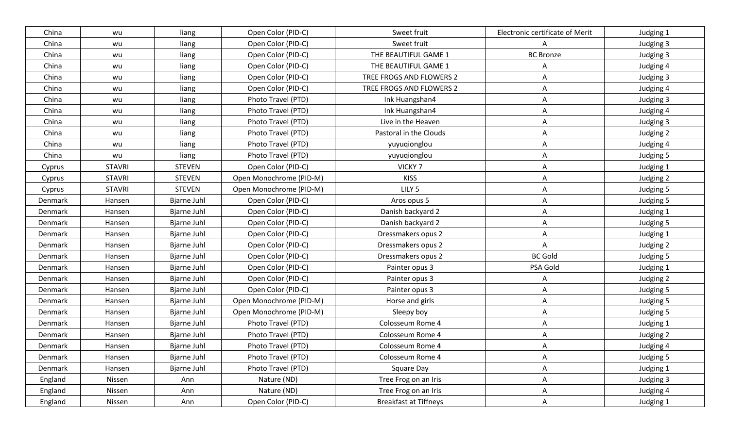| China | wu | liang | Open Color (PID-C) | Sweet fruit | Electronic certificate of Merit | Judging 1 |
|---|---|---|---|---|---|---|
| China | wu | liang | Open Color (PID-C) | Sweet fruit | A | Judging 3 |
| China | wu | liang | Open Color (PID-C) | THE BEAUTIFUL GAME 1 | BC Bronze | Judging 3 |
| China | wu | liang | Open Color (PID-C) | THE BEAUTIFUL GAME 1 | A | Judging 4 |
| China | wu | liang | Open Color (PID-C) | TREE FROGS AND FLOWERS 2 | A | Judging 3 |
| China | wu | liang | Open Color (PID-C) | TREE FROGS AND FLOWERS 2 | A | Judging 4 |
| China | wu | liang | Photo Travel (PTD) | Ink Huangshan4 | A | Judging 3 |
| China | wu | liang | Photo Travel (PTD) | Ink Huangshan4 | A | Judging 4 |
| China | wu | liang | Photo Travel (PTD) | Live in the Heaven | A | Judging 3 |
| China | wu | liang | Photo Travel (PTD) | Pastoral in the Clouds | A | Judging 2 |
| China | wu | liang | Photo Travel (PTD) | yuyuqionglou | A | Judging 4 |
| China | wu | liang | Photo Travel (PTD) | yuyuqionglou | A | Judging 5 |
| Cyprus | STAVRI | STEVEN | Open Color (PID-C) | VICKY 7 | A | Judging 1 |
| Cyprus | STAVRI | STEVEN | Open Monochrome (PID-M) | KISS | A | Judging 2 |
| Cyprus | STAVRI | STEVEN | Open Monochrome (PID-M) | LILY 5 | A | Judging 5 |
| Denmark | Hansen | Bjarne Juhl | Open Color (PID-C) | Aros opus 5 | A | Judging 5 |
| Denmark | Hansen | Bjarne Juhl | Open Color (PID-C) | Danish backyard 2 | A | Judging 1 |
| Denmark | Hansen | Bjarne Juhl | Open Color (PID-C) | Danish backyard 2 | A | Judging 5 |
| Denmark | Hansen | Bjarne Juhl | Open Color (PID-C) | Dressmakers opus 2 | A | Judging 1 |
| Denmark | Hansen | Bjarne Juhl | Open Color (PID-C) | Dressmakers opus 2 | A | Judging 2 |
| Denmark | Hansen | Bjarne Juhl | Open Color (PID-C) | Dressmakers opus 2 | BC Gold | Judging 5 |
| Denmark | Hansen | Bjarne Juhl | Open Color (PID-C) | Painter opus 3 | PSA Gold | Judging 1 |
| Denmark | Hansen | Bjarne Juhl | Open Color (PID-C) | Painter opus 3 | A | Judging 2 |
| Denmark | Hansen | Bjarne Juhl | Open Color (PID-C) | Painter opus 3 | A | Judging 5 |
| Denmark | Hansen | Bjarne Juhl | Open Monochrome (PID-M) | Horse and girls | A | Judging 5 |
| Denmark | Hansen | Bjarne Juhl | Open Monochrome (PID-M) | Sleepy boy | A | Judging 5 |
| Denmark | Hansen | Bjarne Juhl | Photo Travel (PTD) | Colosseum Rome 4 | A | Judging 1 |
| Denmark | Hansen | Bjarne Juhl | Photo Travel (PTD) | Colosseum Rome 4 | A | Judging 2 |
| Denmark | Hansen | Bjarne Juhl | Photo Travel (PTD) | Colosseum Rome 4 | A | Judging 4 |
| Denmark | Hansen | Bjarne Juhl | Photo Travel (PTD) | Colosseum Rome 4 | A | Judging 5 |
| Denmark | Hansen | Bjarne Juhl | Photo Travel (PTD) | Square Day | A | Judging 1 |
| England | Nissen | Ann | Nature (ND) | Tree Frog on an Iris | A | Judging 3 |
| England | Nissen | Ann | Nature (ND) | Tree Frog on an Iris | A | Judging 4 |
| England | Nissen | Ann | Open Color (PID-C) | Breakfast at Tiffneys | A | Judging 1 |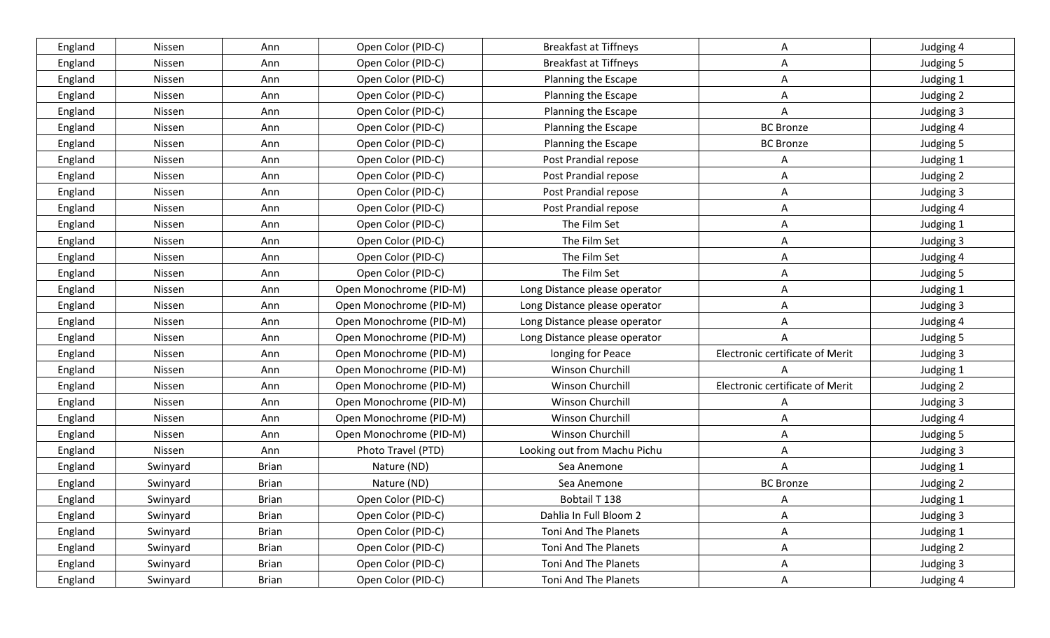| England | Nissen | Ann | Open Color (PID-C) | Breakfast at Tiffneys | A | Judging 4 |
|---|---|---|---|---|---|---|
| England | Nissen | Ann | Open Color (PID-C) | Breakfast at Tiffneys | A | Judging 5 |
| England | Nissen | Ann | Open Color (PID-C) | Planning the Escape | A | Judging 1 |
| England | Nissen | Ann | Open Color (PID-C) | Planning the Escape | A | Judging 2 |
| England | Nissen | Ann | Open Color (PID-C) | Planning the Escape | A | Judging 3 |
| England | Nissen | Ann | Open Color (PID-C) | Planning the Escape | BC Bronze | Judging 4 |
| England | Nissen | Ann | Open Color (PID-C) | Planning the Escape | BC Bronze | Judging 5 |
| England | Nissen | Ann | Open Color (PID-C) | Post Prandial repose | A | Judging 1 |
| England | Nissen | Ann | Open Color (PID-C) | Post Prandial repose | A | Judging 2 |
| England | Nissen | Ann | Open Color (PID-C) | Post Prandial repose | A | Judging 3 |
| England | Nissen | Ann | Open Color (PID-C) | Post Prandial repose | A | Judging 4 |
| England | Nissen | Ann | Open Color (PID-C) | The Film Set | A | Judging 1 |
| England | Nissen | Ann | Open Color (PID-C) | The Film Set | A | Judging 3 |
| England | Nissen | Ann | Open Color (PID-C) | The Film Set | A | Judging 4 |
| England | Nissen | Ann | Open Color (PID-C) | The Film Set | A | Judging 5 |
| England | Nissen | Ann | Open Monochrome (PID-M) | Long Distance please operator | A | Judging 1 |
| England | Nissen | Ann | Open Monochrome (PID-M) | Long Distance please operator | A | Judging 3 |
| England | Nissen | Ann | Open Monochrome (PID-M) | Long Distance please operator | A | Judging 4 |
| England | Nissen | Ann | Open Monochrome (PID-M) | Long Distance please operator | A | Judging 5 |
| England | Nissen | Ann | Open Monochrome (PID-M) | longing for Peace | Electronic certificate of Merit | Judging 3 |
| England | Nissen | Ann | Open Monochrome (PID-M) | Winson Churchill | A | Judging 1 |
| England | Nissen | Ann | Open Monochrome (PID-M) | Winson Churchill | Electronic certificate of Merit | Judging 2 |
| England | Nissen | Ann | Open Monochrome (PID-M) | Winson Churchill | A | Judging 3 |
| England | Nissen | Ann | Open Monochrome (PID-M) | Winson Churchill | A | Judging 4 |
| England | Nissen | Ann | Open Monochrome (PID-M) | Winson Churchill | A | Judging 5 |
| England | Nissen | Ann | Photo Travel (PTD) | Looking out from Machu Pichu | A | Judging 3 |
| England | Swinyard | Brian | Nature (ND) | Sea Anemone | A | Judging 1 |
| England | Swinyard | Brian | Nature (ND) | Sea Anemone | BC Bronze | Judging 2 |
| England | Swinyard | Brian | Open Color (PID-C) | Bobtail T 138 | A | Judging 1 |
| England | Swinyard | Brian | Open Color (PID-C) | Dahlia In Full Bloom 2 | A | Judging 3 |
| England | Swinyard | Brian | Open Color (PID-C) | Toni And The Planets | A | Judging 1 |
| England | Swinyard | Brian | Open Color (PID-C) | Toni And The Planets | A | Judging 2 |
| England | Swinyard | Brian | Open Color (PID-C) | Toni And The Planets | A | Judging 3 |
| England | Swinyard | Brian | Open Color (PID-C) | Toni And The Planets | A | Judging 4 |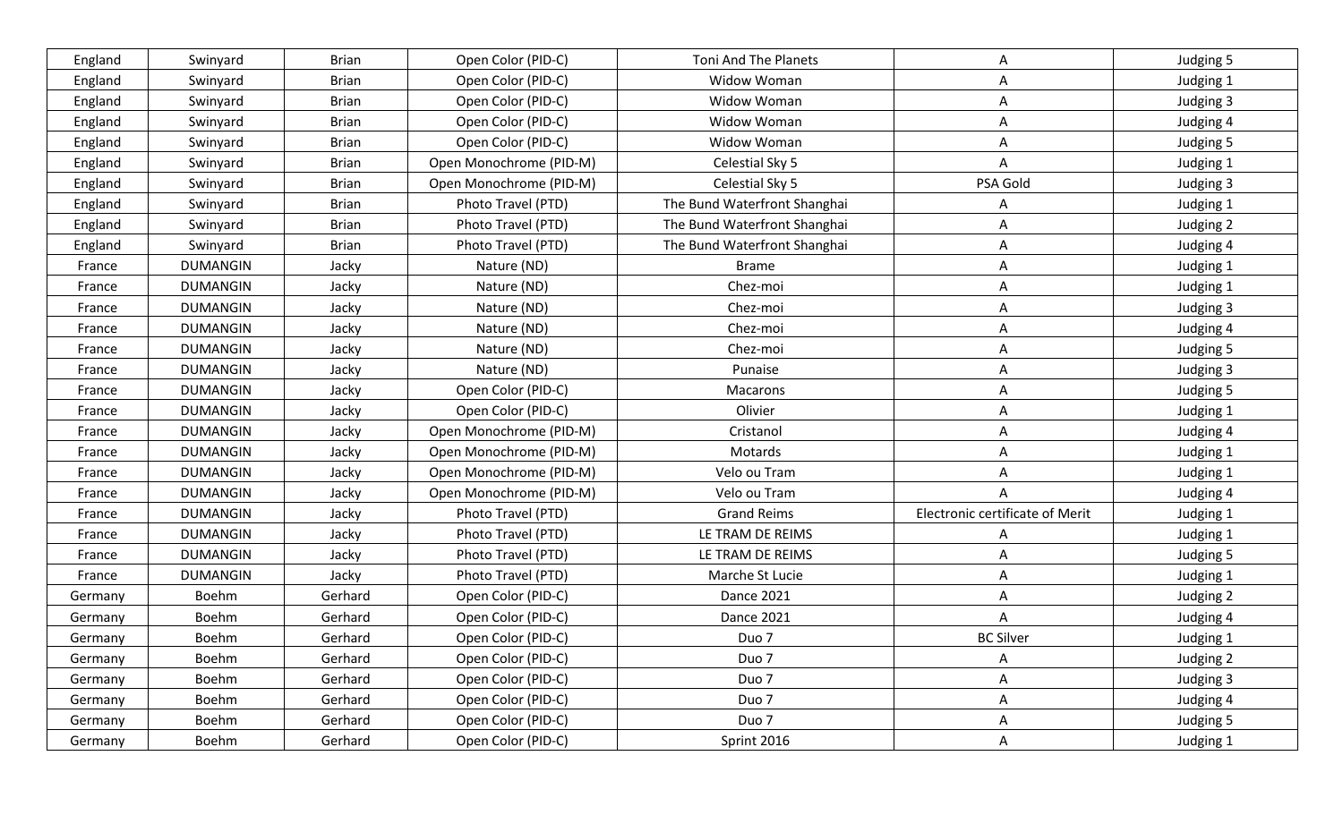| England | Swinyard | Brian | Open Color (PID-C) | Toni And The Planets | A | Judging 5 |
|---|---|---|---|---|---|---|
| England | Swinyard | Brian | Open Color (PID-C) | Widow Woman | A | Judging 1 |
| England | Swinyard | Brian | Open Color (PID-C) | Widow Woman | A | Judging 3 |
| England | Swinyard | Brian | Open Color (PID-C) | Widow Woman | A | Judging 4 |
| England | Swinyard | Brian | Open Color (PID-C) | Widow Woman | A | Judging 5 |
| England | Swinyard | Brian | Open Monochrome (PID-M) | Celestial Sky 5 | A | Judging 1 |
| England | Swinyard | Brian | Open Monochrome (PID-M) | Celestial Sky 5 | PSA Gold | Judging 3 |
| England | Swinyard | Brian | Photo Travel (PTD) | The Bund Waterfront Shanghai | A | Judging 1 |
| England | Swinyard | Brian | Photo Travel (PTD) | The Bund Waterfront Shanghai | A | Judging 2 |
| England | Swinyard | Brian | Photo Travel (PTD) | The Bund Waterfront Shanghai | A | Judging 4 |
| France | DUMANGIN | Jacky | Nature (ND) | Brame | A | Judging 1 |
| France | DUMANGIN | Jacky | Nature (ND) | Chez-moi | A | Judging 1 |
| France | DUMANGIN | Jacky | Nature (ND) | Chez-moi | A | Judging 3 |
| France | DUMANGIN | Jacky | Nature (ND) | Chez-moi | A | Judging 4 |
| France | DUMANGIN | Jacky | Nature (ND) | Chez-moi | A | Judging 5 |
| France | DUMANGIN | Jacky | Nature (ND) | Punaise | A | Judging 3 |
| France | DUMANGIN | Jacky | Open Color (PID-C) | Macarons | A | Judging 5 |
| France | DUMANGIN | Jacky | Open Color (PID-C) | Olivier | A | Judging 1 |
| France | DUMANGIN | Jacky | Open Monochrome (PID-M) | Cristanol | A | Judging 4 |
| France | DUMANGIN | Jacky | Open Monochrome (PID-M) | Motards | A | Judging 1 |
| France | DUMANGIN | Jacky | Open Monochrome (PID-M) | Velo ou Tram | A | Judging 1 |
| France | DUMANGIN | Jacky | Open Monochrome (PID-M) | Velo ou Tram | A | Judging 4 |
| France | DUMANGIN | Jacky | Photo Travel (PTD) | Grand Reims | Electronic certificate of Merit | Judging 1 |
| France | DUMANGIN | Jacky | Photo Travel (PTD) | LE TRAM DE REIMS | A | Judging 1 |
| France | DUMANGIN | Jacky | Photo Travel (PTD) | LE TRAM DE REIMS | A | Judging 5 |
| France | DUMANGIN | Jacky | Photo Travel (PTD) | Marche St Lucie | A | Judging 1 |
| Germany | Boehm | Gerhard | Open Color (PID-C) | Dance 2021 | A | Judging 2 |
| Germany | Boehm | Gerhard | Open Color (PID-C) | Dance 2021 | A | Judging 4 |
| Germany | Boehm | Gerhard | Open Color (PID-C) | Duo 7 | BC Silver | Judging 1 |
| Germany | Boehm | Gerhard | Open Color (PID-C) | Duo 7 | A | Judging 2 |
| Germany | Boehm | Gerhard | Open Color (PID-C) | Duo 7 | A | Judging 3 |
| Germany | Boehm | Gerhard | Open Color (PID-C) | Duo 7 | A | Judging 4 |
| Germany | Boehm | Gerhard | Open Color (PID-C) | Duo 7 | A | Judging 5 |
| Germany | Boehm | Gerhard | Open Color (PID-C) | Sprint 2016 | A | Judging 1 |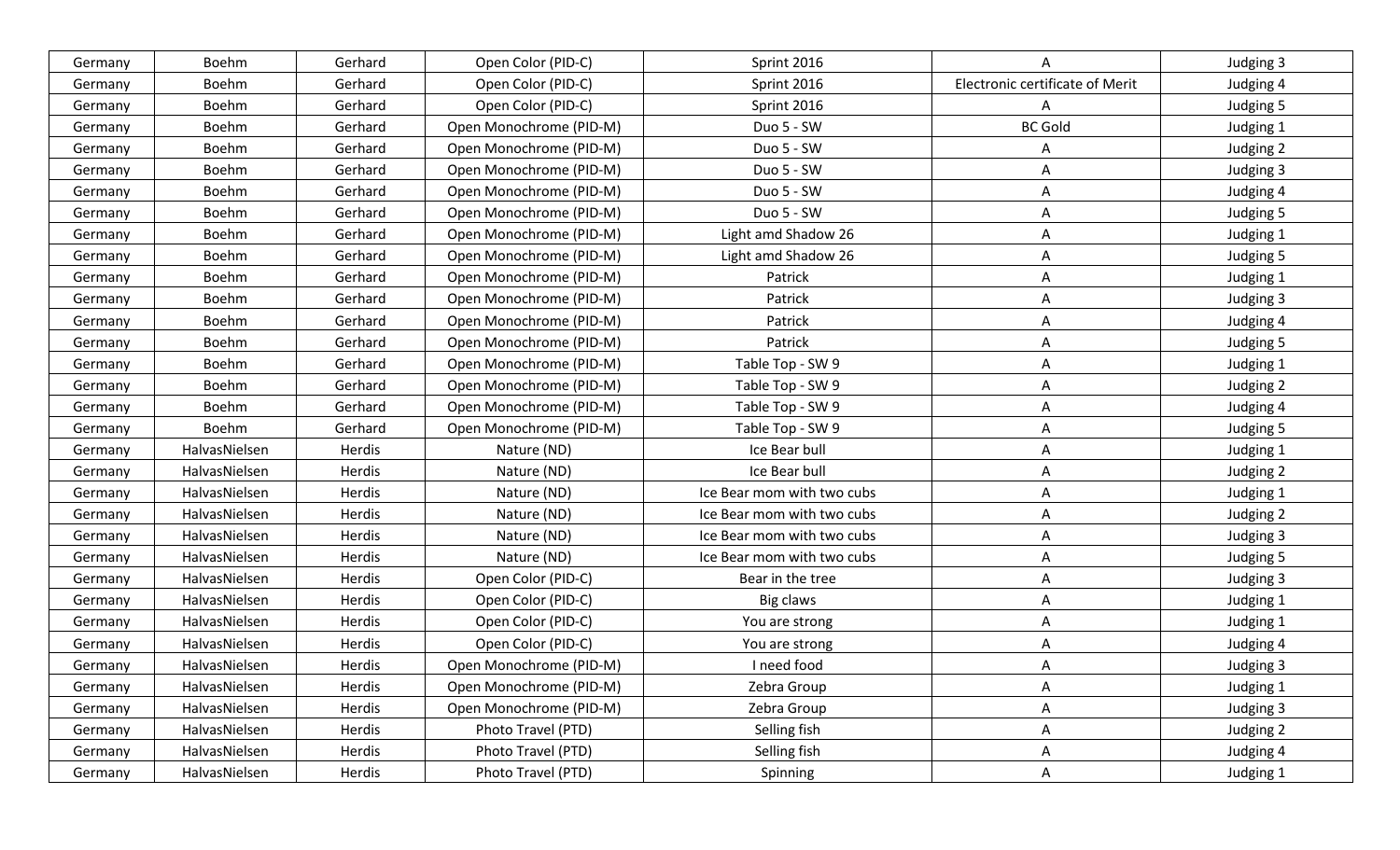| Germany | Boehm | Gerhard | Open Color (PID-C) | Sprint 2016 | A | Judging 3 |
|---|---|---|---|---|---|---|
| Germany | Boehm | Gerhard | Open Color (PID-C) | Sprint 2016 | Electronic certificate of Merit | Judging 4 |
| Germany | Boehm | Gerhard | Open Color (PID-C) | Sprint 2016 | A | Judging 5 |
| Germany | Boehm | Gerhard | Open Monochrome (PID-M) | Duo 5 - SW | BC Gold | Judging 1 |
| Germany | Boehm | Gerhard | Open Monochrome (PID-M) | Duo 5 - SW | A | Judging 2 |
| Germany | Boehm | Gerhard | Open Monochrome (PID-M) | Duo 5 - SW | A | Judging 3 |
| Germany | Boehm | Gerhard | Open Monochrome (PID-M) | Duo 5 - SW | A | Judging 4 |
| Germany | Boehm | Gerhard | Open Monochrome (PID-M) | Duo 5 - SW | A | Judging 5 |
| Germany | Boehm | Gerhard | Open Monochrome (PID-M) | Light amd Shadow 26 | A | Judging 1 |
| Germany | Boehm | Gerhard | Open Monochrome (PID-M) | Light amd Shadow 26 | A | Judging 5 |
| Germany | Boehm | Gerhard | Open Monochrome (PID-M) | Patrick | A | Judging 1 |
| Germany | Boehm | Gerhard | Open Monochrome (PID-M) | Patrick | A | Judging 3 |
| Germany | Boehm | Gerhard | Open Monochrome (PID-M) | Patrick | A | Judging 4 |
| Germany | Boehm | Gerhard | Open Monochrome (PID-M) | Patrick | A | Judging 5 |
| Germany | Boehm | Gerhard | Open Monochrome (PID-M) | Table Top - SW 9 | A | Judging 1 |
| Germany | Boehm | Gerhard | Open Monochrome (PID-M) | Table Top - SW 9 | A | Judging 2 |
| Germany | Boehm | Gerhard | Open Monochrome (PID-M) | Table Top - SW 9 | A | Judging 4 |
| Germany | Boehm | Gerhard | Open Monochrome (PID-M) | Table Top - SW 9 | A | Judging 5 |
| Germany | HalvasNielsen | Herdis | Nature (ND) | Ice Bear bull | A | Judging 1 |
| Germany | HalvasNielsen | Herdis | Nature (ND) | Ice Bear bull | A | Judging 2 |
| Germany | HalvasNielsen | Herdis | Nature (ND) | Ice Bear mom with two cubs | A | Judging 1 |
| Germany | HalvasNielsen | Herdis | Nature (ND) | Ice Bear mom with two cubs | A | Judging 2 |
| Germany | HalvasNielsen | Herdis | Nature (ND) | Ice Bear mom with two cubs | A | Judging 3 |
| Germany | HalvasNielsen | Herdis | Nature (ND) | Ice Bear mom with two cubs | A | Judging 5 |
| Germany | HalvasNielsen | Herdis | Open Color (PID-C) | Bear in the tree | A | Judging 3 |
| Germany | HalvasNielsen | Herdis | Open Color (PID-C) | Big claws | A | Judging 1 |
| Germany | HalvasNielsen | Herdis | Open Color (PID-C) | You are strong | A | Judging 1 |
| Germany | HalvasNielsen | Herdis | Open Color (PID-C) | You are strong | A | Judging 4 |
| Germany | HalvasNielsen | Herdis | Open Monochrome (PID-M) | I need food | A | Judging 3 |
| Germany | HalvasNielsen | Herdis | Open Monochrome (PID-M) | Zebra Group | A | Judging 1 |
| Germany | HalvasNielsen | Herdis | Open Monochrome (PID-M) | Zebra Group | A | Judging 3 |
| Germany | HalvasNielsen | Herdis | Photo Travel (PTD) | Selling fish | A | Judging 2 |
| Germany | HalvasNielsen | Herdis | Photo Travel (PTD) | Selling fish | A | Judging 4 |
| Germany | HalvasNielsen | Herdis | Photo Travel (PTD) | Spinning | A | Judging 1 |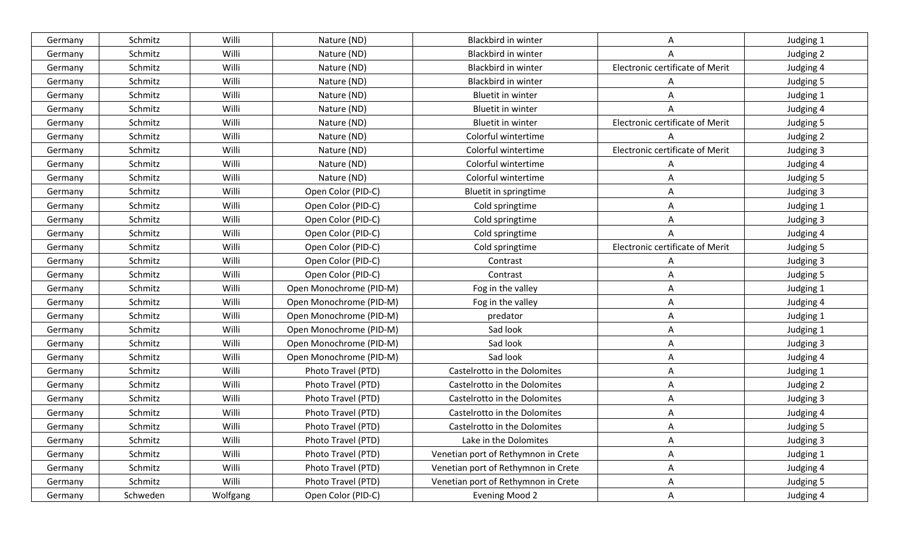| Germany | Schmitz | Willi | Nature (ND) | Blackbird in winter | A | Judging 1 |
|---|---|---|---|---|---|---|
| Germany | Schmitz | Willi | Nature (ND) | Blackbird in winter | A | Judging 2 |
| Germany | Schmitz | Willi | Nature (ND) | Blackbird in winter | Electronic certificate of Merit | Judging 4 |
| Germany | Schmitz | Willi | Nature (ND) | Blackbird in winter | A | Judging 5 |
| Germany | Schmitz | Willi | Nature (ND) | Bluetit in winter | A | Judging 1 |
| Germany | Schmitz | Willi | Nature (ND) | Bluetit in winter | A | Judging 4 |
| Germany | Schmitz | Willi | Nature (ND) | Bluetit in winter | Electronic certificate of Merit | Judging 5 |
| Germany | Schmitz | Willi | Nature (ND) | Colorful wintertime | A | Judging 2 |
| Germany | Schmitz | Willi | Nature (ND) | Colorful wintertime | Electronic certificate of Merit | Judging 3 |
| Germany | Schmitz | Willi | Nature (ND) | Colorful wintertime | A | Judging 4 |
| Germany | Schmitz | Willi | Nature (ND) | Colorful wintertime | A | Judging 5 |
| Germany | Schmitz | Willi | Open Color (PID-C) | Bluetit in springtime | A | Judging 3 |
| Germany | Schmitz | Willi | Open Color (PID-C) | Cold springtime | A | Judging 1 |
| Germany | Schmitz | Willi | Open Color (PID-C) | Cold springtime | A | Judging 3 |
| Germany | Schmitz | Willi | Open Color (PID-C) | Cold springtime | A | Judging 4 |
| Germany | Schmitz | Willi | Open Color (PID-C) | Cold springtime | Electronic certificate of Merit | Judging 5 |
| Germany | Schmitz | Willi | Open Color (PID-C) | Contrast | A | Judging 3 |
| Germany | Schmitz | Willi | Open Color (PID-C) | Contrast | A | Judging 5 |
| Germany | Schmitz | Willi | Open Monochrome (PID-M) | Fog in the valley | A | Judging 1 |
| Germany | Schmitz | Willi | Open Monochrome (PID-M) | Fog in the valley | A | Judging 4 |
| Germany | Schmitz | Willi | Open Monochrome (PID-M) | predator | A | Judging 1 |
| Germany | Schmitz | Willi | Open Monochrome (PID-M) | Sad look | A | Judging 1 |
| Germany | Schmitz | Willi | Open Monochrome (PID-M) | Sad look | A | Judging 3 |
| Germany | Schmitz | Willi | Open Monochrome (PID-M) | Sad look | A | Judging 4 |
| Germany | Schmitz | Willi | Photo Travel (PTD) | Castelrotto in the Dolomites | A | Judging 1 |
| Germany | Schmitz | Willi | Photo Travel (PTD) | Castelrotto in the Dolomites | A | Judging 2 |
| Germany | Schmitz | Willi | Photo Travel (PTD) | Castelrotto in the Dolomites | A | Judging 3 |
| Germany | Schmitz | Willi | Photo Travel (PTD) | Castelrotto in the Dolomites | A | Judging 4 |
| Germany | Schmitz | Willi | Photo Travel (PTD) | Castelrotto in the Dolomites | A | Judging 5 |
| Germany | Schmitz | Willi | Photo Travel (PTD) | Lake in the Dolomites | A | Judging 3 |
| Germany | Schmitz | Willi | Photo Travel (PTD) | Venetian port of Rethymnon in Crete | A | Judging 1 |
| Germany | Schmitz | Willi | Photo Travel (PTD) | Venetian port of Rethymnon in Crete | A | Judging 4 |
| Germany | Schmitz | Willi | Photo Travel (PTD) | Venetian port of Rethymnon in Crete | A | Judging 5 |
| Germany | Schweden | Wolfgang | Open Color (PID-C) | Evening Mood 2 | A | Judging 4 |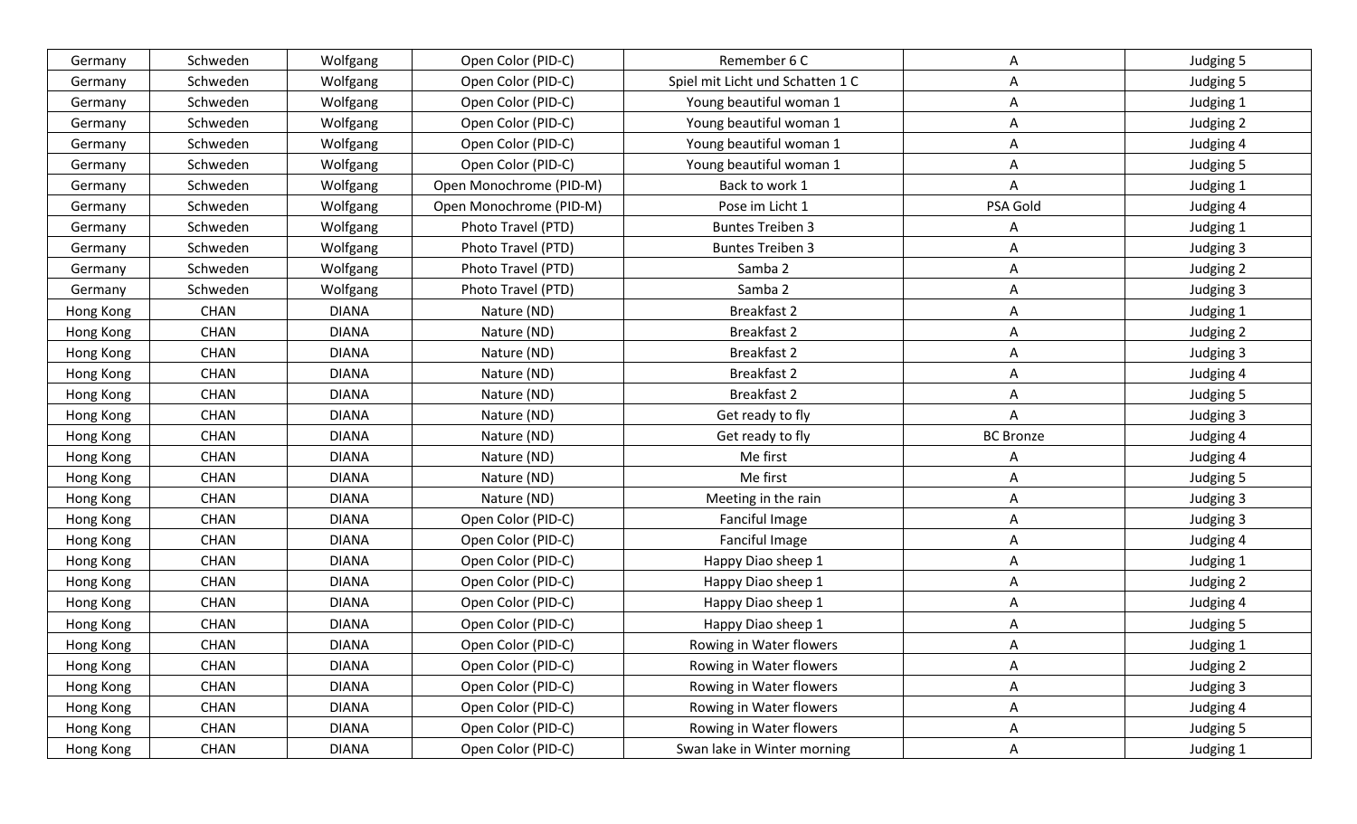| | | | | | | |
|---|---|---|---|---|---|---|
| Germany | Schweden | Wolfgang | Open Color (PID-C) | Remember 6 C | A | Judging 5 |
| Germany | Schweden | Wolfgang | Open Color (PID-C) | Spiel mit Licht und Schatten 1 C | A | Judging 5 |
| Germany | Schweden | Wolfgang | Open Color (PID-C) | Young beautiful woman 1 | A | Judging 1 |
| Germany | Schweden | Wolfgang | Open Color (PID-C) | Young beautiful woman 1 | A | Judging 2 |
| Germany | Schweden | Wolfgang | Open Color (PID-C) | Young beautiful woman 1 | A | Judging 4 |
| Germany | Schweden | Wolfgang | Open Color (PID-C) | Young beautiful woman 1 | A | Judging 5 |
| Germany | Schweden | Wolfgang | Open Monochrome (PID-M) | Back to work 1 | A | Judging 1 |
| Germany | Schweden | Wolfgang | Open Monochrome (PID-M) | Pose im Licht 1 | PSA Gold | Judging 4 |
| Germany | Schweden | Wolfgang | Photo Travel (PTD) | Buntes Treiben 3 | A | Judging 1 |
| Germany | Schweden | Wolfgang | Photo Travel (PTD) | Buntes Treiben 3 | A | Judging 3 |
| Germany | Schweden | Wolfgang | Photo Travel (PTD) | Samba 2 | A | Judging 2 |
| Germany | Schweden | Wolfgang | Photo Travel (PTD) | Samba 2 | A | Judging 3 |
| Hong Kong | CHAN | DIANA | Nature (ND) | Breakfast 2 | A | Judging 1 |
| Hong Kong | CHAN | DIANA | Nature (ND) | Breakfast 2 | A | Judging 2 |
| Hong Kong | CHAN | DIANA | Nature (ND) | Breakfast 2 | A | Judging 3 |
| Hong Kong | CHAN | DIANA | Nature (ND) | Breakfast 2 | A | Judging 4 |
| Hong Kong | CHAN | DIANA | Nature (ND) | Breakfast 2 | A | Judging 5 |
| Hong Kong | CHAN | DIANA | Nature (ND) | Get ready to fly | A | Judging 3 |
| Hong Kong | CHAN | DIANA | Nature (ND) | Get ready to fly | BC Bronze | Judging 4 |
| Hong Kong | CHAN | DIANA | Nature (ND) | Me first | A | Judging 4 |
| Hong Kong | CHAN | DIANA | Nature (ND) | Me first | A | Judging 5 |
| Hong Kong | CHAN | DIANA | Nature (ND) | Meeting in the rain | A | Judging 3 |
| Hong Kong | CHAN | DIANA | Open Color (PID-C) | Fanciful Image | A | Judging 3 |
| Hong Kong | CHAN | DIANA | Open Color (PID-C) | Fanciful Image | A | Judging 4 |
| Hong Kong | CHAN | DIANA | Open Color (PID-C) | Happy Diao sheep 1 | A | Judging 1 |
| Hong Kong | CHAN | DIANA | Open Color (PID-C) | Happy Diao sheep 1 | A | Judging 2 |
| Hong Kong | CHAN | DIANA | Open Color (PID-C) | Happy Diao sheep 1 | A | Judging 4 |
| Hong Kong | CHAN | DIANA | Open Color (PID-C) | Happy Diao sheep 1 | A | Judging 5 |
| Hong Kong | CHAN | DIANA | Open Color (PID-C) | Rowing in Water flowers | A | Judging 1 |
| Hong Kong | CHAN | DIANA | Open Color (PID-C) | Rowing in Water flowers | A | Judging 2 |
| Hong Kong | CHAN | DIANA | Open Color (PID-C) | Rowing in Water flowers | A | Judging 3 |
| Hong Kong | CHAN | DIANA | Open Color (PID-C) | Rowing in Water flowers | A | Judging 4 |
| Hong Kong | CHAN | DIANA | Open Color (PID-C) | Rowing in Water flowers | A | Judging 5 |
| Hong Kong | CHAN | DIANA | Open Color (PID-C) | Swan lake in Winter morning | A | Judging 1 |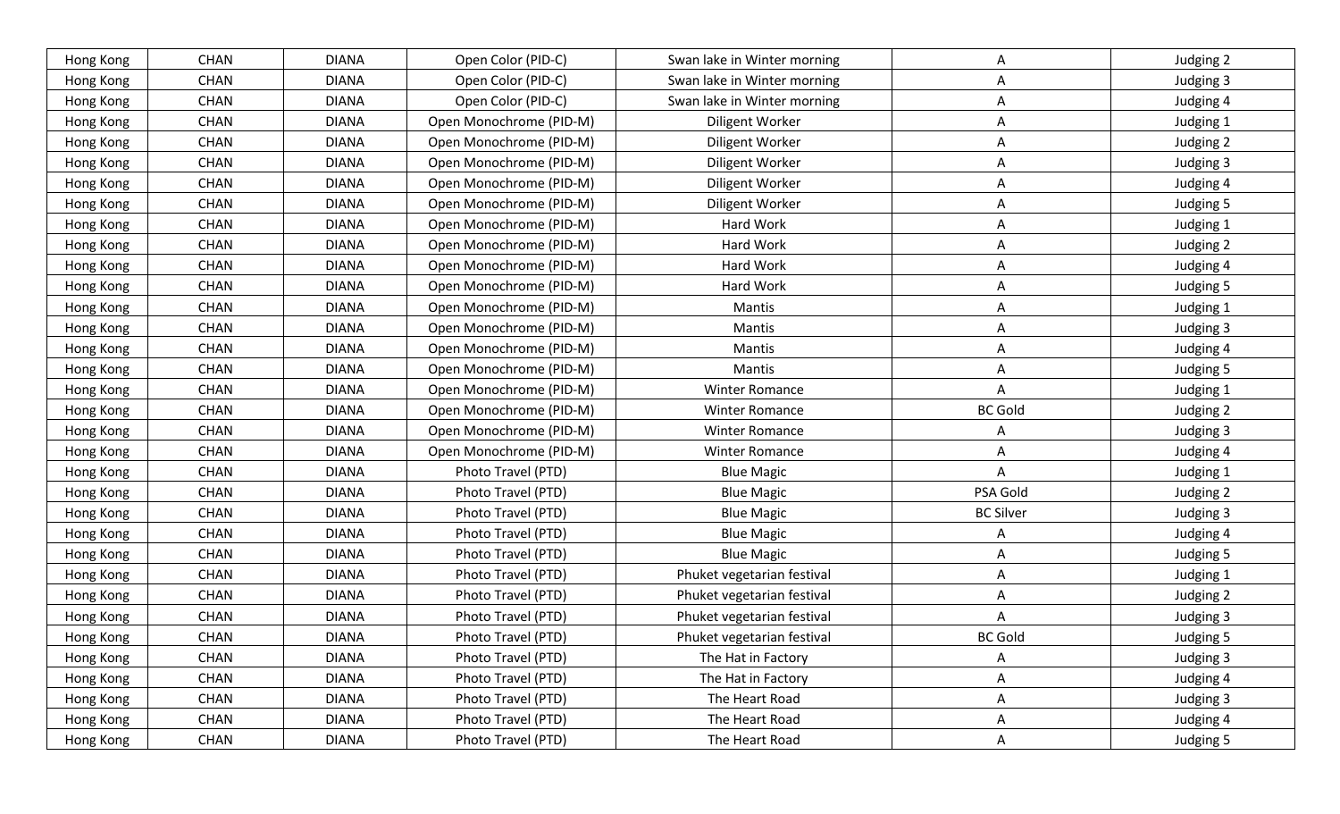| Hong Kong | CHAN | DIANA | Open Color (PID-C) | Swan lake in Winter morning | A | Judging 2 |
|---|---|---|---|---|---|---|
| Hong Kong | CHAN | DIANA | Open Color (PID-C) | Swan lake in Winter morning | A | Judging 3 |
| Hong Kong | CHAN | DIANA | Open Color (PID-C) | Swan lake in Winter morning | A | Judging 4 |
| Hong Kong | CHAN | DIANA | Open Monochrome (PID-M) | Diligent Worker | A | Judging 1 |
| Hong Kong | CHAN | DIANA | Open Monochrome (PID-M) | Diligent Worker | A | Judging 2 |
| Hong Kong | CHAN | DIANA | Open Monochrome (PID-M) | Diligent Worker | A | Judging 3 |
| Hong Kong | CHAN | DIANA | Open Monochrome (PID-M) | Diligent Worker | A | Judging 4 |
| Hong Kong | CHAN | DIANA | Open Monochrome (PID-M) | Diligent Worker | A | Judging 5 |
| Hong Kong | CHAN | DIANA | Open Monochrome (PID-M) | Hard Work | A | Judging 1 |
| Hong Kong | CHAN | DIANA | Open Monochrome (PID-M) | Hard Work | A | Judging 2 |
| Hong Kong | CHAN | DIANA | Open Monochrome (PID-M) | Hard Work | A | Judging 4 |
| Hong Kong | CHAN | DIANA | Open Monochrome (PID-M) | Hard Work | A | Judging 5 |
| Hong Kong | CHAN | DIANA | Open Monochrome (PID-M) | Mantis | A | Judging 1 |
| Hong Kong | CHAN | DIANA | Open Monochrome (PID-M) | Mantis | A | Judging 3 |
| Hong Kong | CHAN | DIANA | Open Monochrome (PID-M) | Mantis | A | Judging 4 |
| Hong Kong | CHAN | DIANA | Open Monochrome (PID-M) | Mantis | A | Judging 5 |
| Hong Kong | CHAN | DIANA | Open Monochrome (PID-M) | Winter Romance | A | Judging 1 |
| Hong Kong | CHAN | DIANA | Open Monochrome (PID-M) | Winter Romance | BC Gold | Judging 2 |
| Hong Kong | CHAN | DIANA | Open Monochrome (PID-M) | Winter Romance | A | Judging 3 |
| Hong Kong | CHAN | DIANA | Open Monochrome (PID-M) | Winter Romance | A | Judging 4 |
| Hong Kong | CHAN | DIANA | Photo Travel (PTD) | Blue Magic | A | Judging 1 |
| Hong Kong | CHAN | DIANA | Photo Travel (PTD) | Blue Magic | PSA Gold | Judging 2 |
| Hong Kong | CHAN | DIANA | Photo Travel (PTD) | Blue Magic | BC Silver | Judging 3 |
| Hong Kong | CHAN | DIANA | Photo Travel (PTD) | Blue Magic | A | Judging 4 |
| Hong Kong | CHAN | DIANA | Photo Travel (PTD) | Blue Magic | A | Judging 5 |
| Hong Kong | CHAN | DIANA | Photo Travel (PTD) | Phuket vegetarian festival | A | Judging 1 |
| Hong Kong | CHAN | DIANA | Photo Travel (PTD) | Phuket vegetarian festival | A | Judging 2 |
| Hong Kong | CHAN | DIANA | Photo Travel (PTD) | Phuket vegetarian festival | A | Judging 3 |
| Hong Kong | CHAN | DIANA | Photo Travel (PTD) | Phuket vegetarian festival | BC Gold | Judging 5 |
| Hong Kong | CHAN | DIANA | Photo Travel (PTD) | The Hat in Factory | A | Judging 3 |
| Hong Kong | CHAN | DIANA | Photo Travel (PTD) | The Hat in Factory | A | Judging 4 |
| Hong Kong | CHAN | DIANA | Photo Travel (PTD) | The Heart Road | A | Judging 3 |
| Hong Kong | CHAN | DIANA | Photo Travel (PTD) | The Heart Road | A | Judging 4 |
| Hong Kong | CHAN | DIANA | Photo Travel (PTD) | The Heart Road | A | Judging 5 |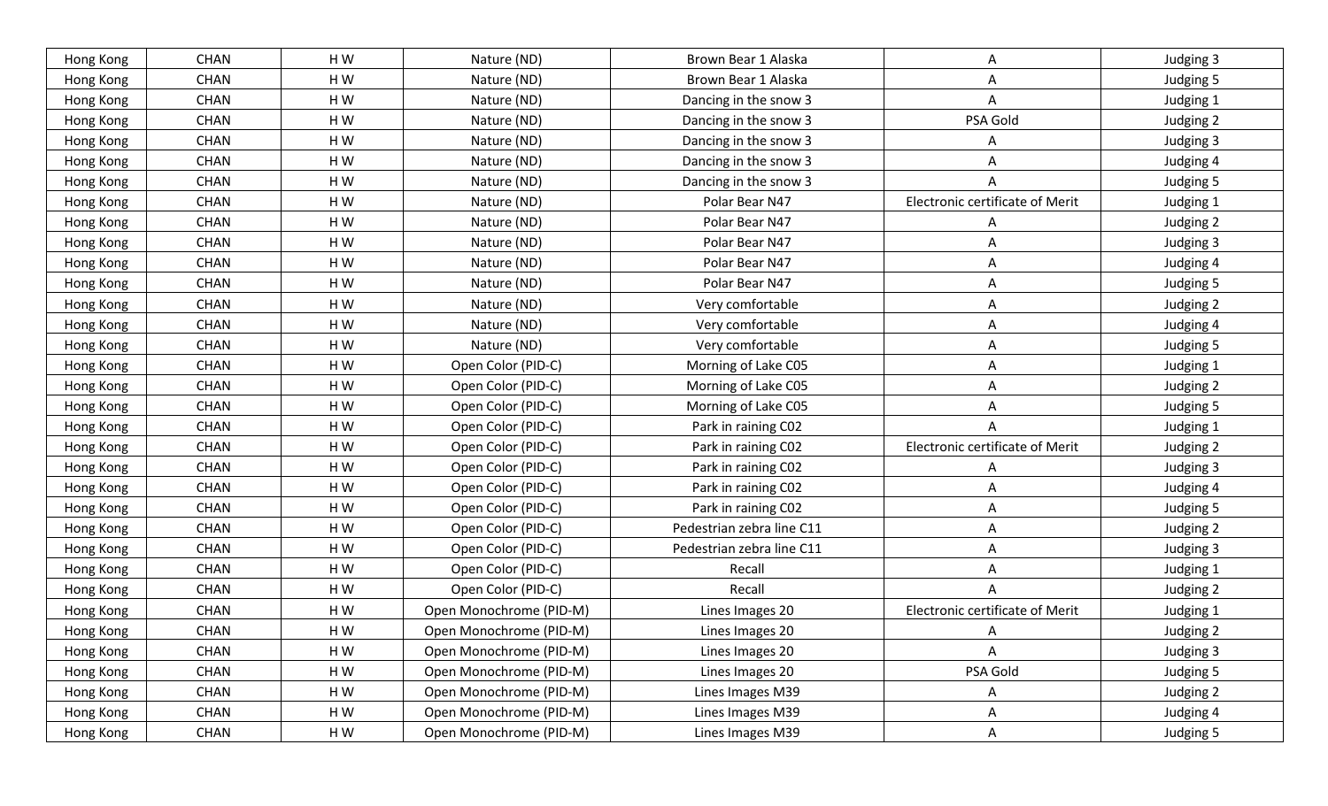| Hong Kong | CHAN | H W | Nature (ND) | Brown Bear 1 Alaska | A | Judging 3 |
|---|---|---|---|---|---|---|
| Hong Kong | CHAN | H W | Nature (ND) | Brown Bear 1 Alaska | A | Judging 5 |
| Hong Kong | CHAN | H W | Nature (ND) | Dancing in the snow 3 | A | Judging 1 |
| Hong Kong | CHAN | H W | Nature (ND) | Dancing in the snow 3 | PSA Gold | Judging 2 |
| Hong Kong | CHAN | H W | Nature (ND) | Dancing in the snow 3 | A | Judging 3 |
| Hong Kong | CHAN | H W | Nature (ND) | Dancing in the snow 3 | A | Judging 4 |
| Hong Kong | CHAN | H W | Nature (ND) | Dancing in the snow 3 | A | Judging 5 |
| Hong Kong | CHAN | H W | Nature (ND) | Polar Bear N47 | Electronic certificate of Merit | Judging 1 |
| Hong Kong | CHAN | H W | Nature (ND) | Polar Bear N47 | A | Judging 2 |
| Hong Kong | CHAN | H W | Nature (ND) | Polar Bear N47 | A | Judging 3 |
| Hong Kong | CHAN | H W | Nature (ND) | Polar Bear N47 | A | Judging 4 |
| Hong Kong | CHAN | H W | Nature (ND) | Polar Bear N47 | A | Judging 5 |
| Hong Kong | CHAN | H W | Nature (ND) | Very comfortable | A | Judging 2 |
| Hong Kong | CHAN | H W | Nature (ND) | Very comfortable | A | Judging 4 |
| Hong Kong | CHAN | H W | Nature (ND) | Very comfortable | A | Judging 5 |
| Hong Kong | CHAN | H W | Open Color (PID-C) | Morning of Lake C05 | A | Judging 1 |
| Hong Kong | CHAN | H W | Open Color (PID-C) | Morning of Lake C05 | A | Judging 2 |
| Hong Kong | CHAN | H W | Open Color (PID-C) | Morning of Lake C05 | A | Judging 5 |
| Hong Kong | CHAN | H W | Open Color (PID-C) | Park in raining C02 | A | Judging 1 |
| Hong Kong | CHAN | H W | Open Color (PID-C) | Park in raining C02 | Electronic certificate of Merit | Judging 2 |
| Hong Kong | CHAN | H W | Open Color (PID-C) | Park in raining C02 | A | Judging 3 |
| Hong Kong | CHAN | H W | Open Color (PID-C) | Park in raining C02 | A | Judging 4 |
| Hong Kong | CHAN | H W | Open Color (PID-C) | Park in raining C02 | A | Judging 5 |
| Hong Kong | CHAN | H W | Open Color (PID-C) | Pedestrian zebra line C11 | A | Judging 2 |
| Hong Kong | CHAN | H W | Open Color (PID-C) | Pedestrian zebra line C11 | A | Judging 3 |
| Hong Kong | CHAN | H W | Open Color (PID-C) | Recall | A | Judging 1 |
| Hong Kong | CHAN | H W | Open Color (PID-C) | Recall | A | Judging 2 |
| Hong Kong | CHAN | H W | Open Monochrome (PID-M) | Lines Images 20 | Electronic certificate of Merit | Judging 1 |
| Hong Kong | CHAN | H W | Open Monochrome (PID-M) | Lines Images 20 | A | Judging 2 |
| Hong Kong | CHAN | H W | Open Monochrome (PID-M) | Lines Images 20 | A | Judging 3 |
| Hong Kong | CHAN | H W | Open Monochrome (PID-M) | Lines Images 20 | PSA Gold | Judging 5 |
| Hong Kong | CHAN | H W | Open Monochrome (PID-M) | Lines Images M39 | A | Judging 2 |
| Hong Kong | CHAN | H W | Open Monochrome (PID-M) | Lines Images M39 | A | Judging 4 |
| Hong Kong | CHAN | H W | Open Monochrome (PID-M) | Lines Images M39 | A | Judging 5 |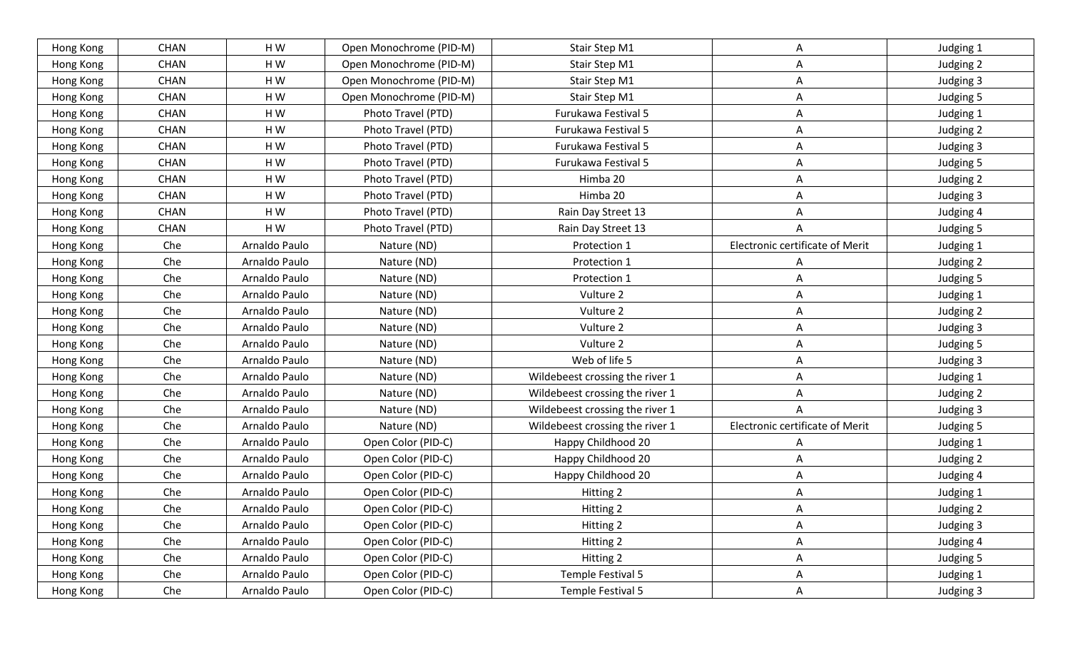| Hong Kong | CHAN | H W | Open Monochrome (PID-M) | Stair Step M1 | A | Judging 1 |
|---|---|---|---|---|---|---|
| Hong Kong | CHAN | H W | Open Monochrome (PID-M) | Stair Step M1 | A | Judging 2 |
| Hong Kong | CHAN | H W | Open Monochrome (PID-M) | Stair Step M1 | A | Judging 3 |
| Hong Kong | CHAN | H W | Open Monochrome (PID-M) | Stair Step M1 | A | Judging 5 |
| Hong Kong | CHAN | H W | Photo Travel (PTD) | Furukawa Festival 5 | A | Judging 1 |
| Hong Kong | CHAN | H W | Photo Travel (PTD) | Furukawa Festival 5 | A | Judging 2 |
| Hong Kong | CHAN | H W | Photo Travel (PTD) | Furukawa Festival 5 | A | Judging 3 |
| Hong Kong | CHAN | H W | Photo Travel (PTD) | Furukawa Festival 5 | A | Judging 5 |
| Hong Kong | CHAN | H W | Photo Travel (PTD) | Himba 20 | A | Judging 2 |
| Hong Kong | CHAN | H W | Photo Travel (PTD) | Himba 20 | A | Judging 3 |
| Hong Kong | CHAN | H W | Photo Travel (PTD) | Rain Day Street 13 | A | Judging 4 |
| Hong Kong | CHAN | H W | Photo Travel (PTD) | Rain Day Street 13 | A | Judging 5 |
| Hong Kong | Che | Arnaldo Paulo | Nature (ND) | Protection 1 | Electronic certificate of Merit | Judging 1 |
| Hong Kong | Che | Arnaldo Paulo | Nature (ND) | Protection 1 | A | Judging 2 |
| Hong Kong | Che | Arnaldo Paulo | Nature (ND) | Protection 1 | A | Judging 5 |
| Hong Kong | Che | Arnaldo Paulo | Nature (ND) | Vulture 2 | A | Judging 1 |
| Hong Kong | Che | Arnaldo Paulo | Nature (ND) | Vulture 2 | A | Judging 2 |
| Hong Kong | Che | Arnaldo Paulo | Nature (ND) | Vulture 2 | A | Judging 3 |
| Hong Kong | Che | Arnaldo Paulo | Nature (ND) | Vulture 2 | A | Judging 5 |
| Hong Kong | Che | Arnaldo Paulo | Nature (ND) | Web of life 5 | A | Judging 3 |
| Hong Kong | Che | Arnaldo Paulo | Nature (ND) | Wildebeest crossing the river 1 | A | Judging 1 |
| Hong Kong | Che | Arnaldo Paulo | Nature (ND) | Wildebeest crossing the river 1 | A | Judging 2 |
| Hong Kong | Che | Arnaldo Paulo | Nature (ND) | Wildebeest crossing the river 1 | A | Judging 3 |
| Hong Kong | Che | Arnaldo Paulo | Nature (ND) | Wildebeest crossing the river 1 | Electronic certificate of Merit | Judging 5 |
| Hong Kong | Che | Arnaldo Paulo | Open Color (PID-C) | Happy Childhood 20 | A | Judging 1 |
| Hong Kong | Che | Arnaldo Paulo | Open Color (PID-C) | Happy Childhood 20 | A | Judging 2 |
| Hong Kong | Che | Arnaldo Paulo | Open Color (PID-C) | Happy Childhood 20 | A | Judging 4 |
| Hong Kong | Che | Arnaldo Paulo | Open Color (PID-C) | Hitting 2 | A | Judging 1 |
| Hong Kong | Che | Arnaldo Paulo | Open Color (PID-C) | Hitting 2 | A | Judging 2 |
| Hong Kong | Che | Arnaldo Paulo | Open Color (PID-C) | Hitting 2 | A | Judging 3 |
| Hong Kong | Che | Arnaldo Paulo | Open Color (PID-C) | Hitting 2 | A | Judging 4 |
| Hong Kong | Che | Arnaldo Paulo | Open Color (PID-C) | Hitting 2 | A | Judging 5 |
| Hong Kong | Che | Arnaldo Paulo | Open Color (PID-C) | Temple Festival 5 | A | Judging 1 |
| Hong Kong | Che | Arnaldo Paulo | Open Color (PID-C) | Temple Festival 5 | A | Judging 3 |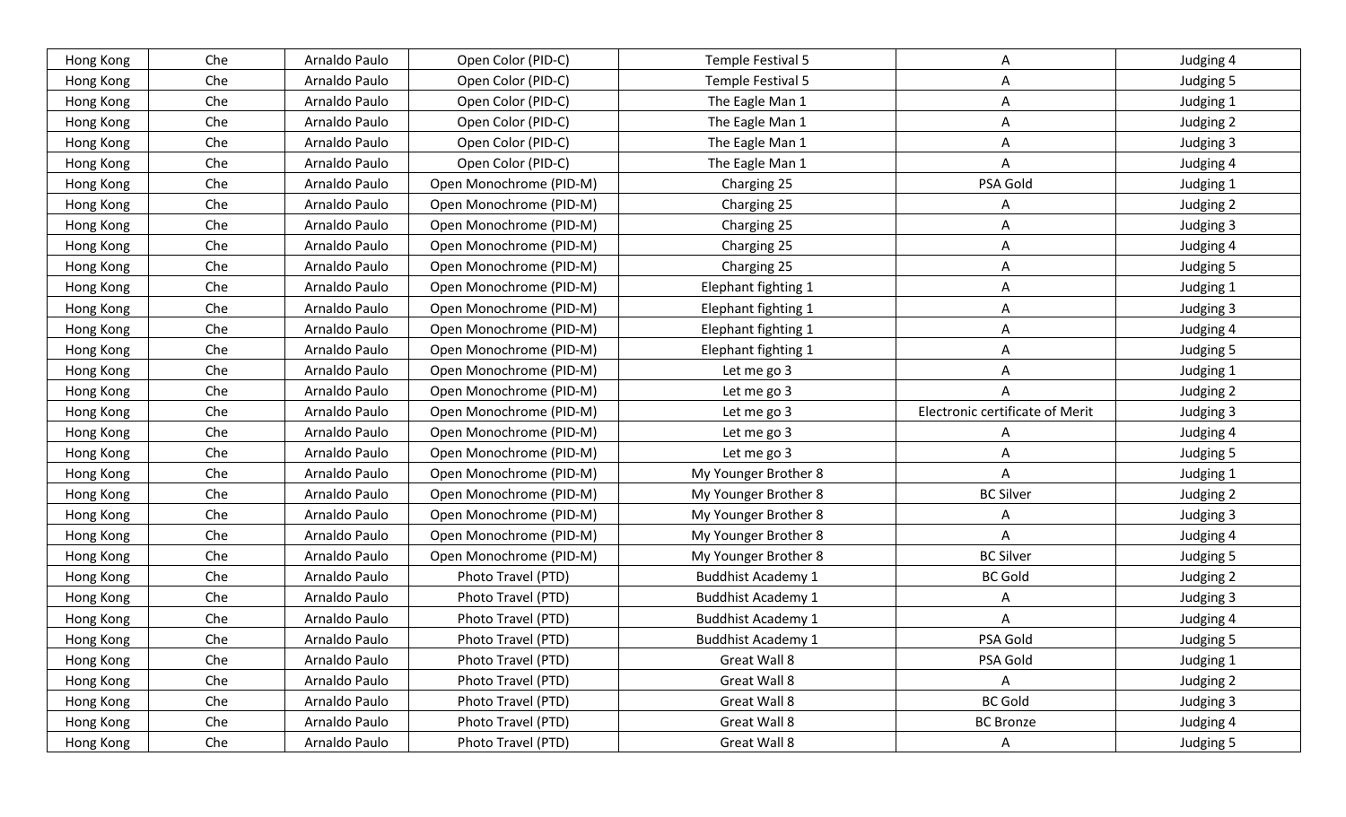| Hong Kong | Che | Arnaldo Paulo | Open Color (PID-C) | Temple Festival 5 | A | Judging 4 |
|---|---|---|---|---|---|---|
| Hong Kong | Che | Arnaldo Paulo | Open Color (PID-C) | Temple Festival 5 | A | Judging 5 |
| Hong Kong | Che | Arnaldo Paulo | Open Color (PID-C) | The Eagle Man 1 | A | Judging 1 |
| Hong Kong | Che | Arnaldo Paulo | Open Color (PID-C) | The Eagle Man 1 | A | Judging 2 |
| Hong Kong | Che | Arnaldo Paulo | Open Color (PID-C) | The Eagle Man 1 | A | Judging 3 |
| Hong Kong | Che | Arnaldo Paulo | Open Color (PID-C) | The Eagle Man 1 | A | Judging 4 |
| Hong Kong | Che | Arnaldo Paulo | Open Monochrome (PID-M) | Charging 25 | PSA Gold | Judging 1 |
| Hong Kong | Che | Arnaldo Paulo | Open Monochrome (PID-M) | Charging 25 | A | Judging 2 |
| Hong Kong | Che | Arnaldo Paulo | Open Monochrome (PID-M) | Charging 25 | A | Judging 3 |
| Hong Kong | Che | Arnaldo Paulo | Open Monochrome (PID-M) | Charging 25 | A | Judging 4 |
| Hong Kong | Che | Arnaldo Paulo | Open Monochrome (PID-M) | Charging 25 | A | Judging 5 |
| Hong Kong | Che | Arnaldo Paulo | Open Monochrome (PID-M) | Elephant fighting 1 | A | Judging 1 |
| Hong Kong | Che | Arnaldo Paulo | Open Monochrome (PID-M) | Elephant fighting 1 | A | Judging 3 |
| Hong Kong | Che | Arnaldo Paulo | Open Monochrome (PID-M) | Elephant fighting 1 | A | Judging 4 |
| Hong Kong | Che | Arnaldo Paulo | Open Monochrome (PID-M) | Elephant fighting 1 | A | Judging 5 |
| Hong Kong | Che | Arnaldo Paulo | Open Monochrome (PID-M) | Let me go 3 | A | Judging 1 |
| Hong Kong | Che | Arnaldo Paulo | Open Monochrome (PID-M) | Let me go 3 | A | Judging 2 |
| Hong Kong | Che | Arnaldo Paulo | Open Monochrome (PID-M) | Let me go 3 | Electronic certificate of Merit | Judging 3 |
| Hong Kong | Che | Arnaldo Paulo | Open Monochrome (PID-M) | Let me go 3 | A | Judging 4 |
| Hong Kong | Che | Arnaldo Paulo | Open Monochrome (PID-M) | Let me go 3 | A | Judging 5 |
| Hong Kong | Che | Arnaldo Paulo | Open Monochrome (PID-M) | My Younger Brother 8 | A | Judging 1 |
| Hong Kong | Che | Arnaldo Paulo | Open Monochrome (PID-M) | My Younger Brother 8 | BC Silver | Judging 2 |
| Hong Kong | Che | Arnaldo Paulo | Open Monochrome (PID-M) | My Younger Brother 8 | A | Judging 3 |
| Hong Kong | Che | Arnaldo Paulo | Open Monochrome (PID-M) | My Younger Brother 8 | A | Judging 4 |
| Hong Kong | Che | Arnaldo Paulo | Open Monochrome (PID-M) | My Younger Brother 8 | BC Silver | Judging 5 |
| Hong Kong | Che | Arnaldo Paulo | Photo Travel (PTD) | Buddhist Academy 1 | BC Gold | Judging 2 |
| Hong Kong | Che | Arnaldo Paulo | Photo Travel (PTD) | Buddhist Academy 1 | A | Judging 3 |
| Hong Kong | Che | Arnaldo Paulo | Photo Travel (PTD) | Buddhist Academy 1 | A | Judging 4 |
| Hong Kong | Che | Arnaldo Paulo | Photo Travel (PTD) | Buddhist Academy 1 | PSA Gold | Judging 5 |
| Hong Kong | Che | Arnaldo Paulo | Photo Travel (PTD) | Great Wall 8 | PSA Gold | Judging 1 |
| Hong Kong | Che | Arnaldo Paulo | Photo Travel (PTD) | Great Wall 8 | A | Judging 2 |
| Hong Kong | Che | Arnaldo Paulo | Photo Travel (PTD) | Great Wall 8 | BC Gold | Judging 3 |
| Hong Kong | Che | Arnaldo Paulo | Photo Travel (PTD) | Great Wall 8 | BC Bronze | Judging 4 |
| Hong Kong | Che | Arnaldo Paulo | Photo Travel (PTD) | Great Wall 8 | A | Judging 5 |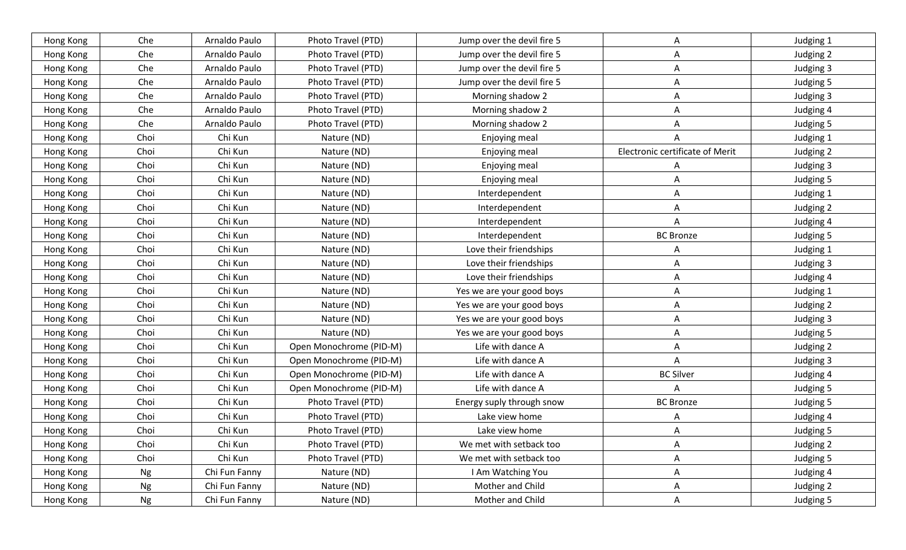| Hong Kong | Che | Arnaldo Paulo | Photo Travel (PTD) | Jump over the devil fire 5 | A | Judging 1 |
|---|---|---|---|---|---|---|
| Hong Kong | Che | Arnaldo Paulo | Photo Travel (PTD) | Jump over the devil fire 5 | A | Judging 2 |
| Hong Kong | Che | Arnaldo Paulo | Photo Travel (PTD) | Jump over the devil fire 5 | A | Judging 3 |
| Hong Kong | Che | Arnaldo Paulo | Photo Travel (PTD) | Jump over the devil fire 5 | A | Judging 5 |
| Hong Kong | Che | Arnaldo Paulo | Photo Travel (PTD) | Morning shadow 2 | A | Judging 3 |
| Hong Kong | Che | Arnaldo Paulo | Photo Travel (PTD) | Morning shadow 2 | A | Judging 4 |
| Hong Kong | Che | Arnaldo Paulo | Photo Travel (PTD) | Morning shadow 2 | A | Judging 5 |
| Hong Kong | Choi | Chi Kun | Nature (ND) | Enjoying meal | A | Judging 1 |
| Hong Kong | Choi | Chi Kun | Nature (ND) | Enjoying meal | Electronic certificate of Merit | Judging 2 |
| Hong Kong | Choi | Chi Kun | Nature (ND) | Enjoying meal | A | Judging 3 |
| Hong Kong | Choi | Chi Kun | Nature (ND) | Enjoying meal | A | Judging 5 |
| Hong Kong | Choi | Chi Kun | Nature (ND) | Interdependent | A | Judging 1 |
| Hong Kong | Choi | Chi Kun | Nature (ND) | Interdependent | A | Judging 2 |
| Hong Kong | Choi | Chi Kun | Nature (ND) | Interdependent | A | Judging 4 |
| Hong Kong | Choi | Chi Kun | Nature (ND) | Interdependent | BC Bronze | Judging 5 |
| Hong Kong | Choi | Chi Kun | Nature (ND) | Love their friendships | A | Judging 1 |
| Hong Kong | Choi | Chi Kun | Nature (ND) | Love their friendships | A | Judging 3 |
| Hong Kong | Choi | Chi Kun | Nature (ND) | Love their friendships | A | Judging 4 |
| Hong Kong | Choi | Chi Kun | Nature (ND) | Yes we are your good boys | A | Judging 1 |
| Hong Kong | Choi | Chi Kun | Nature (ND) | Yes we are your good boys | A | Judging 2 |
| Hong Kong | Choi | Chi Kun | Nature (ND) | Yes we are your good boys | A | Judging 3 |
| Hong Kong | Choi | Chi Kun | Nature (ND) | Yes we are your good boys | A | Judging 5 |
| Hong Kong | Choi | Chi Kun | Open Monochrome (PID-M) | Life with dance A | A | Judging 2 |
| Hong Kong | Choi | Chi Kun | Open Monochrome (PID-M) | Life with dance A | A | Judging 3 |
| Hong Kong | Choi | Chi Kun | Open Monochrome (PID-M) | Life with dance A | BC Silver | Judging 4 |
| Hong Kong | Choi | Chi Kun | Open Monochrome (PID-M) | Life with dance A | A | Judging 5 |
| Hong Kong | Choi | Chi Kun | Photo Travel (PTD) | Energy suply through snow | BC Bronze | Judging 5 |
| Hong Kong | Choi | Chi Kun | Photo Travel (PTD) | Lake view home | A | Judging 4 |
| Hong Kong | Choi | Chi Kun | Photo Travel (PTD) | Lake view home | A | Judging 5 |
| Hong Kong | Choi | Chi Kun | Photo Travel (PTD) | We met with setback too | A | Judging 2 |
| Hong Kong | Choi | Chi Kun | Photo Travel (PTD) | We met with setback too | A | Judging 5 |
| Hong Kong | Ng | Chi Fun Fanny | Nature (ND) | I Am Watching You | A | Judging 4 |
| Hong Kong | Ng | Chi Fun Fanny | Nature (ND) | Mother and Child | A | Judging 2 |
| Hong Kong | Ng | Chi Fun Fanny | Nature (ND) | Mother and Child | A | Judging 5 |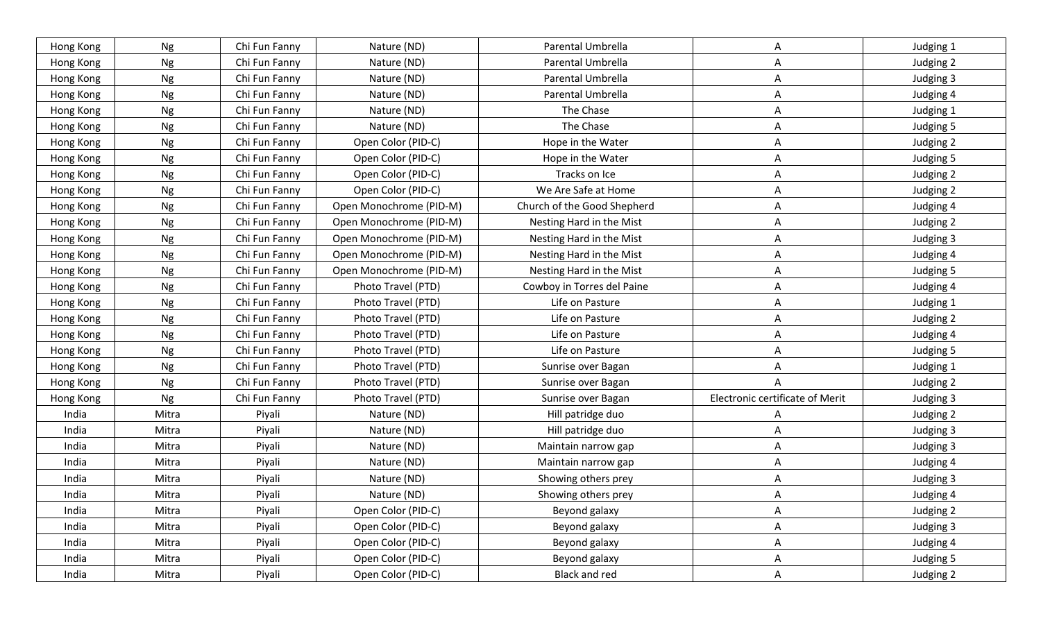| Hong Kong | Ng | Chi Fun Fanny | Nature (ND) | Parental Umbrella | A | Judging 1 |
|---|---|---|---|---|---|---|
| Hong Kong | Ng | Chi Fun Fanny | Nature (ND) | Parental Umbrella | A | Judging 2 |
| Hong Kong | Ng | Chi Fun Fanny | Nature (ND) | Parental Umbrella | A | Judging 3 |
| Hong Kong | Ng | Chi Fun Fanny | Nature (ND) | Parental Umbrella | A | Judging 4 |
| Hong Kong | Ng | Chi Fun Fanny | Nature (ND) | The Chase | A | Judging 1 |
| Hong Kong | Ng | Chi Fun Fanny | Nature (ND) | The Chase | A | Judging 5 |
| Hong Kong | Ng | Chi Fun Fanny | Open Color (PID-C) | Hope in the Water | A | Judging 2 |
| Hong Kong | Ng | Chi Fun Fanny | Open Color (PID-C) | Hope in the Water | A | Judging 5 |
| Hong Kong | Ng | Chi Fun Fanny | Open Color (PID-C) | Tracks on Ice | A | Judging 2 |
| Hong Kong | Ng | Chi Fun Fanny | Open Color (PID-C) | We Are Safe at Home | A | Judging 2 |
| Hong Kong | Ng | Chi Fun Fanny | Open Monochrome (PID-M) | Church of the Good Shepherd | A | Judging 4 |
| Hong Kong | Ng | Chi Fun Fanny | Open Monochrome (PID-M) | Nesting Hard in the Mist | A | Judging 2 |
| Hong Kong | Ng | Chi Fun Fanny | Open Monochrome (PID-M) | Nesting Hard in the Mist | A | Judging 3 |
| Hong Kong | Ng | Chi Fun Fanny | Open Monochrome (PID-M) | Nesting Hard in the Mist | A | Judging 4 |
| Hong Kong | Ng | Chi Fun Fanny | Open Monochrome (PID-M) | Nesting Hard in the Mist | A | Judging 5 |
| Hong Kong | Ng | Chi Fun Fanny | Photo Travel (PTD) | Cowboy in Torres del Paine | A | Judging 4 |
| Hong Kong | Ng | Chi Fun Fanny | Photo Travel (PTD) | Life on Pasture | A | Judging 1 |
| Hong Kong | Ng | Chi Fun Fanny | Photo Travel (PTD) | Life on Pasture | A | Judging 2 |
| Hong Kong | Ng | Chi Fun Fanny | Photo Travel (PTD) | Life on Pasture | A | Judging 4 |
| Hong Kong | Ng | Chi Fun Fanny | Photo Travel (PTD) | Life on Pasture | A | Judging 5 |
| Hong Kong | Ng | Chi Fun Fanny | Photo Travel (PTD) | Sunrise over Bagan | A | Judging 1 |
| Hong Kong | Ng | Chi Fun Fanny | Photo Travel (PTD) | Sunrise over Bagan | A | Judging 2 |
| Hong Kong | Ng | Chi Fun Fanny | Photo Travel (PTD) | Sunrise over Bagan | Electronic certificate of Merit | Judging 3 |
| India | Mitra | Piyali | Nature (ND) | Hill patridge duo | A | Judging 2 |
| India | Mitra | Piyali | Nature (ND) | Hill patridge duo | A | Judging 3 |
| India | Mitra | Piyali | Nature (ND) | Maintain narrow gap | A | Judging 3 |
| India | Mitra | Piyali | Nature (ND) | Maintain narrow gap | A | Judging 4 |
| India | Mitra | Piyali | Nature (ND) | Showing others prey | A | Judging 3 |
| India | Mitra | Piyali | Nature (ND) | Showing others prey | A | Judging 4 |
| India | Mitra | Piyali | Open Color (PID-C) | Beyond galaxy | A | Judging 2 |
| India | Mitra | Piyali | Open Color (PID-C) | Beyond galaxy | A | Judging 3 |
| India | Mitra | Piyali | Open Color (PID-C) | Beyond galaxy | A | Judging 4 |
| India | Mitra | Piyali | Open Color (PID-C) | Beyond galaxy | A | Judging 5 |
| India | Mitra | Piyali | Open Color (PID-C) | Black and red | A | Judging 2 |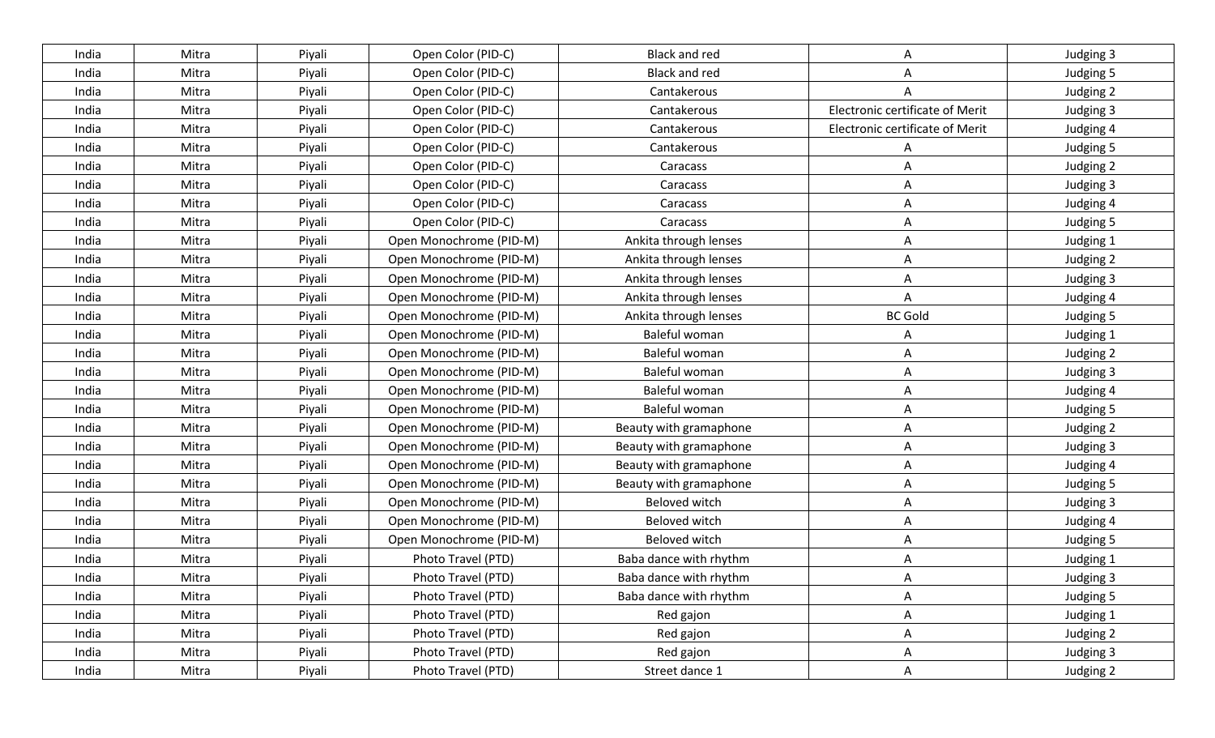| India | Mitra | Piyali | Open Color (PID-C) | Black and red | A | Judging 3 |
|---|---|---|---|---|---|---|
| India | Mitra | Piyali | Open Color (PID-C) | Black and red | A | Judging 5 |
| India | Mitra | Piyali | Open Color (PID-C) | Cantakerous | A | Judging 2 |
| India | Mitra | Piyali | Open Color (PID-C) | Cantakerous | Electronic certificate of Merit | Judging 3 |
| India | Mitra | Piyali | Open Color (PID-C) | Cantakerous | Electronic certificate of Merit | Judging 4 |
| India | Mitra | Piyali | Open Color (PID-C) | Cantakerous | A | Judging 5 |
| India | Mitra | Piyali | Open Color (PID-C) | Caracass | A | Judging 2 |
| India | Mitra | Piyali | Open Color (PID-C) | Caracass | A | Judging 3 |
| India | Mitra | Piyali | Open Color (PID-C) | Caracass | A | Judging 4 |
| India | Mitra | Piyali | Open Color (PID-C) | Caracass | A | Judging 5 |
| India | Mitra | Piyali | Open Monochrome (PID-M) | Ankita through lenses | A | Judging 1 |
| India | Mitra | Piyali | Open Monochrome (PID-M) | Ankita through lenses | A | Judging 2 |
| India | Mitra | Piyali | Open Monochrome (PID-M) | Ankita through lenses | A | Judging 3 |
| India | Mitra | Piyali | Open Monochrome (PID-M) | Ankita through lenses | A | Judging 4 |
| India | Mitra | Piyali | Open Monochrome (PID-M) | Ankita through lenses | BC Gold | Judging 5 |
| India | Mitra | Piyali | Open Monochrome (PID-M) | Baleful woman | A | Judging 1 |
| India | Mitra | Piyali | Open Monochrome (PID-M) | Baleful woman | A | Judging 2 |
| India | Mitra | Piyali | Open Monochrome (PID-M) | Baleful woman | A | Judging 3 |
| India | Mitra | Piyali | Open Monochrome (PID-M) | Baleful woman | A | Judging 4 |
| India | Mitra | Piyali | Open Monochrome (PID-M) | Baleful woman | A | Judging 5 |
| India | Mitra | Piyali | Open Monochrome (PID-M) | Beauty with gramaphone | A | Judging 2 |
| India | Mitra | Piyali | Open Monochrome (PID-M) | Beauty with gramaphone | A | Judging 3 |
| India | Mitra | Piyali | Open Monochrome (PID-M) | Beauty with gramaphone | A | Judging 4 |
| India | Mitra | Piyali | Open Monochrome (PID-M) | Beauty with gramaphone | A | Judging 5 |
| India | Mitra | Piyali | Open Monochrome (PID-M) | Beloved witch | A | Judging 3 |
| India | Mitra | Piyali | Open Monochrome (PID-M) | Beloved witch | A | Judging 4 |
| India | Mitra | Piyali | Open Monochrome (PID-M) | Beloved witch | A | Judging 5 |
| India | Mitra | Piyali | Photo Travel (PTD) | Baba dance with rhythm | A | Judging 1 |
| India | Mitra | Piyali | Photo Travel (PTD) | Baba dance with rhythm | A | Judging 3 |
| India | Mitra | Piyali | Photo Travel (PTD) | Baba dance with rhythm | A | Judging 5 |
| India | Mitra | Piyali | Photo Travel (PTD) | Red gajon | A | Judging 1 |
| India | Mitra | Piyali | Photo Travel (PTD) | Red gajon | A | Judging 2 |
| India | Mitra | Piyali | Photo Travel (PTD) | Red gajon | A | Judging 3 |
| India | Mitra | Piyali | Photo Travel (PTD) | Street dance 1 | A | Judging 2 |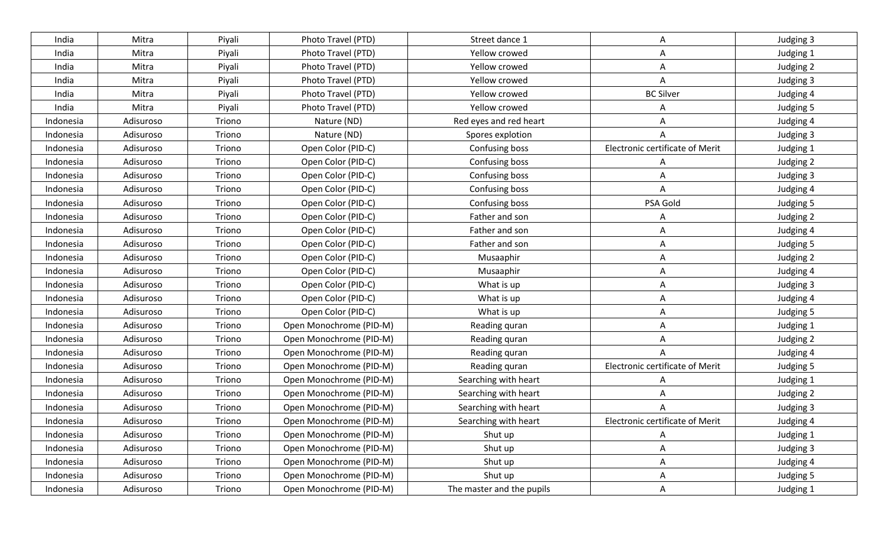| India | Mitra | Piyali | Photo Travel (PTD) | Street dance 1 | A | Judging 3 |
|---|---|---|---|---|---|---|
| India | Mitra | Piyali | Photo Travel (PTD) | Yellow crowed | A | Judging 1 |
| India | Mitra | Piyali | Photo Travel (PTD) | Yellow crowed | A | Judging 2 |
| India | Mitra | Piyali | Photo Travel (PTD) | Yellow crowed | A | Judging 3 |
| India | Mitra | Piyali | Photo Travel (PTD) | Yellow crowed | BC Silver | Judging 4 |
| India | Mitra | Piyali | Photo Travel (PTD) | Yellow crowed | A | Judging 5 |
| Indonesia | Adisuroso | Triono | Nature (ND) | Red eyes and red heart | A | Judging 4 |
| Indonesia | Adisuroso | Triono | Nature (ND) | Spores explotion | A | Judging 3 |
| Indonesia | Adisuroso | Triono | Open Color (PID-C) | Confusing boss | Electronic certificate of Merit | Judging 1 |
| Indonesia | Adisuroso | Triono | Open Color (PID-C) | Confusing boss | A | Judging 2 |
| Indonesia | Adisuroso | Triono | Open Color (PID-C) | Confusing boss | A | Judging 3 |
| Indonesia | Adisuroso | Triono | Open Color (PID-C) | Confusing boss | A | Judging 4 |
| Indonesia | Adisuroso | Triono | Open Color (PID-C) | Confusing boss | PSA Gold | Judging 5 |
| Indonesia | Adisuroso | Triono | Open Color (PID-C) | Father and son | A | Judging 2 |
| Indonesia | Adisuroso | Triono | Open Color (PID-C) | Father and son | A | Judging 4 |
| Indonesia | Adisuroso | Triono | Open Color (PID-C) | Father and son | A | Judging 5 |
| Indonesia | Adisuroso | Triono | Open Color (PID-C) | Musaaphir | A | Judging 2 |
| Indonesia | Adisuroso | Triono | Open Color (PID-C) | Musaaphir | A | Judging 4 |
| Indonesia | Adisuroso | Triono | Open Color (PID-C) | What is up | A | Judging 3 |
| Indonesia | Adisuroso | Triono | Open Color (PID-C) | What is up | A | Judging 4 |
| Indonesia | Adisuroso | Triono | Open Color (PID-C) | What is up | A | Judging 5 |
| Indonesia | Adisuroso | Triono | Open Monochrome (PID-M) | Reading quran | A | Judging 1 |
| Indonesia | Adisuroso | Triono | Open Monochrome (PID-M) | Reading quran | A | Judging 2 |
| Indonesia | Adisuroso | Triono | Open Monochrome (PID-M) | Reading quran | A | Judging 4 |
| Indonesia | Adisuroso | Triono | Open Monochrome (PID-M) | Reading quran | Electronic certificate of Merit | Judging 5 |
| Indonesia | Adisuroso | Triono | Open Monochrome (PID-M) | Searching with heart | A | Judging 1 |
| Indonesia | Adisuroso | Triono | Open Monochrome (PID-M) | Searching with heart | A | Judging 2 |
| Indonesia | Adisuroso | Triono | Open Monochrome (PID-M) | Searching with heart | A | Judging 3 |
| Indonesia | Adisuroso | Triono | Open Monochrome (PID-M) | Searching with heart | Electronic certificate of Merit | Judging 4 |
| Indonesia | Adisuroso | Triono | Open Monochrome (PID-M) | Shut up | A | Judging 1 |
| Indonesia | Adisuroso | Triono | Open Monochrome (PID-M) | Shut up | A | Judging 3 |
| Indonesia | Adisuroso | Triono | Open Monochrome (PID-M) | Shut up | A | Judging 4 |
| Indonesia | Adisuroso | Triono | Open Monochrome (PID-M) | Shut up | A | Judging 5 |
| Indonesia | Adisuroso | Triono | Open Monochrome (PID-M) | The master and the pupils | A | Judging 1 |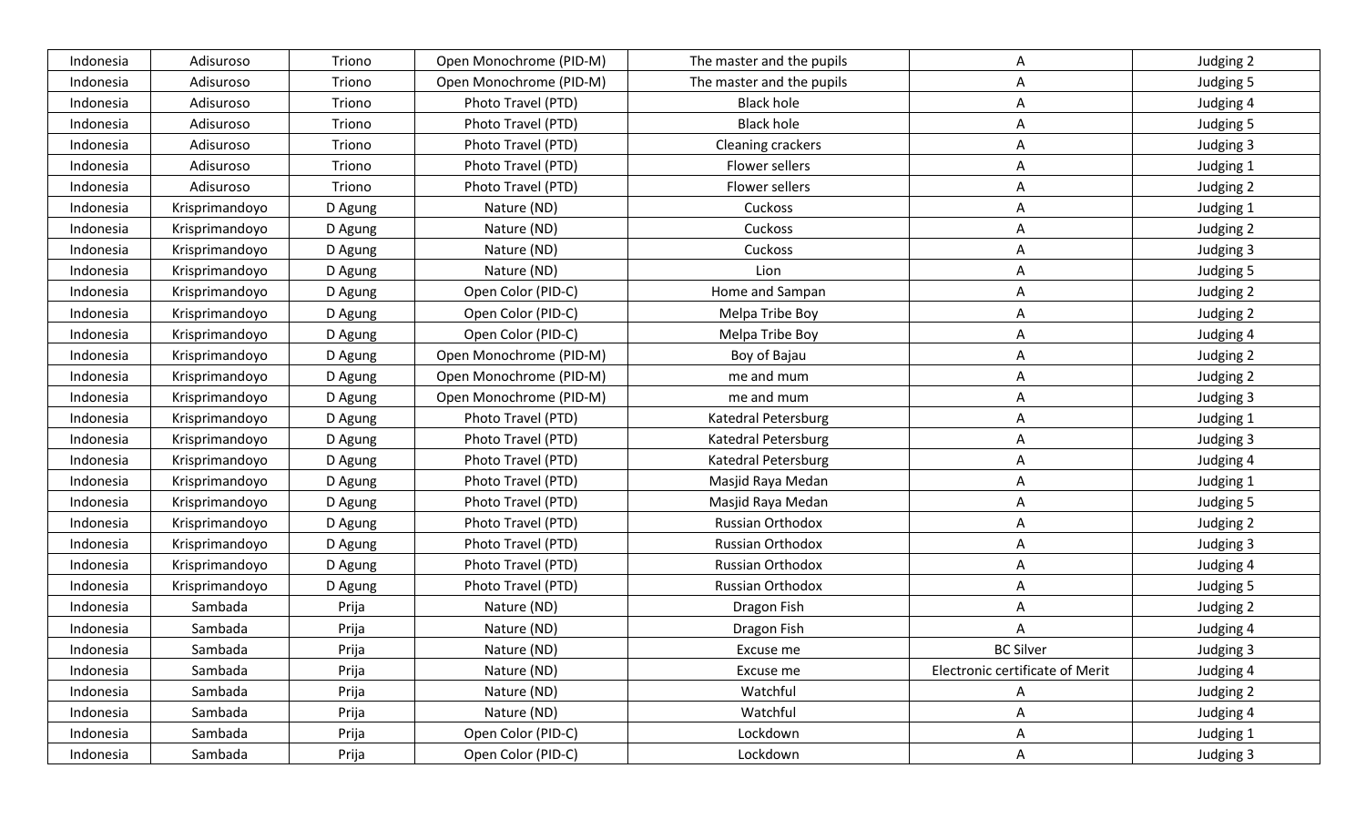| Indonesia | Adisuroso | Triono | Open Monochrome (PID-M) | The master and the pupils | A | Judging 2 |
|---|---|---|---|---|---|---|
| Indonesia | Adisuroso | Triono | Open Monochrome (PID-M) | The master and the pupils | A | Judging 5 |
| Indonesia | Adisuroso | Triono | Photo Travel (PTD) | Black hole | A | Judging 4 |
| Indonesia | Adisuroso | Triono | Photo Travel (PTD) | Black hole | A | Judging 5 |
| Indonesia | Adisuroso | Triono | Photo Travel (PTD) | Cleaning crackers | A | Judging 3 |
| Indonesia | Adisuroso | Triono | Photo Travel (PTD) | Flower sellers | A | Judging 1 |
| Indonesia | Adisuroso | Triono | Photo Travel (PTD) | Flower sellers | A | Judging 2 |
| Indonesia | Krisprimandoyo | D Agung | Nature (ND) | Cuckoss | A | Judging 1 |
| Indonesia | Krisprimandoyo | D Agung | Nature (ND) | Cuckoss | A | Judging 2 |
| Indonesia | Krisprimandoyo | D Agung | Nature (ND) | Cuckoss | A | Judging 3 |
| Indonesia | Krisprimandoyo | D Agung | Nature (ND) | Lion | A | Judging 5 |
| Indonesia | Krisprimandoyo | D Agung | Open Color (PID-C) | Home and Sampan | A | Judging 2 |
| Indonesia | Krisprimandoyo | D Agung | Open Color (PID-C) | Melpa Tribe Boy | A | Judging 2 |
| Indonesia | Krisprimandoyo | D Agung | Open Color (PID-C) | Melpa Tribe Boy | A | Judging 4 |
| Indonesia | Krisprimandoyo | D Agung | Open Monochrome (PID-M) | Boy of Bajau | A | Judging 2 |
| Indonesia | Krisprimandoyo | D Agung | Open Monochrome (PID-M) | me and mum | A | Judging 2 |
| Indonesia | Krisprimandoyo | D Agung | Open Monochrome (PID-M) | me and mum | A | Judging 3 |
| Indonesia | Krisprimandoyo | D Agung | Photo Travel (PTD) | Katedral Petersburg | A | Judging 1 |
| Indonesia | Krisprimandoyo | D Agung | Photo Travel (PTD) | Katedral Petersburg | A | Judging 3 |
| Indonesia | Krisprimandoyo | D Agung | Photo Travel (PTD) | Katedral Petersburg | A | Judging 4 |
| Indonesia | Krisprimandoyo | D Agung | Photo Travel (PTD) | Masjid Raya Medan | A | Judging 1 |
| Indonesia | Krisprimandoyo | D Agung | Photo Travel (PTD) | Masjid Raya Medan | A | Judging 5 |
| Indonesia | Krisprimandoyo | D Agung | Photo Travel (PTD) | Russian Orthodox | A | Judging 2 |
| Indonesia | Krisprimandoyo | D Agung | Photo Travel (PTD) | Russian Orthodox | A | Judging 3 |
| Indonesia | Krisprimandoyo | D Agung | Photo Travel (PTD) | Russian Orthodox | A | Judging 4 |
| Indonesia | Krisprimandoyo | D Agung | Photo Travel (PTD) | Russian Orthodox | A | Judging 5 |
| Indonesia | Sambada | Prija | Nature (ND) | Dragon Fish | A | Judging 2 |
| Indonesia | Sambada | Prija | Nature (ND) | Dragon Fish | A | Judging 4 |
| Indonesia | Sambada | Prija | Nature (ND) | Excuse me | BC Silver | Judging 3 |
| Indonesia | Sambada | Prija | Nature (ND) | Excuse me | Electronic certificate of Merit | Judging 4 |
| Indonesia | Sambada | Prija | Nature (ND) | Watchful | A | Judging 2 |
| Indonesia | Sambada | Prija | Nature (ND) | Watchful | A | Judging 4 |
| Indonesia | Sambada | Prija | Open Color (PID-C) | Lockdown | A | Judging 1 |
| Indonesia | Sambada | Prija | Open Color (PID-C) | Lockdown | A | Judging 3 |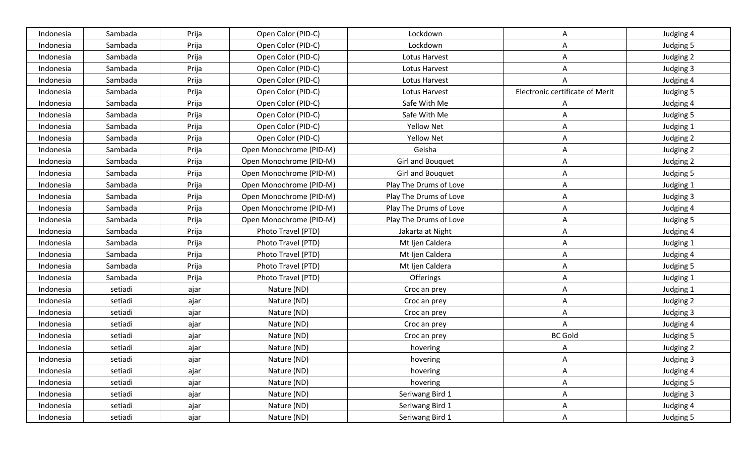| Indonesia | Sambada | Prija | Open Color (PID-C) | Lockdown | A | Judging 4 |
|---|---|---|---|---|---|---|
| Indonesia | Sambada | Prija | Open Color (PID-C) | Lockdown | A | Judging 5 |
| Indonesia | Sambada | Prija | Open Color (PID-C) | Lotus Harvest | A | Judging 2 |
| Indonesia | Sambada | Prija | Open Color (PID-C) | Lotus Harvest | A | Judging 3 |
| Indonesia | Sambada | Prija | Open Color (PID-C) | Lotus Harvest | A | Judging 4 |
| Indonesia | Sambada | Prija | Open Color (PID-C) | Lotus Harvest | Electronic certificate of Merit | Judging 5 |
| Indonesia | Sambada | Prija | Open Color (PID-C) | Safe With Me | A | Judging 4 |
| Indonesia | Sambada | Prija | Open Color (PID-C) | Safe With Me | A | Judging 5 |
| Indonesia | Sambada | Prija | Open Color (PID-C) | Yellow Net | A | Judging 1 |
| Indonesia | Sambada | Prija | Open Color (PID-C) | Yellow Net | A | Judging 2 |
| Indonesia | Sambada | Prija | Open Monochrome (PID-M) | Geisha | A | Judging 2 |
| Indonesia | Sambada | Prija | Open Monochrome (PID-M) | Girl and Bouquet | A | Judging 2 |
| Indonesia | Sambada | Prija | Open Monochrome (PID-M) | Girl and Bouquet | A | Judging 5 |
| Indonesia | Sambada | Prija | Open Monochrome (PID-M) | Play The Drums of Love | A | Judging 1 |
| Indonesia | Sambada | Prija | Open Monochrome (PID-M) | Play The Drums of Love | A | Judging 3 |
| Indonesia | Sambada | Prija | Open Monochrome (PID-M) | Play The Drums of Love | A | Judging 4 |
| Indonesia | Sambada | Prija | Open Monochrome (PID-M) | Play The Drums of Love | A | Judging 5 |
| Indonesia | Sambada | Prija | Photo Travel (PTD) | Jakarta at Night | A | Judging 4 |
| Indonesia | Sambada | Prija | Photo Travel (PTD) | Mt Ijen Caldera | A | Judging 1 |
| Indonesia | Sambada | Prija | Photo Travel (PTD) | Mt Ijen Caldera | A | Judging 4 |
| Indonesia | Sambada | Prija | Photo Travel (PTD) | Mt Ijen Caldera | A | Judging 5 |
| Indonesia | Sambada | Prija | Photo Travel (PTD) | Offerings | A | Judging 1 |
| Indonesia | setiadi | ajar | Nature (ND) | Croc an prey | A | Judging 1 |
| Indonesia | setiadi | ajar | Nature (ND) | Croc an prey | A | Judging 2 |
| Indonesia | setiadi | ajar | Nature (ND) | Croc an prey | A | Judging 3 |
| Indonesia | setiadi | ajar | Nature (ND) | Croc an prey | A | Judging 4 |
| Indonesia | setiadi | ajar | Nature (ND) | Croc an prey | BC Gold | Judging 5 |
| Indonesia | setiadi | ajar | Nature (ND) | hovering | A | Judging 2 |
| Indonesia | setiadi | ajar | Nature (ND) | hovering | A | Judging 3 |
| Indonesia | setiadi | ajar | Nature (ND) | hovering | A | Judging 4 |
| Indonesia | setiadi | ajar | Nature (ND) | hovering | A | Judging 5 |
| Indonesia | setiadi | ajar | Nature (ND) | Seriwang Bird 1 | A | Judging 3 |
| Indonesia | setiadi | ajar | Nature (ND) | Seriwang Bird 1 | A | Judging 4 |
| Indonesia | setiadi | ajar | Nature (ND) | Seriwang Bird 1 | A | Judging 5 |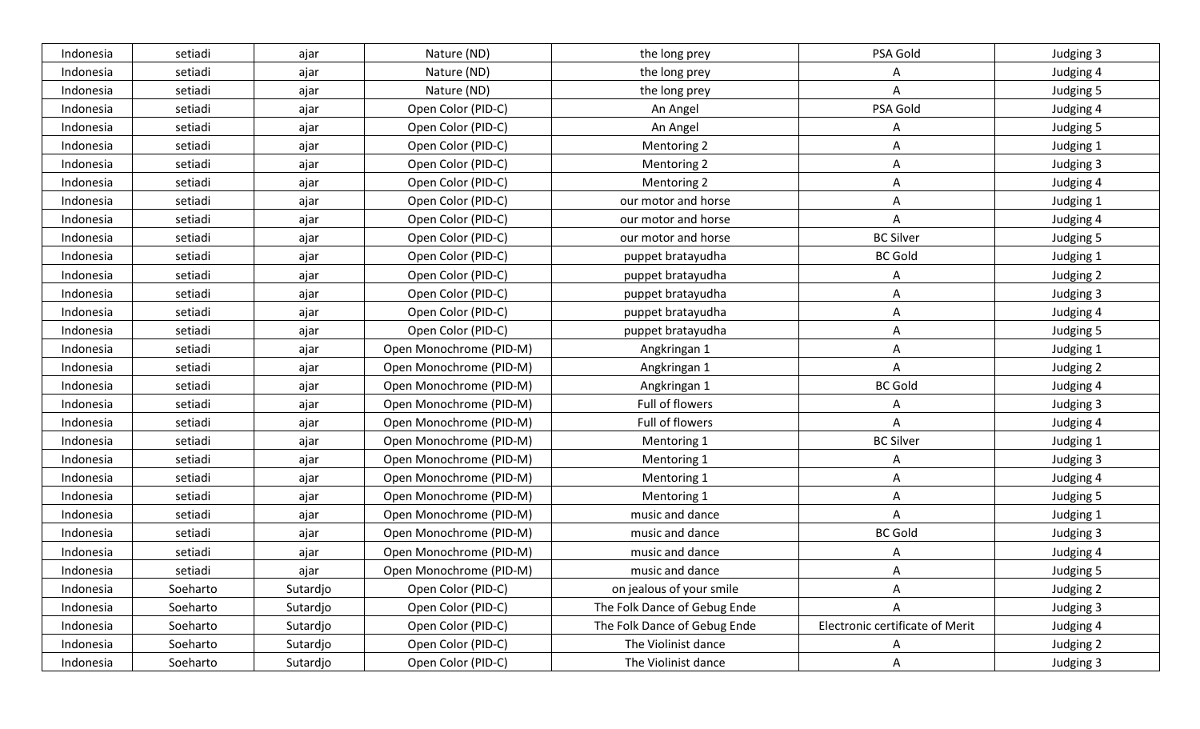| | | | | | | |
|---|---|---|---|---|---|---|
| Indonesia | setiadi | ajar | Nature (ND) | the long prey | PSA Gold | Judging 3 |
| Indonesia | setiadi | ajar | Nature (ND) | the long prey | A | Judging 4 |
| Indonesia | setiadi | ajar | Nature (ND) | the long prey | A | Judging 5 |
| Indonesia | setiadi | ajar | Open Color (PID-C) | An Angel | PSA Gold | Judging 4 |
| Indonesia | setiadi | ajar | Open Color (PID-C) | An Angel | A | Judging 5 |
| Indonesia | setiadi | ajar | Open Color (PID-C) | Mentoring 2 | A | Judging 1 |
| Indonesia | setiadi | ajar | Open Color (PID-C) | Mentoring 2 | A | Judging 3 |
| Indonesia | setiadi | ajar | Open Color (PID-C) | Mentoring 2 | A | Judging 4 |
| Indonesia | setiadi | ajar | Open Color (PID-C) | our motor and horse | A | Judging 1 |
| Indonesia | setiadi | ajar | Open Color (PID-C) | our motor and horse | A | Judging 4 |
| Indonesia | setiadi | ajar | Open Color (PID-C) | our motor and horse | BC Silver | Judging 5 |
| Indonesia | setiadi | ajar | Open Color (PID-C) | puppet bratayudha | BC Gold | Judging 1 |
| Indonesia | setiadi | ajar | Open Color (PID-C) | puppet bratayudha | A | Judging 2 |
| Indonesia | setiadi | ajar | Open Color (PID-C) | puppet bratayudha | A | Judging 3 |
| Indonesia | setiadi | ajar | Open Color (PID-C) | puppet bratayudha | A | Judging 4 |
| Indonesia | setiadi | ajar | Open Color (PID-C) | puppet bratayudha | A | Judging 5 |
| Indonesia | setiadi | ajar | Open Monochrome (PID-M) | Angkringan 1 | A | Judging 1 |
| Indonesia | setiadi | ajar | Open Monochrome (PID-M) | Angkringan 1 | A | Judging 2 |
| Indonesia | setiadi | ajar | Open Monochrome (PID-M) | Angkringan 1 | BC Gold | Judging 4 |
| Indonesia | setiadi | ajar | Open Monochrome (PID-M) | Full of flowers | A | Judging 3 |
| Indonesia | setiadi | ajar | Open Monochrome (PID-M) | Full of flowers | A | Judging 4 |
| Indonesia | setiadi | ajar | Open Monochrome (PID-M) | Mentoring 1 | BC Silver | Judging 1 |
| Indonesia | setiadi | ajar | Open Monochrome (PID-M) | Mentoring 1 | A | Judging 3 |
| Indonesia | setiadi | ajar | Open Monochrome (PID-M) | Mentoring 1 | A | Judging 4 |
| Indonesia | setiadi | ajar | Open Monochrome (PID-M) | Mentoring 1 | A | Judging 5 |
| Indonesia | setiadi | ajar | Open Monochrome (PID-M) | music and dance | A | Judging 1 |
| Indonesia | setiadi | ajar | Open Monochrome (PID-M) | music and dance | BC Gold | Judging 3 |
| Indonesia | setiadi | ajar | Open Monochrome (PID-M) | music and dance | A | Judging 4 |
| Indonesia | setiadi | ajar | Open Monochrome (PID-M) | music and dance | A | Judging 5 |
| Indonesia | Soeharto | Sutardjo | Open Color (PID-C) | on jealous of your smile | A | Judging 2 |
| Indonesia | Soeharto | Sutardjo | Open Color (PID-C) | The Folk Dance of Gebug Ende | A | Judging 3 |
| Indonesia | Soeharto | Sutardjo | Open Color (PID-C) | The Folk Dance of Gebug Ende | Electronic certificate of Merit | Judging 4 |
| Indonesia | Soeharto | Sutardjo | Open Color (PID-C) | The Violinist dance | A | Judging 2 |
| Indonesia | Soeharto | Sutardjo | Open Color (PID-C) | The Violinist dance | A | Judging 3 |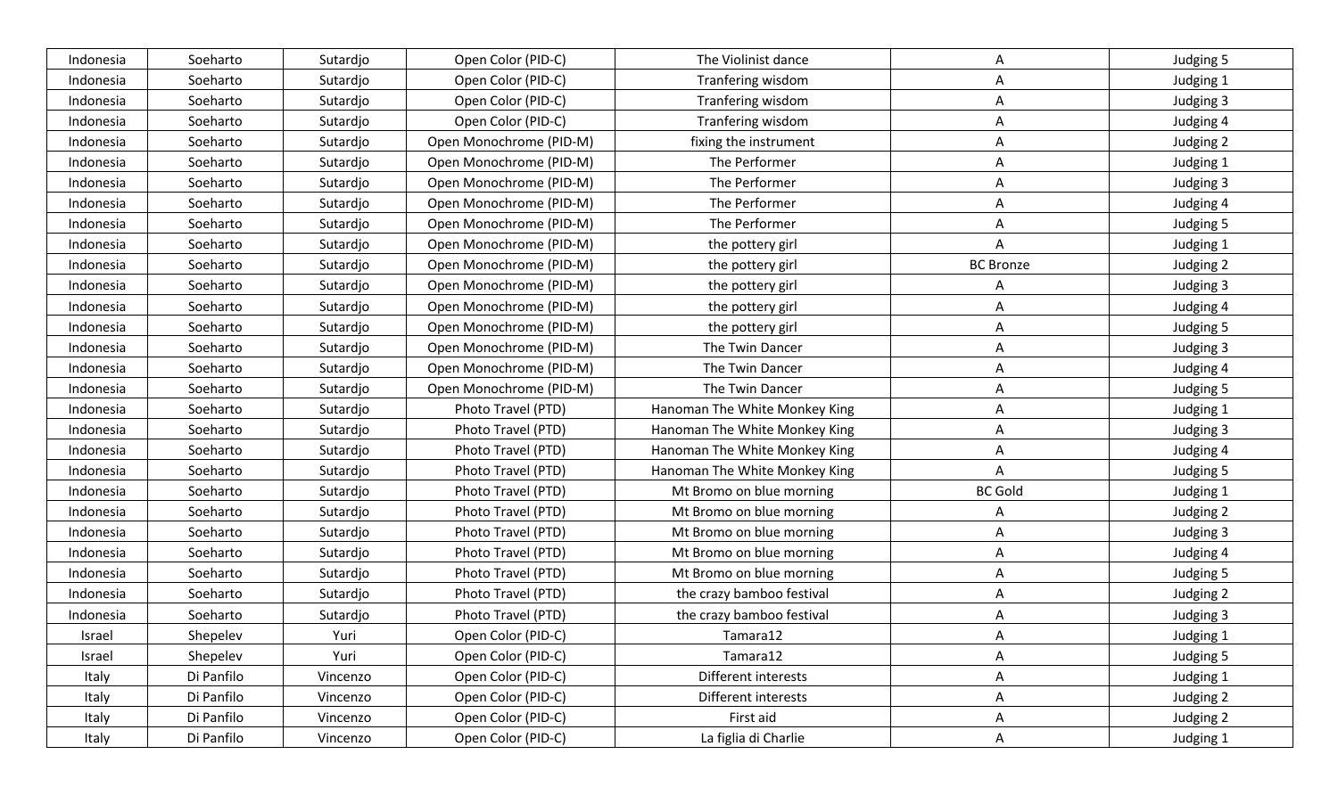| Indonesia | Soeharto | Sutardjo | Open Color (PID-C) | The Violinist dance | A | Judging 5 |
|---|---|---|---|---|---|---|
| Indonesia | Soeharto | Sutardjo | Open Color (PID-C) | Tranfering wisdom | A | Judging 1 |
| Indonesia | Soeharto | Sutardjo | Open Color (PID-C) | Tranfering wisdom | A | Judging 3 |
| Indonesia | Soeharto | Sutardjo | Open Color (PID-C) | Tranfering wisdom | A | Judging 4 |
| Indonesia | Soeharto | Sutardjo | Open Monochrome (PID-M) | fixing the instrument | A | Judging 2 |
| Indonesia | Soeharto | Sutardjo | Open Monochrome (PID-M) | The Performer | A | Judging 1 |
| Indonesia | Soeharto | Sutardjo | Open Monochrome (PID-M) | The Performer | A | Judging 3 |
| Indonesia | Soeharto | Sutardjo | Open Monochrome (PID-M) | The Performer | A | Judging 4 |
| Indonesia | Soeharto | Sutardjo | Open Monochrome (PID-M) | The Performer | A | Judging 5 |
| Indonesia | Soeharto | Sutardjo | Open Monochrome (PID-M) | the pottery girl | A | Judging 1 |
| Indonesia | Soeharto | Sutardjo | Open Monochrome (PID-M) | the pottery girl | BC Bronze | Judging 2 |
| Indonesia | Soeharto | Sutardjo | Open Monochrome (PID-M) | the pottery girl | A | Judging 3 |
| Indonesia | Soeharto | Sutardjo | Open Monochrome (PID-M) | the pottery girl | A | Judging 4 |
| Indonesia | Soeharto | Sutardjo | Open Monochrome (PID-M) | the pottery girl | A | Judging 5 |
| Indonesia | Soeharto | Sutardjo | Open Monochrome (PID-M) | The Twin Dancer | A | Judging 3 |
| Indonesia | Soeharto | Sutardjo | Open Monochrome (PID-M) | The Twin Dancer | A | Judging 4 |
| Indonesia | Soeharto | Sutardjo | Open Monochrome (PID-M) | The Twin Dancer | A | Judging 5 |
| Indonesia | Soeharto | Sutardjo | Photo Travel (PTD) | Hanoman The White Monkey King | A | Judging 1 |
| Indonesia | Soeharto | Sutardjo | Photo Travel (PTD) | Hanoman The White Monkey King | A | Judging 3 |
| Indonesia | Soeharto | Sutardjo | Photo Travel (PTD) | Hanoman The White Monkey King | A | Judging 4 |
| Indonesia | Soeharto | Sutardjo | Photo Travel (PTD) | Hanoman The White Monkey King | A | Judging 5 |
| Indonesia | Soeharto | Sutardjo | Photo Travel (PTD) | Mt Bromo on blue morning | BC Gold | Judging 1 |
| Indonesia | Soeharto | Sutardjo | Photo Travel (PTD) | Mt Bromo on blue morning | A | Judging 2 |
| Indonesia | Soeharto | Sutardjo | Photo Travel (PTD) | Mt Bromo on blue morning | A | Judging 3 |
| Indonesia | Soeharto | Sutardjo | Photo Travel (PTD) | Mt Bromo on blue morning | A | Judging 4 |
| Indonesia | Soeharto | Sutardjo | Photo Travel (PTD) | Mt Bromo on blue morning | A | Judging 5 |
| Indonesia | Soeharto | Sutardjo | Photo Travel (PTD) | the crazy bamboo festival | A | Judging 2 |
| Indonesia | Soeharto | Sutardjo | Photo Travel (PTD) | the crazy bamboo festival | A | Judging 3 |
| Israel | Shepelev | Yuri | Open Color (PID-C) | Tamara12 | A | Judging 1 |
| Israel | Shepelev | Yuri | Open Color (PID-C) | Tamara12 | A | Judging 5 |
| Italy | Di Panfilo | Vincenzo | Open Color (PID-C) | Different interests | A | Judging 1 |
| Italy | Di Panfilo | Vincenzo | Open Color (PID-C) | Different interests | A | Judging 2 |
| Italy | Di Panfilo | Vincenzo | Open Color (PID-C) | First aid | A | Judging 2 |
| Italy | Di Panfilo | Vincenzo | Open Color (PID-C) | La figlia di Charlie | A | Judging 1 |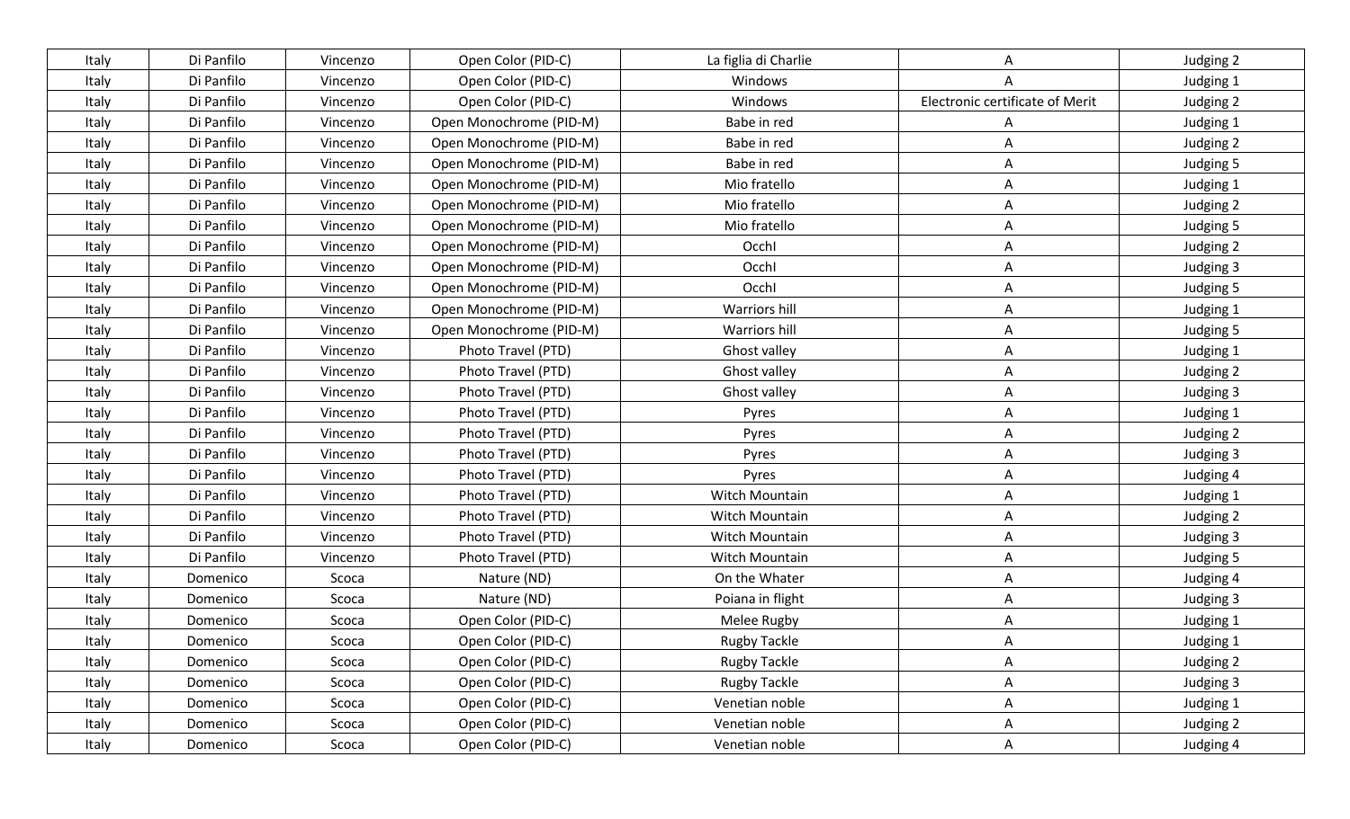| Italy | Di Panfilo | Vincenzo | Open Color (PID-C) | La figlia di Charlie | A | Judging 2 |
|---|---|---|---|---|---|---|
| Italy | Di Panfilo | Vincenzo | Open Color (PID-C) | Windows | A | Judging 1 |
| Italy | Di Panfilo | Vincenzo | Open Color (PID-C) | Windows | Electronic certificate of Merit | Judging 2 |
| Italy | Di Panfilo | Vincenzo | Open Monochrome (PID-M) | Babe in red | A | Judging 1 |
| Italy | Di Panfilo | Vincenzo | Open Monochrome (PID-M) | Babe in red | A | Judging 2 |
| Italy | Di Panfilo | Vincenzo | Open Monochrome (PID-M) | Babe in red | A | Judging 5 |
| Italy | Di Panfilo | Vincenzo | Open Monochrome (PID-M) | Mio fratello | A | Judging 1 |
| Italy | Di Panfilo | Vincenzo | Open Monochrome (PID-M) | Mio fratello | A | Judging 2 |
| Italy | Di Panfilo | Vincenzo | Open Monochrome (PID-M) | Mio fratello | A | Judging 5 |
| Italy | Di Panfilo | Vincenzo | Open Monochrome (PID-M) | OcchI | A | Judging 2 |
| Italy | Di Panfilo | Vincenzo | Open Monochrome (PID-M) | OcchI | A | Judging 3 |
| Italy | Di Panfilo | Vincenzo | Open Monochrome (PID-M) | OcchI | A | Judging 5 |
| Italy | Di Panfilo | Vincenzo | Open Monochrome (PID-M) | Warriors hill | A | Judging 1 |
| Italy | Di Panfilo | Vincenzo | Open Monochrome (PID-M) | Warriors hill | A | Judging 5 |
| Italy | Di Panfilo | Vincenzo | Photo Travel (PTD) | Ghost valley | A | Judging 1 |
| Italy | Di Panfilo | Vincenzo | Photo Travel (PTD) | Ghost valley | A | Judging 2 |
| Italy | Di Panfilo | Vincenzo | Photo Travel (PTD) | Ghost valley | A | Judging 3 |
| Italy | Di Panfilo | Vincenzo | Photo Travel (PTD) | Pyres | A | Judging 1 |
| Italy | Di Panfilo | Vincenzo | Photo Travel (PTD) | Pyres | A | Judging 2 |
| Italy | Di Panfilo | Vincenzo | Photo Travel (PTD) | Pyres | A | Judging 3 |
| Italy | Di Panfilo | Vincenzo | Photo Travel (PTD) | Pyres | A | Judging 4 |
| Italy | Di Panfilo | Vincenzo | Photo Travel (PTD) | Witch Mountain | A | Judging 1 |
| Italy | Di Panfilo | Vincenzo | Photo Travel (PTD) | Witch Mountain | A | Judging 2 |
| Italy | Di Panfilo | Vincenzo | Photo Travel (PTD) | Witch Mountain | A | Judging 3 |
| Italy | Di Panfilo | Vincenzo | Photo Travel (PTD) | Witch Mountain | A | Judging 5 |
| Italy | Domenico | Scoca | Nature (ND) | On the Whater | A | Judging 4 |
| Italy | Domenico | Scoca | Nature (ND) | Poiana in flight | A | Judging 3 |
| Italy | Domenico | Scoca | Open Color (PID-C) | Melee Rugby | A | Judging 1 |
| Italy | Domenico | Scoca | Open Color (PID-C) | Rugby Tackle | A | Judging 1 |
| Italy | Domenico | Scoca | Open Color (PID-C) | Rugby Tackle | A | Judging 2 |
| Italy | Domenico | Scoca | Open Color (PID-C) | Rugby Tackle | A | Judging 3 |
| Italy | Domenico | Scoca | Open Color (PID-C) | Venetian noble | A | Judging 1 |
| Italy | Domenico | Scoca | Open Color (PID-C) | Venetian noble | A | Judging 2 |
| Italy | Domenico | Scoca | Open Color (PID-C) | Venetian noble | A | Judging 4 |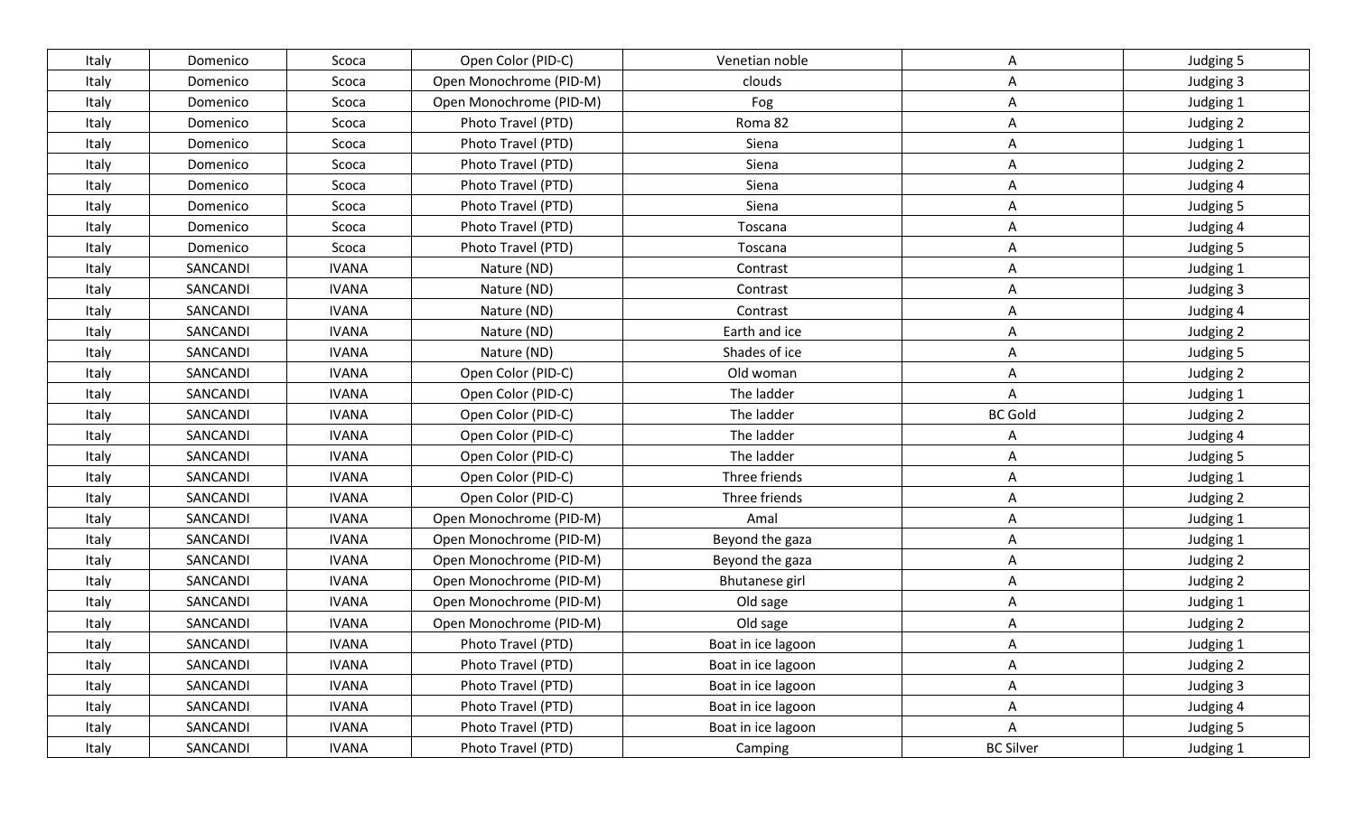| Italy | Domenico | Scoca | Open Color (PID-C) | Venetian noble | A | Judging 5 |
|---|---|---|---|---|---|---|
| Italy | Domenico | Scoca | Open Monochrome (PID-M) | clouds | A | Judging 3 |
| Italy | Domenico | Scoca | Open Monochrome (PID-M) | Fog | A | Judging 1 |
| Italy | Domenico | Scoca | Photo Travel (PTD) | Roma 82 | A | Judging 2 |
| Italy | Domenico | Scoca | Photo Travel (PTD) | Siena | A | Judging 1 |
| Italy | Domenico | Scoca | Photo Travel (PTD) | Siena | A | Judging 2 |
| Italy | Domenico | Scoca | Photo Travel (PTD) | Siena | A | Judging 4 |
| Italy | Domenico | Scoca | Photo Travel (PTD) | Siena | A | Judging 5 |
| Italy | Domenico | Scoca | Photo Travel (PTD) | Toscana | A | Judging 4 |
| Italy | Domenico | Scoca | Photo Travel (PTD) | Toscana | A | Judging 5 |
| Italy | SANCANDI | IVANA | Nature (ND) | Contrast | A | Judging 1 |
| Italy | SANCANDI | IVANA | Nature (ND) | Contrast | A | Judging 3 |
| Italy | SANCANDI | IVANA | Nature (ND) | Contrast | A | Judging 4 |
| Italy | SANCANDI | IVANA | Nature (ND) | Earth and ice | A | Judging 2 |
| Italy | SANCANDI | IVANA | Nature (ND) | Shades of ice | A | Judging 5 |
| Italy | SANCANDI | IVANA | Open Color (PID-C) | Old woman | A | Judging 2 |
| Italy | SANCANDI | IVANA | Open Color (PID-C) | The ladder | A | Judging 1 |
| Italy | SANCANDI | IVANA | Open Color (PID-C) | The ladder | BC Gold | Judging 2 |
| Italy | SANCANDI | IVANA | Open Color (PID-C) | The ladder | A | Judging 4 |
| Italy | SANCANDI | IVANA | Open Color (PID-C) | The ladder | A | Judging 5 |
| Italy | SANCANDI | IVANA | Open Color (PID-C) | Three friends | A | Judging 1 |
| Italy | SANCANDI | IVANA | Open Color (PID-C) | Three friends | A | Judging 2 |
| Italy | SANCANDI | IVANA | Open Monochrome (PID-M) | Amal | A | Judging 1 |
| Italy | SANCANDI | IVANA | Open Monochrome (PID-M) | Beyond the gaza | A | Judging 1 |
| Italy | SANCANDI | IVANA | Open Monochrome (PID-M) | Beyond the gaza | A | Judging 2 |
| Italy | SANCANDI | IVANA | Open Monochrome (PID-M) | Bhutanese girl | A | Judging 2 |
| Italy | SANCANDI | IVANA | Open Monochrome (PID-M) | Old sage | A | Judging 1 |
| Italy | SANCANDI | IVANA | Open Monochrome (PID-M) | Old sage | A | Judging 2 |
| Italy | SANCANDI | IVANA | Photo Travel (PTD) | Boat in ice lagoon | A | Judging 1 |
| Italy | SANCANDI | IVANA | Photo Travel (PTD) | Boat in ice lagoon | A | Judging 2 |
| Italy | SANCANDI | IVANA | Photo Travel (PTD) | Boat in ice lagoon | A | Judging 3 |
| Italy | SANCANDI | IVANA | Photo Travel (PTD) | Boat in ice lagoon | A | Judging 4 |
| Italy | SANCANDI | IVANA | Photo Travel (PTD) | Boat in ice lagoon | A | Judging 5 |
| Italy | SANCANDI | IVANA | Photo Travel (PTD) | Camping | BC Silver | Judging 1 |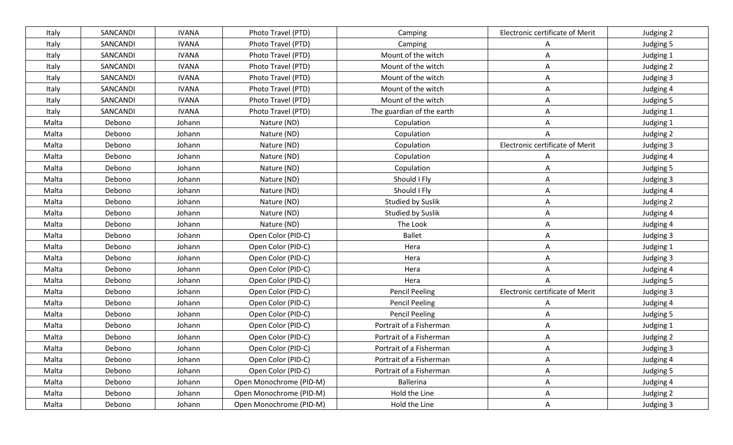| Italy | SANCANDI | IVANA | Photo Travel (PTD) | Camping | Electronic certificate of Merit | Judging 2 |
|---|---|---|---|---|---|---|
| Italy | SANCANDI | IVANA | Photo Travel (PTD) | Camping | A | Judging 5 |
| Italy | SANCANDI | IVANA | Photo Travel (PTD) | Mount of the witch | A | Judging 1 |
| Italy | SANCANDI | IVANA | Photo Travel (PTD) | Mount of the witch | A | Judging 2 |
| Italy | SANCANDI | IVANA | Photo Travel (PTD) | Mount of the witch | A | Judging 3 |
| Italy | SANCANDI | IVANA | Photo Travel (PTD) | Mount of the witch | A | Judging 4 |
| Italy | SANCANDI | IVANA | Photo Travel (PTD) | Mount of the witch | A | Judging 5 |
| Italy | SANCANDI | IVANA | Photo Travel (PTD) | The guardian of the earth | A | Judging 1 |
| Malta | Debono | Johann | Nature (ND) | Copulation | A | Judging 1 |
| Malta | Debono | Johann | Nature (ND) | Copulation | A | Judging 2 |
| Malta | Debono | Johann | Nature (ND) | Copulation | Electronic certificate of Merit | Judging 3 |
| Malta | Debono | Johann | Nature (ND) | Copulation | A | Judging 4 |
| Malta | Debono | Johann | Nature (ND) | Copulation | A | Judging 5 |
| Malta | Debono | Johann | Nature (ND) | Should I Fly | A | Judging 3 |
| Malta | Debono | Johann | Nature (ND) | Should I Fly | A | Judging 4 |
| Malta | Debono | Johann | Nature (ND) | Studied by Suslik | A | Judging 2 |
| Malta | Debono | Johann | Nature (ND) | Studied by Suslik | A | Judging 4 |
| Malta | Debono | Johann | Nature (ND) | The Look | A | Judging 4 |
| Malta | Debono | Johann | Open Color (PID-C) | Ballet | A | Judging 3 |
| Malta | Debono | Johann | Open Color (PID-C) | Hera | A | Judging 1 |
| Malta | Debono | Johann | Open Color (PID-C) | Hera | A | Judging 3 |
| Malta | Debono | Johann | Open Color (PID-C) | Hera | A | Judging 4 |
| Malta | Debono | Johann | Open Color (PID-C) | Hera | A | Judging 5 |
| Malta | Debono | Johann | Open Color (PID-C) | Pencil Peeling | Electronic certificate of Merit | Judging 3 |
| Malta | Debono | Johann | Open Color (PID-C) | Pencil Peeling | A | Judging 4 |
| Malta | Debono | Johann | Open Color (PID-C) | Pencil Peeling | A | Judging 5 |
| Malta | Debono | Johann | Open Color (PID-C) | Portrait of a Fisherman | A | Judging 1 |
| Malta | Debono | Johann | Open Color (PID-C) | Portrait of a Fisherman | A | Judging 2 |
| Malta | Debono | Johann | Open Color (PID-C) | Portrait of a Fisherman | A | Judging 3 |
| Malta | Debono | Johann | Open Color (PID-C) | Portrait of a Fisherman | A | Judging 4 |
| Malta | Debono | Johann | Open Color (PID-C) | Portrait of a Fisherman | A | Judging 5 |
| Malta | Debono | Johann | Open Monochrome (PID-M) | Ballerina | A | Judging 4 |
| Malta | Debono | Johann | Open Monochrome (PID-M) | Hold the Line | A | Judging 2 |
| Malta | Debono | Johann | Open Monochrome (PID-M) | Hold the Line | A | Judging 3 |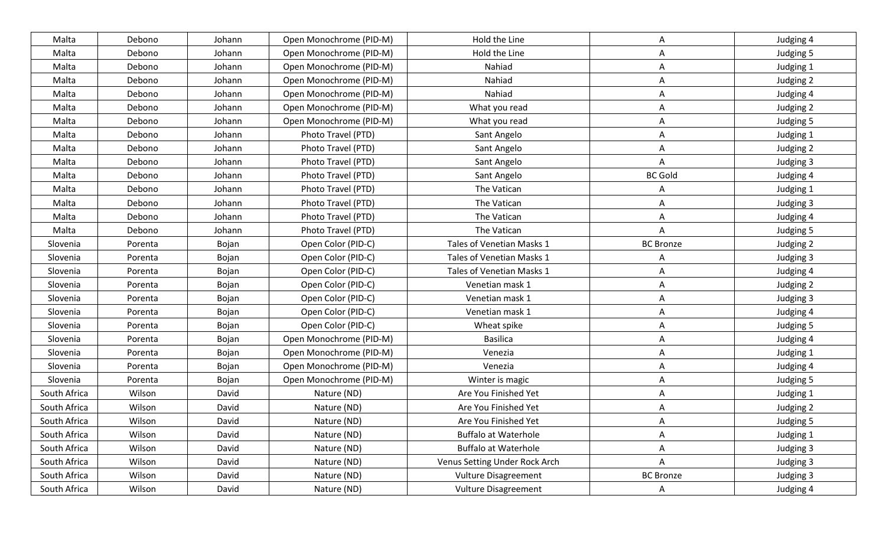| Malta | Debono | Johann | Open Monochrome (PID-M) | Hold the Line | A | Judging 4 |
|---|---|---|---|---|---|---|
| Malta | Debono | Johann | Open Monochrome (PID-M) | Hold the Line | A | Judging 5 |
| Malta | Debono | Johann | Open Monochrome (PID-M) | Nahiad | A | Judging 1 |
| Malta | Debono | Johann | Open Monochrome (PID-M) | Nahiad | A | Judging 2 |
| Malta | Debono | Johann | Open Monochrome (PID-M) | Nahiad | A | Judging 4 |
| Malta | Debono | Johann | Open Monochrome (PID-M) | What you read | A | Judging 2 |
| Malta | Debono | Johann | Open Monochrome (PID-M) | What you read | A | Judging 5 |
| Malta | Debono | Johann | Photo Travel (PTD) | Sant Angelo | A | Judging 1 |
| Malta | Debono | Johann | Photo Travel (PTD) | Sant Angelo | A | Judging 2 |
| Malta | Debono | Johann | Photo Travel (PTD) | Sant Angelo | A | Judging 3 |
| Malta | Debono | Johann | Photo Travel (PTD) | Sant Angelo | BC Gold | Judging 4 |
| Malta | Debono | Johann | Photo Travel (PTD) | The Vatican | A | Judging 1 |
| Malta | Debono | Johann | Photo Travel (PTD) | The Vatican | A | Judging 3 |
| Malta | Debono | Johann | Photo Travel (PTD) | The Vatican | A | Judging 4 |
| Malta | Debono | Johann | Photo Travel (PTD) | The Vatican | A | Judging 5 |
| Slovenia | Porenta | Bojan | Open Color (PID-C) | Tales of Venetian Masks 1 | BC Bronze | Judging 2 |
| Slovenia | Porenta | Bojan | Open Color (PID-C) | Tales of Venetian Masks 1 | A | Judging 3 |
| Slovenia | Porenta | Bojan | Open Color (PID-C) | Tales of Venetian Masks 1 | A | Judging 4 |
| Slovenia | Porenta | Bojan | Open Color (PID-C) | Venetian mask 1 | A | Judging 2 |
| Slovenia | Porenta | Bojan | Open Color (PID-C) | Venetian mask 1 | A | Judging 3 |
| Slovenia | Porenta | Bojan | Open Color (PID-C) | Venetian mask 1 | A | Judging 4 |
| Slovenia | Porenta | Bojan | Open Color (PID-C) | Wheat spike | A | Judging 5 |
| Slovenia | Porenta | Bojan | Open Monochrome (PID-M) | Basilica | A | Judging 4 |
| Slovenia | Porenta | Bojan | Open Monochrome (PID-M) | Venezia | A | Judging 1 |
| Slovenia | Porenta | Bojan | Open Monochrome (PID-M) | Venezia | A | Judging 4 |
| Slovenia | Porenta | Bojan | Open Monochrome (PID-M) | Winter is magic | A | Judging 5 |
| South Africa | Wilson | David | Nature (ND) | Are You Finished Yet | A | Judging 1 |
| South Africa | Wilson | David | Nature (ND) | Are You Finished Yet | A | Judging 2 |
| South Africa | Wilson | David | Nature (ND) | Are You Finished Yet | A | Judging 5 |
| South Africa | Wilson | David | Nature (ND) | Buffalo at Waterhole | A | Judging 1 |
| South Africa | Wilson | David | Nature (ND) | Buffalo at Waterhole | A | Judging 3 |
| South Africa | Wilson | David | Nature (ND) | Venus Setting Under Rock Arch | A | Judging 3 |
| South Africa | Wilson | David | Nature (ND) | Vulture Disagreement | BC Bronze | Judging 3 |
| South Africa | Wilson | David | Nature (ND) | Vulture Disagreement | A | Judging 4 |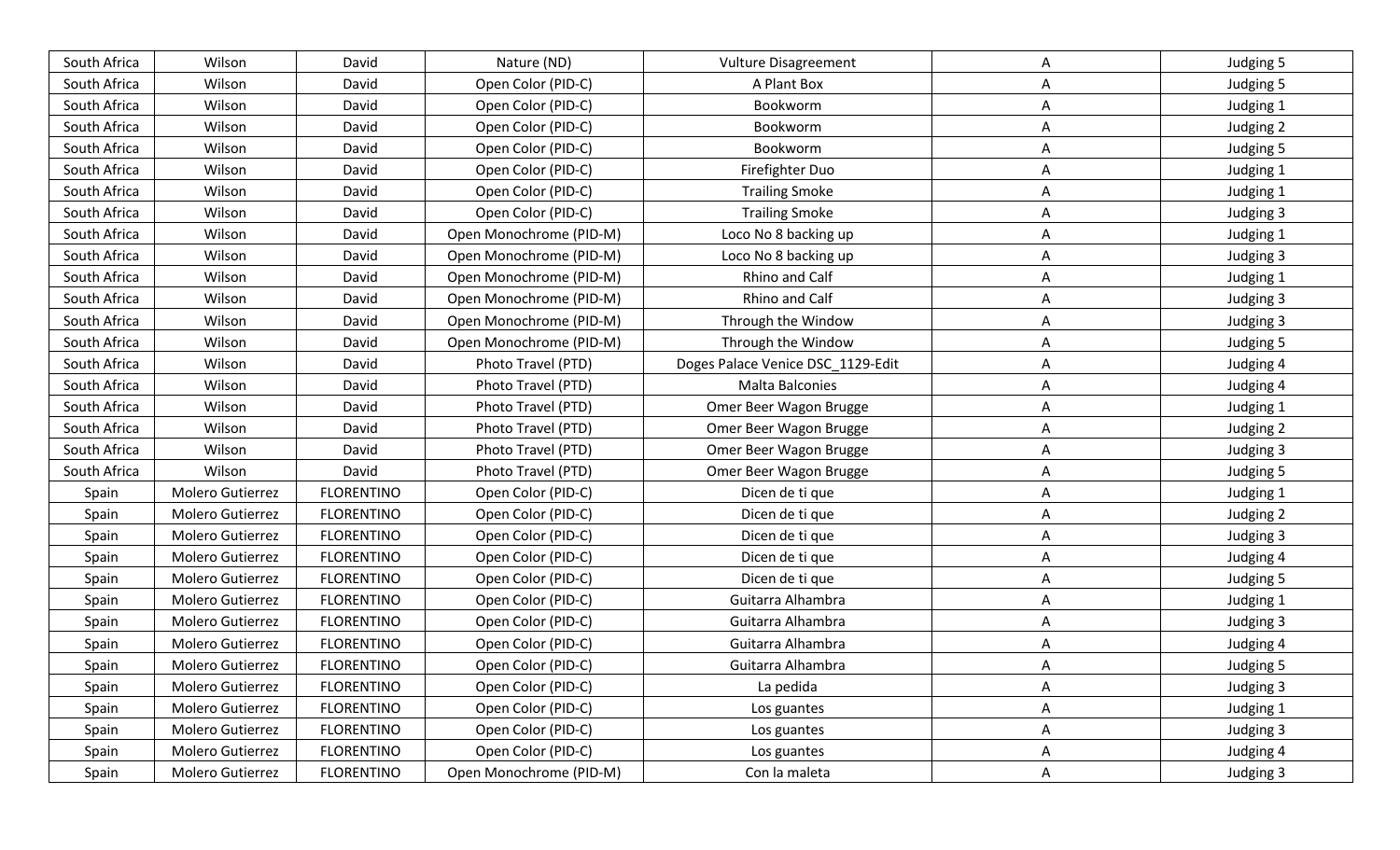| South Africa | Wilson | David | Nature (ND) | Vulture Disagreement | A | Judging 5 |
|---|---|---|---|---|---|---|
| South Africa | Wilson | David | Open Color (PID-C) | A Plant Box | A | Judging 5 |
| South Africa | Wilson | David | Open Color (PID-C) | Bookworm | A | Judging 1 |
| South Africa | Wilson | David | Open Color (PID-C) | Bookworm | A | Judging 2 |
| South Africa | Wilson | David | Open Color (PID-C) | Bookworm | A | Judging 5 |
| South Africa | Wilson | David | Open Color (PID-C) | Firefighter Duo | A | Judging 1 |
| South Africa | Wilson | David | Open Color (PID-C) | Trailing Smoke | A | Judging 1 |
| South Africa | Wilson | David | Open Color (PID-C) | Trailing Smoke | A | Judging 3 |
| South Africa | Wilson | David | Open Monochrome (PID-M) | Loco No 8 backing up | A | Judging 1 |
| South Africa | Wilson | David | Open Monochrome (PID-M) | Loco No 8 backing up | A | Judging 3 |
| South Africa | Wilson | David | Open Monochrome (PID-M) | Rhino and Calf | A | Judging 1 |
| South Africa | Wilson | David | Open Monochrome (PID-M) | Rhino and Calf | A | Judging 3 |
| South Africa | Wilson | David | Open Monochrome (PID-M) | Through the Window | A | Judging 3 |
| South Africa | Wilson | David | Open Monochrome (PID-M) | Through the Window | A | Judging 5 |
| South Africa | Wilson | David | Photo Travel (PTD) | Doges Palace Venice DSC_1129-Edit | A | Judging 4 |
| South Africa | Wilson | David | Photo Travel (PTD) | Malta Balconies | A | Judging 4 |
| South Africa | Wilson | David | Photo Travel (PTD) | Omer Beer Wagon Brugge | A | Judging 1 |
| South Africa | Wilson | David | Photo Travel (PTD) | Omer Beer Wagon Brugge | A | Judging 2 |
| South Africa | Wilson | David | Photo Travel (PTD) | Omer Beer Wagon Brugge | A | Judging 3 |
| South Africa | Wilson | David | Photo Travel (PTD) | Omer Beer Wagon Brugge | A | Judging 5 |
| Spain | Molero Gutierrez | FLORENTINO | Open Color (PID-C) | Dicen de ti que | A | Judging 1 |
| Spain | Molero Gutierrez | FLORENTINO | Open Color (PID-C) | Dicen de ti que | A | Judging 2 |
| Spain | Molero Gutierrez | FLORENTINO | Open Color (PID-C) | Dicen de ti que | A | Judging 3 |
| Spain | Molero Gutierrez | FLORENTINO | Open Color (PID-C) | Dicen de ti que | A | Judging 4 |
| Spain | Molero Gutierrez | FLORENTINO | Open Color (PID-C) | Dicen de ti que | A | Judging 5 |
| Spain | Molero Gutierrez | FLORENTINO | Open Color (PID-C) | Guitarra Alhambra | A | Judging 1 |
| Spain | Molero Gutierrez | FLORENTINO | Open Color (PID-C) | Guitarra Alhambra | A | Judging 3 |
| Spain | Molero Gutierrez | FLORENTINO | Open Color (PID-C) | Guitarra Alhambra | A | Judging 4 |
| Spain | Molero Gutierrez | FLORENTINO | Open Color (PID-C) | Guitarra Alhambra | A | Judging 5 |
| Spain | Molero Gutierrez | FLORENTINO | Open Color (PID-C) | La pedida | A | Judging 3 |
| Spain | Molero Gutierrez | FLORENTINO | Open Color (PID-C) | Los guantes | A | Judging 1 |
| Spain | Molero Gutierrez | FLORENTINO | Open Color (PID-C) | Los guantes | A | Judging 3 |
| Spain | Molero Gutierrez | FLORENTINO | Open Color (PID-C) | Los guantes | A | Judging 4 |
| Spain | Molero Gutierrez | FLORENTINO | Open Monochrome (PID-M) | Con la maleta | A | Judging 3 |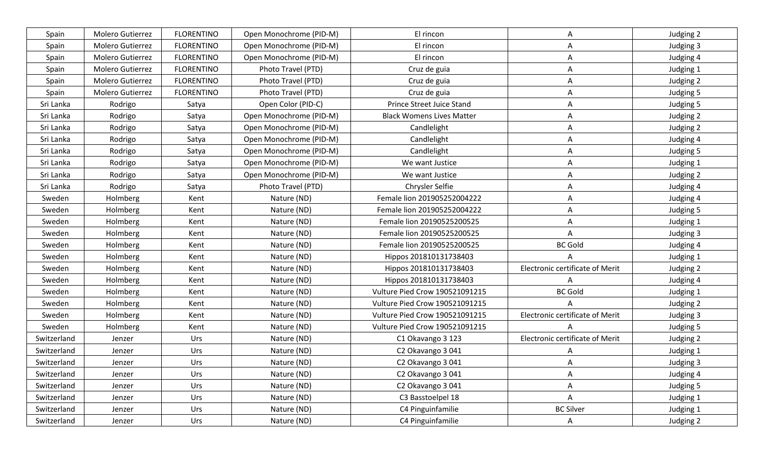| Spain | Molero Gutierrez | FLORENTINO | Open Monochrome (PID-M) | El rincon | A | Judging 2 |
|---|---|---|---|---|---|---|
| Spain | Molero Gutierrez | FLORENTINO | Open Monochrome (PID-M) | El rincon | A | Judging 3 |
| Spain | Molero Gutierrez | FLORENTINO | Open Monochrome (PID-M) | El rincon | A | Judging 4 |
| Spain | Molero Gutierrez | FLORENTINO | Photo Travel (PTD) | Cruz de guia | A | Judging 1 |
| Spain | Molero Gutierrez | FLORENTINO | Photo Travel (PTD) | Cruz de guia | A | Judging 2 |
| Spain | Molero Gutierrez | FLORENTINO | Photo Travel (PTD) | Cruz de guia | A | Judging 5 |
| Sri Lanka | Rodrigo | Satya | Open Color (PID-C) | Prince Street Juice Stand | A | Judging 5 |
| Sri Lanka | Rodrigo | Satya | Open Monochrome (PID-M) | Black Womens Lives Matter | A | Judging 2 |
| Sri Lanka | Rodrigo | Satya | Open Monochrome (PID-M) | Candlelight | A | Judging 2 |
| Sri Lanka | Rodrigo | Satya | Open Monochrome (PID-M) | Candlelight | A | Judging 4 |
| Sri Lanka | Rodrigo | Satya | Open Monochrome (PID-M) | Candlelight | A | Judging 5 |
| Sri Lanka | Rodrigo | Satya | Open Monochrome (PID-M) | We want Justice | A | Judging 1 |
| Sri Lanka | Rodrigo | Satya | Open Monochrome (PID-M) | We want Justice | A | Judging 2 |
| Sri Lanka | Rodrigo | Satya | Photo Travel (PTD) | Chrysler Selfie | A | Judging 4 |
| Sweden | Holmberg | Kent | Nature (ND) | Female lion 201905252004222 | A | Judging 4 |
| Sweden | Holmberg | Kent | Nature (ND) | Female lion 201905252004222 | A | Judging 5 |
| Sweden | Holmberg | Kent | Nature (ND) | Female lion 20190525200525 | A | Judging 1 |
| Sweden | Holmberg | Kent | Nature (ND) | Female lion 20190525200525 | A | Judging 3 |
| Sweden | Holmberg | Kent | Nature (ND) | Female lion 20190525200525 | BC Gold | Judging 4 |
| Sweden | Holmberg | Kent | Nature (ND) | Hippos 201810131738403 | A | Judging 1 |
| Sweden | Holmberg | Kent | Nature (ND) | Hippos 201810131738403 | Electronic certificate of Merit | Judging 2 |
| Sweden | Holmberg | Kent | Nature (ND) | Hippos 201810131738403 | A | Judging 4 |
| Sweden | Holmberg | Kent | Nature (ND) | Vulture Pied Crow 190521091215 | BC Gold | Judging 1 |
| Sweden | Holmberg | Kent | Nature (ND) | Vulture Pied Crow 190521091215 | A | Judging 2 |
| Sweden | Holmberg | Kent | Nature (ND) | Vulture Pied Crow 190521091215 | Electronic certificate of Merit | Judging 3 |
| Sweden | Holmberg | Kent | Nature (ND) | Vulture Pied Crow 190521091215 | A | Judging 5 |
| Switzerland | Jenzer | Urs | Nature (ND) | C1 Okavango 3 123 | Electronic certificate of Merit | Judging 2 |
| Switzerland | Jenzer | Urs | Nature (ND) | C2 Okavango 3 041 | A | Judging 1 |
| Switzerland | Jenzer | Urs | Nature (ND) | C2 Okavango 3 041 | A | Judging 3 |
| Switzerland | Jenzer | Urs | Nature (ND) | C2 Okavango 3 041 | A | Judging 4 |
| Switzerland | Jenzer | Urs | Nature (ND) | C2 Okavango 3 041 | A | Judging 5 |
| Switzerland | Jenzer | Urs | Nature (ND) | C3 Basstoelpel 18 | A | Judging 1 |
| Switzerland | Jenzer | Urs | Nature (ND) | C4 Pinguinfamilie | BC Silver | Judging 1 |
| Switzerland | Jenzer | Urs | Nature (ND) | C4 Pinguinfamilie | A | Judging 2 |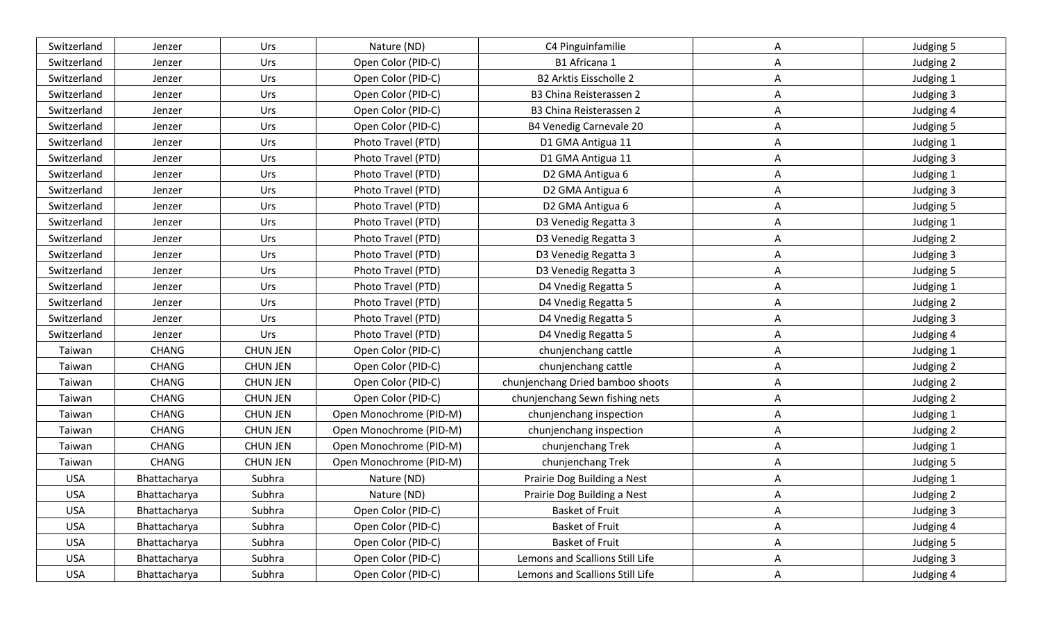| Switzerland | Jenzer | Urs | Nature (ND) | C4 Pinguinfamilie | A | Judging 5 |
|---|---|---|---|---|---|---|
| Switzerland | Jenzer | Urs | Open Color (PID-C) | B1 Africana 1 | A | Judging 2 |
| Switzerland | Jenzer | Urs | Open Color (PID-C) | B2 Arktis Eisscholle 2 | A | Judging 1 |
| Switzerland | Jenzer | Urs | Open Color (PID-C) | B3 China Reisterassen 2 | A | Judging 3 |
| Switzerland | Jenzer | Urs | Open Color (PID-C) | B3 China Reisterassen 2 | A | Judging 4 |
| Switzerland | Jenzer | Urs | Open Color (PID-C) | B4 Venedig Carnevale 20 | A | Judging 5 |
| Switzerland | Jenzer | Urs | Photo Travel (PTD) | D1 GMA Antigua 11 | A | Judging 1 |
| Switzerland | Jenzer | Urs | Photo Travel (PTD) | D1 GMA Antigua 11 | A | Judging 3 |
| Switzerland | Jenzer | Urs | Photo Travel (PTD) | D2 GMA Antigua 6 | A | Judging 1 |
| Switzerland | Jenzer | Urs | Photo Travel (PTD) | D2 GMA Antigua 6 | A | Judging 3 |
| Switzerland | Jenzer | Urs | Photo Travel (PTD) | D2 GMA Antigua 6 | A | Judging 5 |
| Switzerland | Jenzer | Urs | Photo Travel (PTD) | D3 Venedig Regatta 3 | A | Judging 1 |
| Switzerland | Jenzer | Urs | Photo Travel (PTD) | D3 Venedig Regatta 3 | A | Judging 2 |
| Switzerland | Jenzer | Urs | Photo Travel (PTD) | D3 Venedig Regatta 3 | A | Judging 3 |
| Switzerland | Jenzer | Urs | Photo Travel (PTD) | D3 Venedig Regatta 3 | A | Judging 5 |
| Switzerland | Jenzer | Urs | Photo Travel (PTD) | D4 Vnedig Regatta 5 | A | Judging 1 |
| Switzerland | Jenzer | Urs | Photo Travel (PTD) | D4 Vnedig Regatta 5 | A | Judging 2 |
| Switzerland | Jenzer | Urs | Photo Travel (PTD) | D4 Vnedig Regatta 5 | A | Judging 3 |
| Switzerland | Jenzer | Urs | Photo Travel (PTD) | D4 Vnedig Regatta 5 | A | Judging 4 |
| Taiwan | CHANG | CHUN JEN | Open Color (PID-C) | chunjenchang cattle | A | Judging 1 |
| Taiwan | CHANG | CHUN JEN | Open Color (PID-C) | chunjenchang cattle | A | Judging 2 |
| Taiwan | CHANG | CHUN JEN | Open Color (PID-C) | chunjenchang Dried bamboo shoots | A | Judging 2 |
| Taiwan | CHANG | CHUN JEN | Open Color (PID-C) | chunjenchang Sewn fishing nets | A | Judging 2 |
| Taiwan | CHANG | CHUN JEN | Open Monochrome (PID-M) | chunjenchang inspection | A | Judging 1 |
| Taiwan | CHANG | CHUN JEN | Open Monochrome (PID-M) | chunjenchang inspection | A | Judging 2 |
| Taiwan | CHANG | CHUN JEN | Open Monochrome (PID-M) | chunjenchang Trek | A | Judging 1 |
| Taiwan | CHANG | CHUN JEN | Open Monochrome (PID-M) | chunjenchang Trek | A | Judging 5 |
| USA | Bhattacharya | Subhra | Nature (ND) | Prairie Dog Building a Nest | A | Judging 1 |
| USA | Bhattacharya | Subhra | Nature (ND) | Prairie Dog Building a Nest | A | Judging 2 |
| USA | Bhattacharya | Subhra | Open Color (PID-C) | Basket of Fruit | A | Judging 3 |
| USA | Bhattacharya | Subhra | Open Color (PID-C) | Basket of Fruit | A | Judging 4 |
| USA | Bhattacharya | Subhra | Open Color (PID-C) | Basket of Fruit | A | Judging 5 |
| USA | Bhattacharya | Subhra | Open Color (PID-C) | Lemons and Scallions Still Life | A | Judging 3 |
| USA | Bhattacharya | Subhra | Open Color (PID-C) | Lemons and Scallions Still Life | A | Judging 4 |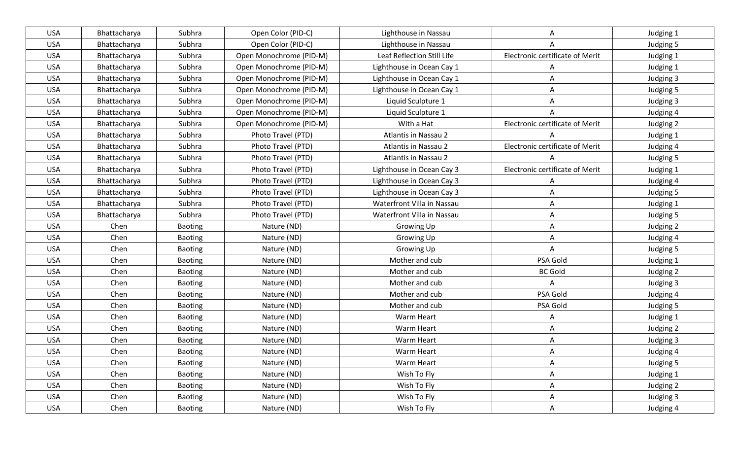| USA | Bhattacharya | Subhra | Open Color (PID-C) | Lighthouse in Nassau | A | Judging 1 |
|---|---|---|---|---|---|---|
| USA | Bhattacharya | Subhra | Open Color (PID-C) | Lighthouse in Nassau | A | Judging 5 |
| USA | Bhattacharya | Subhra | Open Monochrome (PID-M) | Leaf Reflection Still Life | Electronic certificate of Merit | Judging 1 |
| USA | Bhattacharya | Subhra | Open Monochrome (PID-M) | Lighthouse in Ocean Cay 1 | A | Judging 1 |
| USA | Bhattacharya | Subhra | Open Monochrome (PID-M) | Lighthouse in Ocean Cay 1 | A | Judging 3 |
| USA | Bhattacharya | Subhra | Open Monochrome (PID-M) | Lighthouse in Ocean Cay 1 | A | Judging 5 |
| USA | Bhattacharya | Subhra | Open Monochrome (PID-M) | Liquid Sculpture 1 | A | Judging 3 |
| USA | Bhattacharya | Subhra | Open Monochrome (PID-M) | Liquid Sculpture 1 | A | Judging 4 |
| USA | Bhattacharya | Subhra | Open Monochrome (PID-M) | With a Hat | Electronic certificate of Merit | Judging 2 |
| USA | Bhattacharya | Subhra | Photo Travel (PTD) | Atlantis in Nassau 2 | A | Judging 1 |
| USA | Bhattacharya | Subhra | Photo Travel (PTD) | Atlantis in Nassau 2 | Electronic certificate of Merit | Judging 4 |
| USA | Bhattacharya | Subhra | Photo Travel (PTD) | Atlantis in Nassau 2 | A | Judging 5 |
| USA | Bhattacharya | Subhra | Photo Travel (PTD) | Lighthouse in Ocean Cay 3 | Electronic certificate of Merit | Judging 1 |
| USA | Bhattacharya | Subhra | Photo Travel (PTD) | Lighthouse in Ocean Cay 3 | A | Judging 4 |
| USA | Bhattacharya | Subhra | Photo Travel (PTD) | Lighthouse in Ocean Cay 3 | A | Judging 5 |
| USA | Bhattacharya | Subhra | Photo Travel (PTD) | Waterfront Villa in Nassau | A | Judging 1 |
| USA | Bhattacharya | Subhra | Photo Travel (PTD) | Waterfront Villa in Nassau | A | Judging 5 |
| USA | Chen | Baoting | Nature (ND) | Growing Up | A | Judging 2 |
| USA | Chen | Baoting | Nature (ND) | Growing Up | A | Judging 4 |
| USA | Chen | Baoting | Nature (ND) | Growing Up | A | Judging 5 |
| USA | Chen | Baoting | Nature (ND) | Mother and cub | PSA Gold | Judging 1 |
| USA | Chen | Baoting | Nature (ND) | Mother and cub | BC Gold | Judging 2 |
| USA | Chen | Baoting | Nature (ND) | Mother and cub | A | Judging 3 |
| USA | Chen | Baoting | Nature (ND) | Mother and cub | PSA Gold | Judging 4 |
| USA | Chen | Baoting | Nature (ND) | Mother and cub | PSA Gold | Judging 5 |
| USA | Chen | Baoting | Nature (ND) | Warm Heart | A | Judging 1 |
| USA | Chen | Baoting | Nature (ND) | Warm Heart | A | Judging 2 |
| USA | Chen | Baoting | Nature (ND) | Warm Heart | A | Judging 3 |
| USA | Chen | Baoting | Nature (ND) | Warm Heart | A | Judging 4 |
| USA | Chen | Baoting | Nature (ND) | Warm Heart | A | Judging 5 |
| USA | Chen | Baoting | Nature (ND) | Wish To Fly | A | Judging 1 |
| USA | Chen | Baoting | Nature (ND) | Wish To Fly | A | Judging 2 |
| USA | Chen | Baoting | Nature (ND) | Wish To Fly | A | Judging 3 |
| USA | Chen | Baoting | Nature (ND) | Wish To Fly | A | Judging 4 |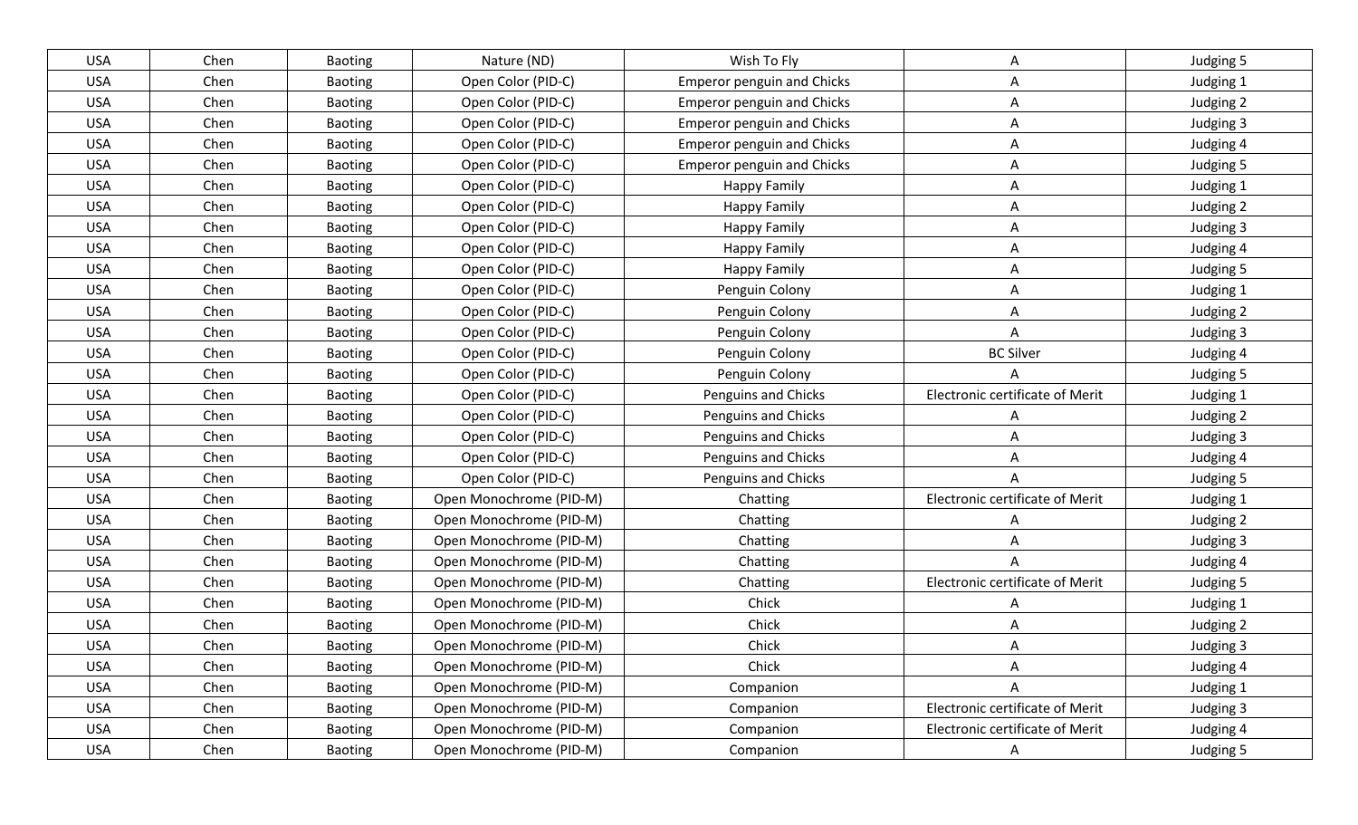| USA | Chen | Baoting | Nature (ND) | Wish To Fly | A | Judging 5 |
|---|---|---|---|---|---|---|
| USA | Chen | Baoting | Open Color (PID-C) | Emperor penguin and Chicks | A | Judging 1 |
| USA | Chen | Baoting | Open Color (PID-C) | Emperor penguin and Chicks | A | Judging 2 |
| USA | Chen | Baoting | Open Color (PID-C) | Emperor penguin and Chicks | A | Judging 3 |
| USA | Chen | Baoting | Open Color (PID-C) | Emperor penguin and Chicks | A | Judging 4 |
| USA | Chen | Baoting | Open Color (PID-C) | Emperor penguin and Chicks | A | Judging 5 |
| USA | Chen | Baoting | Open Color (PID-C) | Happy Family | A | Judging 1 |
| USA | Chen | Baoting | Open Color (PID-C) | Happy Family | A | Judging 2 |
| USA | Chen | Baoting | Open Color (PID-C) | Happy Family | A | Judging 3 |
| USA | Chen | Baoting | Open Color (PID-C) | Happy Family | A | Judging 4 |
| USA | Chen | Baoting | Open Color (PID-C) | Happy Family | A | Judging 5 |
| USA | Chen | Baoting | Open Color (PID-C) | Penguin Colony | A | Judging 1 |
| USA | Chen | Baoting | Open Color (PID-C) | Penguin Colony | A | Judging 2 |
| USA | Chen | Baoting | Open Color (PID-C) | Penguin Colony | A | Judging 3 |
| USA | Chen | Baoting | Open Color (PID-C) | Penguin Colony | BC Silver | Judging 4 |
| USA | Chen | Baoting | Open Color (PID-C) | Penguin Colony | A | Judging 5 |
| USA | Chen | Baoting | Open Color (PID-C) | Penguins and Chicks | Electronic certificate of Merit | Judging 1 |
| USA | Chen | Baoting | Open Color (PID-C) | Penguins and Chicks | A | Judging 2 |
| USA | Chen | Baoting | Open Color (PID-C) | Penguins and Chicks | A | Judging 3 |
| USA | Chen | Baoting | Open Color (PID-C) | Penguins and Chicks | A | Judging 4 |
| USA | Chen | Baoting | Open Color (PID-C) | Penguins and Chicks | A | Judging 5 |
| USA | Chen | Baoting | Open Monochrome (PID-M) | Chatting | Electronic certificate of Merit | Judging 1 |
| USA | Chen | Baoting | Open Monochrome (PID-M) | Chatting | A | Judging 2 |
| USA | Chen | Baoting | Open Monochrome (PID-M) | Chatting | A | Judging 3 |
| USA | Chen | Baoting | Open Monochrome (PID-M) | Chatting | A | Judging 4 |
| USA | Chen | Baoting | Open Monochrome (PID-M) | Chatting | Electronic certificate of Merit | Judging 5 |
| USA | Chen | Baoting | Open Monochrome (PID-M) | Chick | A | Judging 1 |
| USA | Chen | Baoting | Open Monochrome (PID-M) | Chick | A | Judging 2 |
| USA | Chen | Baoting | Open Monochrome (PID-M) | Chick | A | Judging 3 |
| USA | Chen | Baoting | Open Monochrome (PID-M) | Chick | A | Judging 4 |
| USA | Chen | Baoting | Open Monochrome (PID-M) | Companion | A | Judging 1 |
| USA | Chen | Baoting | Open Monochrome (PID-M) | Companion | Electronic certificate of Merit | Judging 3 |
| USA | Chen | Baoting | Open Monochrome (PID-M) | Companion | Electronic certificate of Merit | Judging 4 |
| USA | Chen | Baoting | Open Monochrome (PID-M) | Companion | A | Judging 5 |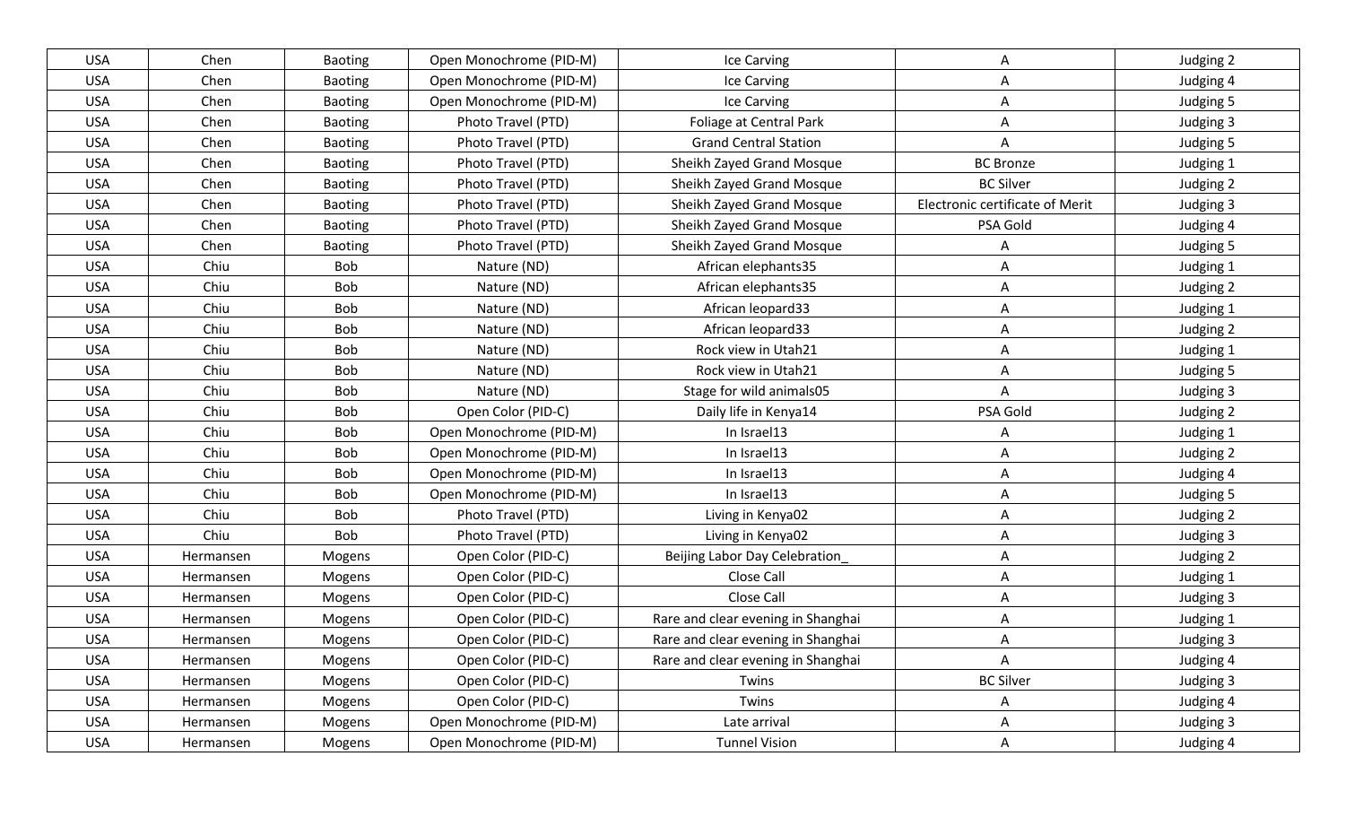| USA | Chen | Baoting | Open Monochrome (PID-M) | Ice Carving | A | Judging 2 |
|---|---|---|---|---|---|---|
| USA | Chen | Baoting | Open Monochrome (PID-M) | Ice Carving | A | Judging 4 |
| USA | Chen | Baoting | Open Monochrome (PID-M) | Ice Carving | A | Judging 5 |
| USA | Chen | Baoting | Photo Travel (PTD) | Foliage at Central Park | A | Judging 3 |
| USA | Chen | Baoting | Photo Travel (PTD) | Grand Central Station | A | Judging 5 |
| USA | Chen | Baoting | Photo Travel (PTD) | Sheikh Zayed Grand Mosque | BC Bronze | Judging 1 |
| USA | Chen | Baoting | Photo Travel (PTD) | Sheikh Zayed Grand Mosque | BC Silver | Judging 2 |
| USA | Chen | Baoting | Photo Travel (PTD) | Sheikh Zayed Grand Mosque | Electronic certificate of Merit | Judging 3 |
| USA | Chen | Baoting | Photo Travel (PTD) | Sheikh Zayed Grand Mosque | PSA Gold | Judging 4 |
| USA | Chen | Baoting | Photo Travel (PTD) | Sheikh Zayed Grand Mosque | A | Judging 5 |
| USA | Chiu | Bob | Nature (ND) | African elephants35 | A | Judging 1 |
| USA | Chiu | Bob | Nature (ND) | African elephants35 | A | Judging 2 |
| USA | Chiu | Bob | Nature (ND) | African leopard33 | A | Judging 1 |
| USA | Chiu | Bob | Nature (ND) | African leopard33 | A | Judging 2 |
| USA | Chiu | Bob | Nature (ND) | Rock view in Utah21 | A | Judging 1 |
| USA | Chiu | Bob | Nature (ND) | Rock view in Utah21 | A | Judging 5 |
| USA | Chiu | Bob | Nature (ND) | Stage for wild animals05 | A | Judging 3 |
| USA | Chiu | Bob | Open Color (PID-C) | Daily life in Kenya14 | PSA Gold | Judging 2 |
| USA | Chiu | Bob | Open Monochrome (PID-M) | In Israel13 | A | Judging 1 |
| USA | Chiu | Bob | Open Monochrome (PID-M) | In Israel13 | A | Judging 2 |
| USA | Chiu | Bob | Open Monochrome (PID-M) | In Israel13 | A | Judging 4 |
| USA | Chiu | Bob | Open Monochrome (PID-M) | In Israel13 | A | Judging 5 |
| USA | Chiu | Bob | Photo Travel (PTD) | Living in Kenya02 | A | Judging 2 |
| USA | Chiu | Bob | Photo Travel (PTD) | Living in Kenya02 | A | Judging 3 |
| USA | Hermansen | Mogens | Open Color (PID-C) | Beijing Labor Day Celebration_ | A | Judging 2 |
| USA | Hermansen | Mogens | Open Color (PID-C) | Close Call | A | Judging 1 |
| USA | Hermansen | Mogens | Open Color (PID-C) | Close Call | A | Judging 3 |
| USA | Hermansen | Mogens | Open Color (PID-C) | Rare and clear evening in Shanghai | A | Judging 1 |
| USA | Hermansen | Mogens | Open Color (PID-C) | Rare and clear evening in Shanghai | A | Judging 3 |
| USA | Hermansen | Mogens | Open Color (PID-C) | Rare and clear evening in Shanghai | A | Judging 4 |
| USA | Hermansen | Mogens | Open Color (PID-C) | Twins | BC Silver | Judging 3 |
| USA | Hermansen | Mogens | Open Color (PID-C) | Twins | A | Judging 4 |
| USA | Hermansen | Mogens | Open Monochrome (PID-M) | Late arrival | A | Judging 3 |
| USA | Hermansen | Mogens | Open Monochrome (PID-M) | Tunnel Vision | A | Judging 4 |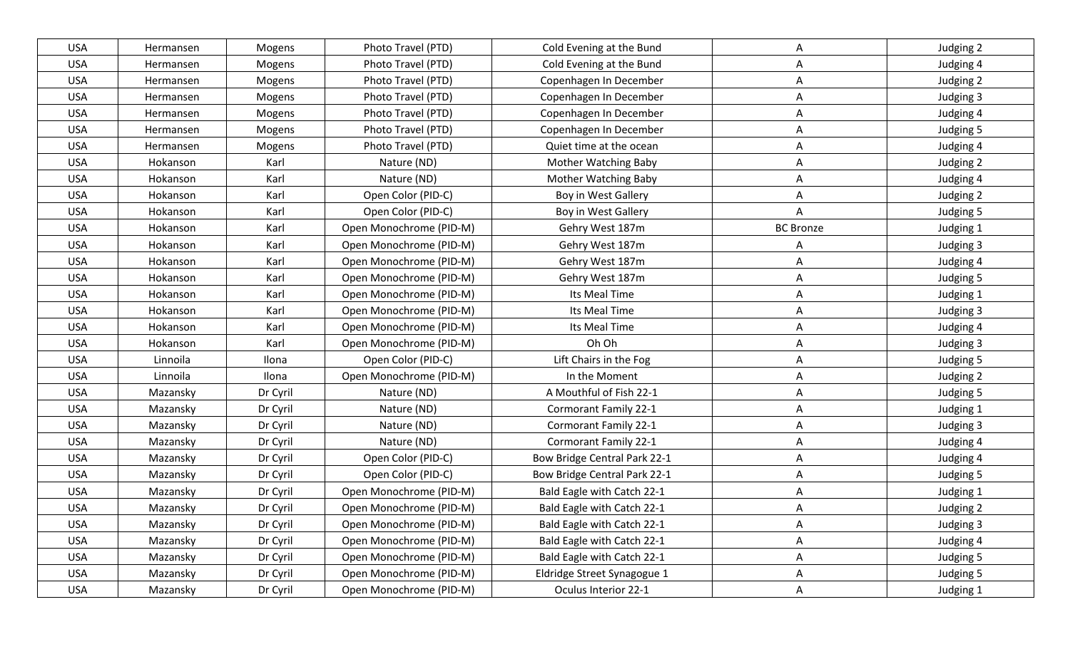| USA | Hermansen | Mogens | Photo Travel (PTD) | Cold Evening at the Bund | A | Judging 2 |
|---|---|---|---|---|---|---|
| USA | Hermansen | Mogens | Photo Travel (PTD) | Cold Evening at the Bund | A | Judging 4 |
| USA | Hermansen | Mogens | Photo Travel (PTD) | Copenhagen In December | A | Judging 2 |
| USA | Hermansen | Mogens | Photo Travel (PTD) | Copenhagen In December | A | Judging 3 |
| USA | Hermansen | Mogens | Photo Travel (PTD) | Copenhagen In December | A | Judging 4 |
| USA | Hermansen | Mogens | Photo Travel (PTD) | Copenhagen In December | A | Judging 5 |
| USA | Hermansen | Mogens | Photo Travel (PTD) | Quiet time at the ocean | A | Judging 4 |
| USA | Hokanson | Karl | Nature (ND) | Mother Watching Baby | A | Judging 2 |
| USA | Hokanson | Karl | Nature (ND) | Mother Watching Baby | A | Judging 4 |
| USA | Hokanson | Karl | Open Color (PID-C) | Boy in West Gallery | A | Judging 2 |
| USA | Hokanson | Karl | Open Color (PID-C) | Boy in West Gallery | A | Judging 5 |
| USA | Hokanson | Karl | Open Monochrome (PID-M) | Gehry West 187m | BC Bronze | Judging 1 |
| USA | Hokanson | Karl | Open Monochrome (PID-M) | Gehry West 187m | A | Judging 3 |
| USA | Hokanson | Karl | Open Monochrome (PID-M) | Gehry West 187m | A | Judging 4 |
| USA | Hokanson | Karl | Open Monochrome (PID-M) | Gehry West 187m | A | Judging 5 |
| USA | Hokanson | Karl | Open Monochrome (PID-M) | Its Meal Time | A | Judging 1 |
| USA | Hokanson | Karl | Open Monochrome (PID-M) | Its Meal Time | A | Judging 3 |
| USA | Hokanson | Karl | Open Monochrome (PID-M) | Its Meal Time | A | Judging 4 |
| USA | Hokanson | Karl | Open Monochrome (PID-M) | Oh Oh | A | Judging 3 |
| USA | Linnoila | Ilona | Open Color (PID-C) | Lift Chairs in the Fog | A | Judging 5 |
| USA | Linnoila | Ilona | Open Monochrome (PID-M) | In the Moment | A | Judging 2 |
| USA | Mazansky | Dr Cyril | Nature (ND) | A Mouthful of Fish 22-1 | A | Judging 5 |
| USA | Mazansky | Dr Cyril | Nature (ND) | Cormorant Family 22-1 | A | Judging 1 |
| USA | Mazansky | Dr Cyril | Nature (ND) | Cormorant Family 22-1 | A | Judging 3 |
| USA | Mazansky | Dr Cyril | Nature (ND) | Cormorant Family 22-1 | A | Judging 4 |
| USA | Mazansky | Dr Cyril | Open Color (PID-C) | Bow Bridge Central Park 22-1 | A | Judging 4 |
| USA | Mazansky | Dr Cyril | Open Color (PID-C) | Bow Bridge Central Park 22-1 | A | Judging 5 |
| USA | Mazansky | Dr Cyril | Open Monochrome (PID-M) | Bald Eagle with Catch 22-1 | A | Judging 1 |
| USA | Mazansky | Dr Cyril | Open Monochrome (PID-M) | Bald Eagle with Catch 22-1 | A | Judging 2 |
| USA | Mazansky | Dr Cyril | Open Monochrome (PID-M) | Bald Eagle with Catch 22-1 | A | Judging 3 |
| USA | Mazansky | Dr Cyril | Open Monochrome (PID-M) | Bald Eagle with Catch 22-1 | A | Judging 4 |
| USA | Mazansky | Dr Cyril | Open Monochrome (PID-M) | Bald Eagle with Catch 22-1 | A | Judging 5 |
| USA | Mazansky | Dr Cyril | Open Monochrome (PID-M) | Eldridge Street Synagogue 1 | A | Judging 5 |
| USA | Mazansky | Dr Cyril | Open Monochrome (PID-M) | Oculus Interior 22-1 | A | Judging 1 |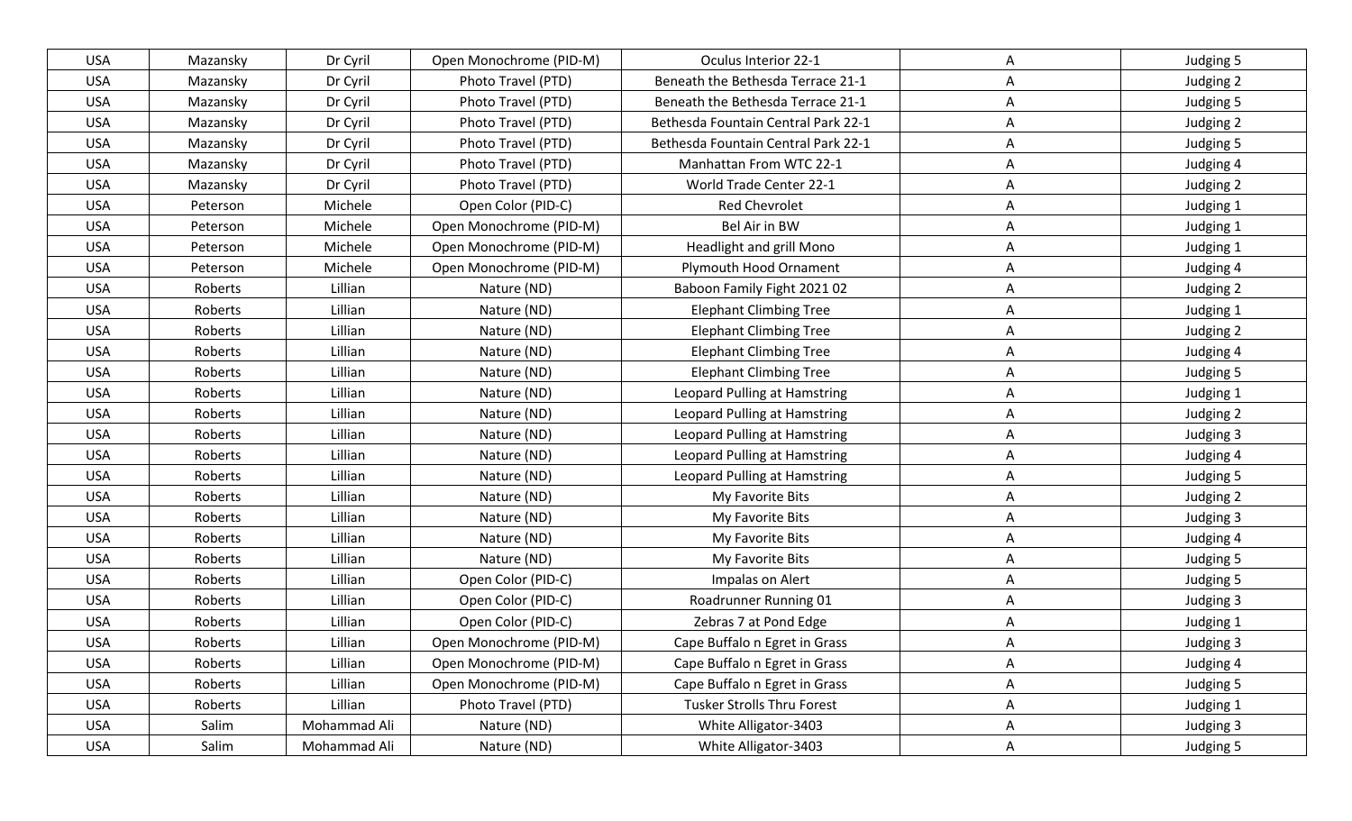| USA | Mazansky | Dr Cyril | Open Monochrome (PID-M) | Oculus Interior 22-1 | A | Judging 5 |
|---|---|---|---|---|---|---|
| USA | Mazansky | Dr Cyril | Photo Travel (PTD) | Beneath the Bethesda Terrace 21-1 | A | Judging 2 |
| USA | Mazansky | Dr Cyril | Photo Travel (PTD) | Beneath the Bethesda Terrace 21-1 | A | Judging 5 |
| USA | Mazansky | Dr Cyril | Photo Travel (PTD) | Bethesda Fountain Central Park 22-1 | A | Judging 2 |
| USA | Mazansky | Dr Cyril | Photo Travel (PTD) | Bethesda Fountain Central Park 22-1 | A | Judging 5 |
| USA | Mazansky | Dr Cyril | Photo Travel (PTD) | Manhattan From WTC 22-1 | A | Judging 4 |
| USA | Mazansky | Dr Cyril | Photo Travel (PTD) | World Trade Center 22-1 | A | Judging 2 |
| USA | Peterson | Michele | Open Color (PID-C) | Red Chevrolet | A | Judging 1 |
| USA | Peterson | Michele | Open Monochrome (PID-M) | Bel Air in BW | A | Judging 1 |
| USA | Peterson | Michele | Open Monochrome (PID-M) | Headlight and grill Mono | A | Judging 1 |
| USA | Peterson | Michele | Open Monochrome (PID-M) | Plymouth Hood Ornament | A | Judging 4 |
| USA | Roberts | Lillian | Nature (ND) | Baboon Family Fight 2021 02 | A | Judging 2 |
| USA | Roberts | Lillian | Nature (ND) | Elephant Climbing Tree | A | Judging 1 |
| USA | Roberts | Lillian | Nature (ND) | Elephant Climbing Tree | A | Judging 2 |
| USA | Roberts | Lillian | Nature (ND) | Elephant Climbing Tree | A | Judging 4 |
| USA | Roberts | Lillian | Nature (ND) | Elephant Climbing Tree | A | Judging 5 |
| USA | Roberts | Lillian | Nature (ND) | Leopard Pulling at Hamstring | A | Judging 1 |
| USA | Roberts | Lillian | Nature (ND) | Leopard Pulling at Hamstring | A | Judging 2 |
| USA | Roberts | Lillian | Nature (ND) | Leopard Pulling at Hamstring | A | Judging 3 |
| USA | Roberts | Lillian | Nature (ND) | Leopard Pulling at Hamstring | A | Judging 4 |
| USA | Roberts | Lillian | Nature (ND) | Leopard Pulling at Hamstring | A | Judging 5 |
| USA | Roberts | Lillian | Nature (ND) | My Favorite Bits | A | Judging 2 |
| USA | Roberts | Lillian | Nature (ND) | My Favorite Bits | A | Judging 3 |
| USA | Roberts | Lillian | Nature (ND) | My Favorite Bits | A | Judging 4 |
| USA | Roberts | Lillian | Nature (ND) | My Favorite Bits | A | Judging 5 |
| USA | Roberts | Lillian | Open Color (PID-C) | Impalas on Alert | A | Judging 5 |
| USA | Roberts | Lillian | Open Color (PID-C) | Roadrunner Running 01 | A | Judging 3 |
| USA | Roberts | Lillian | Open Color (PID-C) | Zebras 7 at Pond Edge | A | Judging 1 |
| USA | Roberts | Lillian | Open Monochrome (PID-M) | Cape Buffalo n Egret in Grass | A | Judging 3 |
| USA | Roberts | Lillian | Open Monochrome (PID-M) | Cape Buffalo n Egret in Grass | A | Judging 4 |
| USA | Roberts | Lillian | Open Monochrome (PID-M) | Cape Buffalo n Egret in Grass | A | Judging 5 |
| USA | Roberts | Lillian | Photo Travel (PTD) | Tusker Strolls Thru Forest | A | Judging 1 |
| USA | Salim | Mohammad Ali | Nature (ND) | White Alligator-3403 | A | Judging 3 |
| USA | Salim | Mohammad Ali | Nature (ND) | White Alligator-3403 | A | Judging 5 |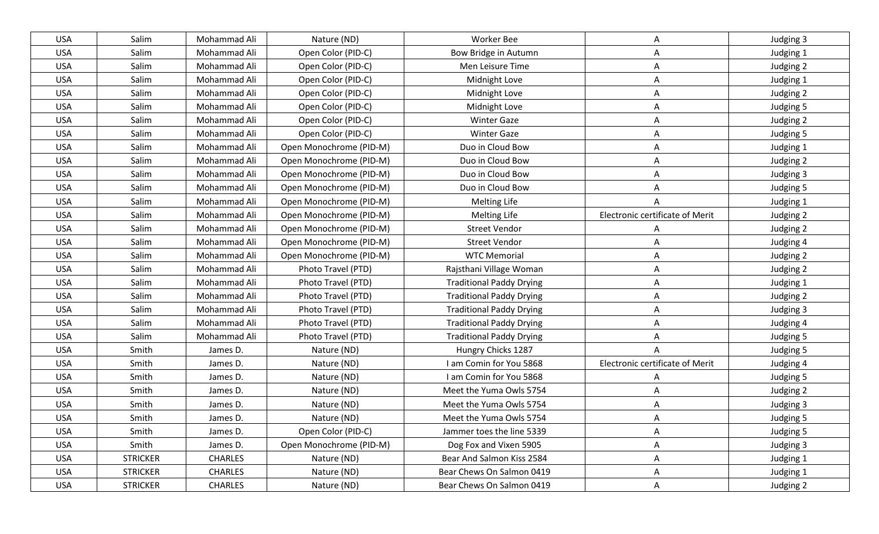| USA | Salim | Mohammad Ali | Nature (ND) | Worker Bee | A | Judging 3 |
|---|---|---|---|---|---|---|
| USA | Salim | Mohammad Ali | Open Color (PID-C) | Bow Bridge in Autumn | A | Judging 1 |
| USA | Salim | Mohammad Ali | Open Color (PID-C) | Men Leisure Time | A | Judging 2 |
| USA | Salim | Mohammad Ali | Open Color (PID-C) | Midnight Love | A | Judging 1 |
| USA | Salim | Mohammad Ali | Open Color (PID-C) | Midnight Love | A | Judging 2 |
| USA | Salim | Mohammad Ali | Open Color (PID-C) | Midnight Love | A | Judging 5 |
| USA | Salim | Mohammad Ali | Open Color (PID-C) | Winter Gaze | A | Judging 2 |
| USA | Salim | Mohammad Ali | Open Color (PID-C) | Winter Gaze | A | Judging 5 |
| USA | Salim | Mohammad Ali | Open Monochrome (PID-M) | Duo in Cloud Bow | A | Judging 1 |
| USA | Salim | Mohammad Ali | Open Monochrome (PID-M) | Duo in Cloud Bow | A | Judging 2 |
| USA | Salim | Mohammad Ali | Open Monochrome (PID-M) | Duo in Cloud Bow | A | Judging 3 |
| USA | Salim | Mohammad Ali | Open Monochrome (PID-M) | Duo in Cloud Bow | A | Judging 5 |
| USA | Salim | Mohammad Ali | Open Monochrome (PID-M) | Melting Life | A | Judging 1 |
| USA | Salim | Mohammad Ali | Open Monochrome (PID-M) | Melting Life | Electronic certificate of Merit | Judging 2 |
| USA | Salim | Mohammad Ali | Open Monochrome (PID-M) | Street Vendor | A | Judging 2 |
| USA | Salim | Mohammad Ali | Open Monochrome (PID-M) | Street Vendor | A | Judging 4 |
| USA | Salim | Mohammad Ali | Open Monochrome (PID-M) | WTC Memorial | A | Judging 2 |
| USA | Salim | Mohammad Ali | Photo Travel (PTD) | Rajsthani Village Woman | A | Judging 2 |
| USA | Salim | Mohammad Ali | Photo Travel (PTD) | Traditional Paddy Drying | A | Judging 1 |
| USA | Salim | Mohammad Ali | Photo Travel (PTD) | Traditional Paddy Drying | A | Judging 2 |
| USA | Salim | Mohammad Ali | Photo Travel (PTD) | Traditional Paddy Drying | A | Judging 3 |
| USA | Salim | Mohammad Ali | Photo Travel (PTD) | Traditional Paddy Drying | A | Judging 4 |
| USA | Salim | Mohammad Ali | Photo Travel (PTD) | Traditional Paddy Drying | A | Judging 5 |
| USA | Smith | James D. | Nature (ND) | Hungry Chicks 1287 | A | Judging 5 |
| USA | Smith | James D. | Nature (ND) | I am Comin for You 5868 | Electronic certificate of Merit | Judging 4 |
| USA | Smith | James D. | Nature (ND) | I am Comin for You 5868 | A | Judging 5 |
| USA | Smith | James D. | Nature (ND) | Meet the Yuma Owls 5754 | A | Judging 2 |
| USA | Smith | James D. | Nature (ND) | Meet the Yuma Owls 5754 | A | Judging 3 |
| USA | Smith | James D. | Nature (ND) | Meet the Yuma Owls 5754 | A | Judging 5 |
| USA | Smith | James D. | Open Color (PID-C) | Jammer toes the line 5339 | A | Judging 5 |
| USA | Smith | James D. | Open Monochrome (PID-M) | Dog Fox and Vixen 5905 | A | Judging 3 |
| USA | STRICKER | CHARLES | Nature (ND) | Bear And Salmon Kiss 2584 | A | Judging 1 |
| USA | STRICKER | CHARLES | Nature (ND) | Bear Chews On Salmon 0419 | A | Judging 1 |
| USA | STRICKER | CHARLES | Nature (ND) | Bear Chews On Salmon 0419 | A | Judging 2 |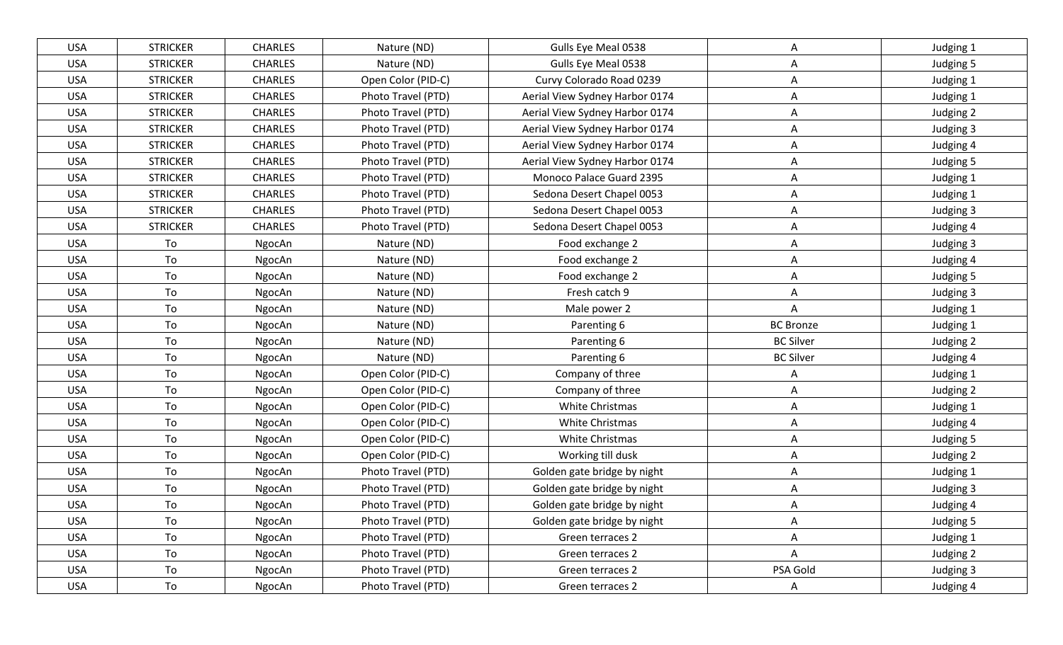| USA | STRICKER | CHARLES | Nature (ND) | Gulls Eye Meal 0538 | A | Judging 1 |
|---|---|---|---|---|---|---|
| USA | STRICKER | CHARLES | Nature (ND) | Gulls Eye Meal 0538 | A | Judging 5 |
| USA | STRICKER | CHARLES | Open Color (PID-C) | Curvy Colorado Road 0239 | A | Judging 1 |
| USA | STRICKER | CHARLES | Photo Travel (PTD) | Aerial View Sydney Harbor 0174 | A | Judging 1 |
| USA | STRICKER | CHARLES | Photo Travel (PTD) | Aerial View Sydney Harbor 0174 | A | Judging 2 |
| USA | STRICKER | CHARLES | Photo Travel (PTD) | Aerial View Sydney Harbor 0174 | A | Judging 3 |
| USA | STRICKER | CHARLES | Photo Travel (PTD) | Aerial View Sydney Harbor 0174 | A | Judging 4 |
| USA | STRICKER | CHARLES | Photo Travel (PTD) | Aerial View Sydney Harbor 0174 | A | Judging 5 |
| USA | STRICKER | CHARLES | Photo Travel (PTD) | Monoco Palace Guard 2395 | A | Judging 1 |
| USA | STRICKER | CHARLES | Photo Travel (PTD) | Sedona Desert Chapel 0053 | A | Judging 1 |
| USA | STRICKER | CHARLES | Photo Travel (PTD) | Sedona Desert Chapel 0053 | A | Judging 3 |
| USA | STRICKER | CHARLES | Photo Travel (PTD) | Sedona Desert Chapel 0053 | A | Judging 4 |
| USA | To | NgocAn | Nature (ND) | Food exchange 2 | A | Judging 3 |
| USA | To | NgocAn | Nature (ND) | Food exchange 2 | A | Judging 4 |
| USA | To | NgocAn | Nature (ND) | Food exchange 2 | A | Judging 5 |
| USA | To | NgocAn | Nature (ND) | Fresh catch 9 | A | Judging 3 |
| USA | To | NgocAn | Nature (ND) | Male power 2 | A | Judging 1 |
| USA | To | NgocAn | Nature (ND) | Parenting 6 | BC Bronze | Judging 1 |
| USA | To | NgocAn | Nature (ND) | Parenting 6 | BC Silver | Judging 2 |
| USA | To | NgocAn | Nature (ND) | Parenting 6 | BC Silver | Judging 4 |
| USA | To | NgocAn | Open Color (PID-C) | Company of three | A | Judging 1 |
| USA | To | NgocAn | Open Color (PID-C) | Company of three | A | Judging 2 |
| USA | To | NgocAn | Open Color (PID-C) | White Christmas | A | Judging 1 |
| USA | To | NgocAn | Open Color (PID-C) | White Christmas | A | Judging 4 |
| USA | To | NgocAn | Open Color (PID-C) | White Christmas | A | Judging 5 |
| USA | To | NgocAn | Open Color (PID-C) | Working till dusk | A | Judging 2 |
| USA | To | NgocAn | Photo Travel (PTD) | Golden gate bridge by night | A | Judging 1 |
| USA | To | NgocAn | Photo Travel (PTD) | Golden gate bridge by night | A | Judging 3 |
| USA | To | NgocAn | Photo Travel (PTD) | Golden gate bridge by night | A | Judging 4 |
| USA | To | NgocAn | Photo Travel (PTD) | Golden gate bridge by night | A | Judging 5 |
| USA | To | NgocAn | Photo Travel (PTD) | Green terraces 2 | A | Judging 1 |
| USA | To | NgocAn | Photo Travel (PTD) | Green terraces 2 | A | Judging 2 |
| USA | To | NgocAn | Photo Travel (PTD) | Green terraces 2 | PSA Gold | Judging 3 |
| USA | To | NgocAn | Photo Travel (PTD) | Green terraces 2 | A | Judging 4 |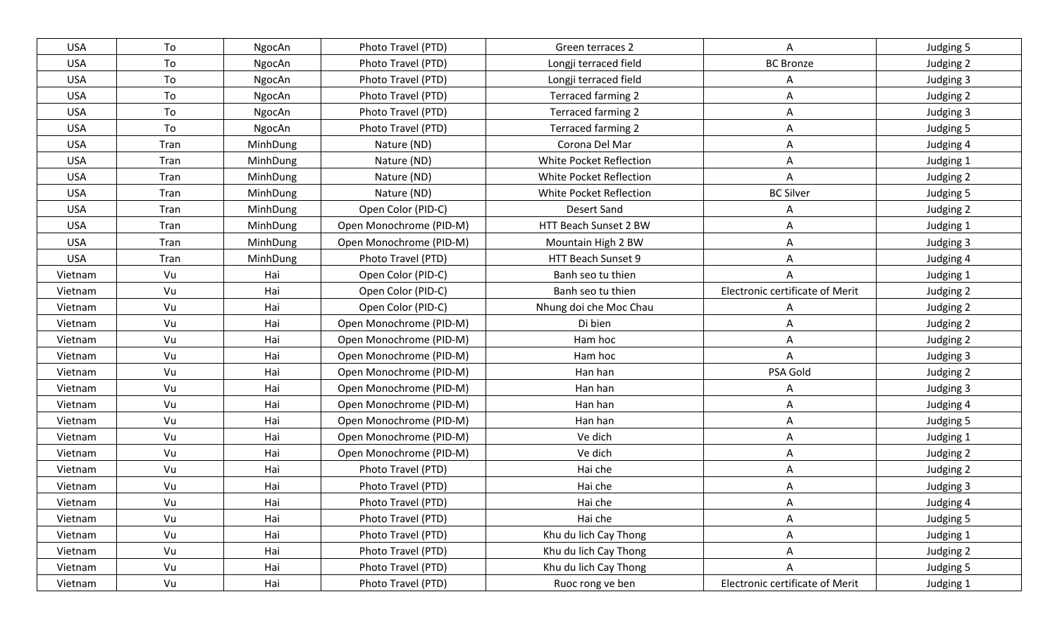| USA | To | NgocAn | Photo Travel (PTD) | Green terraces 2 | A | Judging 5 |
|---|---|---|---|---|---|---|
| USA | To | NgocAn | Photo Travel (PTD) | Longji terraced field | BC Bronze | Judging 2 |
| USA | To | NgocAn | Photo Travel (PTD) | Longji terraced field | A | Judging 3 |
| USA | To | NgocAn | Photo Travel (PTD) | Terraced farming 2 | A | Judging 2 |
| USA | To | NgocAn | Photo Travel (PTD) | Terraced farming 2 | A | Judging 3 |
| USA | To | NgocAn | Photo Travel (PTD) | Terraced farming 2 | A | Judging 5 |
| USA | Tran | MinhDung | Nature (ND) | Corona Del Mar | A | Judging 4 |
| USA | Tran | MinhDung | Nature (ND) | White Pocket Reflection | A | Judging 1 |
| USA | Tran | MinhDung | Nature (ND) | White Pocket Reflection | A | Judging 2 |
| USA | Tran | MinhDung | Nature (ND) | White Pocket Reflection | BC Silver | Judging 5 |
| USA | Tran | MinhDung | Open Color (PID-C) | Desert Sand | A | Judging 2 |
| USA | Tran | MinhDung | Open Monochrome (PID-M) | HTT Beach Sunset 2 BW | A | Judging 1 |
| USA | Tran | MinhDung | Open Monochrome (PID-M) | Mountain High 2 BW | A | Judging 3 |
| USA | Tran | MinhDung | Photo Travel (PTD) | HTT Beach Sunset 9 | A | Judging 4 |
| Vietnam | Vu | Hai | Open Color (PID-C) | Banh seo tu thien | A | Judging 1 |
| Vietnam | Vu | Hai | Open Color (PID-C) | Banh seo tu thien | Electronic certificate of Merit | Judging 2 |
| Vietnam | Vu | Hai | Open Color (PID-C) | Nhung doi che Moc Chau | A | Judging 2 |
| Vietnam | Vu | Hai | Open Monochrome (PID-M) | Di bien | A | Judging 2 |
| Vietnam | Vu | Hai | Open Monochrome (PID-M) | Ham hoc | A | Judging 2 |
| Vietnam | Vu | Hai | Open Monochrome (PID-M) | Ham hoc | A | Judging 3 |
| Vietnam | Vu | Hai | Open Monochrome (PID-M) | Han han | PSA Gold | Judging 2 |
| Vietnam | Vu | Hai | Open Monochrome (PID-M) | Han han | A | Judging 3 |
| Vietnam | Vu | Hai | Open Monochrome (PID-M) | Han han | A | Judging 4 |
| Vietnam | Vu | Hai | Open Monochrome (PID-M) | Han han | A | Judging 5 |
| Vietnam | Vu | Hai | Open Monochrome (PID-M) | Ve dich | A | Judging 1 |
| Vietnam | Vu | Hai | Open Monochrome (PID-M) | Ve dich | A | Judging 2 |
| Vietnam | Vu | Hai | Photo Travel (PTD) | Hai che | A | Judging 2 |
| Vietnam | Vu | Hai | Photo Travel (PTD) | Hai che | A | Judging 3 |
| Vietnam | Vu | Hai | Photo Travel (PTD) | Hai che | A | Judging 4 |
| Vietnam | Vu | Hai | Photo Travel (PTD) | Hai che | A | Judging 5 |
| Vietnam | Vu | Hai | Photo Travel (PTD) | Khu du lich Cay Thong | A | Judging 1 |
| Vietnam | Vu | Hai | Photo Travel (PTD) | Khu du lich Cay Thong | A | Judging 2 |
| Vietnam | Vu | Hai | Photo Travel (PTD) | Khu du lich Cay Thong | A | Judging 5 |
| Vietnam | Vu | Hai | Photo Travel (PTD) | Ruoc rong ve ben | Electronic certificate of Merit | Judging 1 |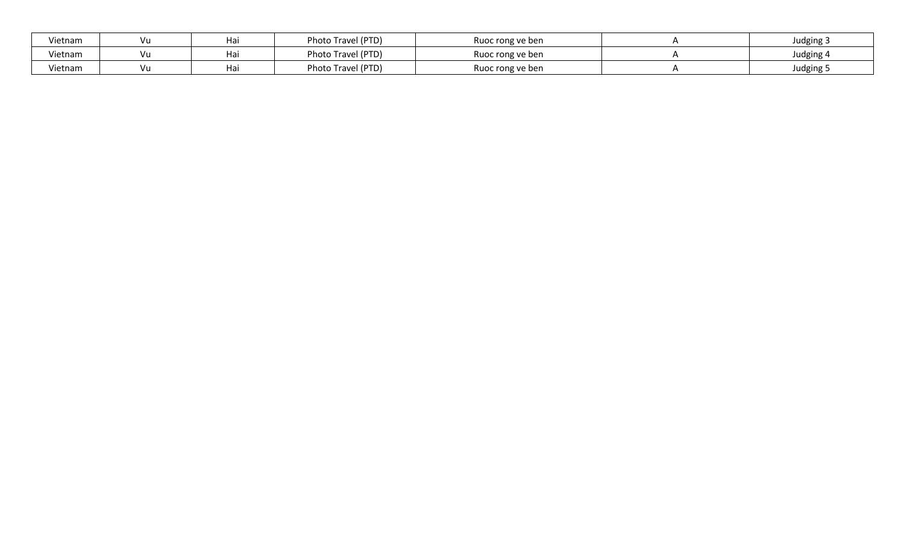| | | | | | | |
|---|---|---|---|---|---|---|
| Vietnam | Vu | Hai | Photo Travel (PTD) | Ruoc rong ve ben | A | Judging 3 |
| Vietnam | Vu | Hai | Photo Travel (PTD) | Ruoc rong ve ben | A | Judging 4 |
| Vietnam | Vu | Hai | Photo Travel (PTD) | Ruoc rong ve ben | A | Judging 5 |